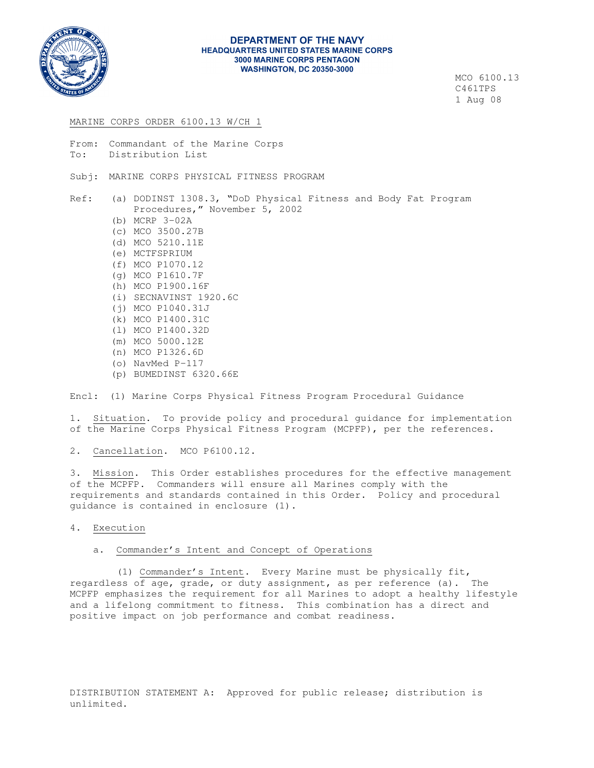**DEPARTMENT OF THE NAVY**
**HEADQUARTERS UNITED STATES MARINE CORPS**
**3000 MARINE CORPS PENTAGON**
**WASHINGTON, DC 20350-3000**

MCO 6100.13
C461TPS
1 Aug 08

MARINE CORPS ORDER 6100.13 W/CH 1

From: Commandant of the Marine Corps
To: Distribution List

Subj: MARINE CORPS PHYSICAL FITNESS PROGRAM

Ref:
- (a) DODINST 1308.3, "DoD Physical Fitness and Body Fat Program Procedures," November 5, 2002
- (b) MCRP 3-02A
- (c) MCO 3500.27B
- (d) MCO 5210.11E
- (e) MCTFSPRIUM
- (f) MCO P1070.12
- (g) MCO P1610.7F
- (h) MCO P1900.16F
- (i) SECNAVINST 1920.6C
- (j) MCO P1040.31J
- (k) MCO P1400.31C
- (l) MCO P1400.32D
- (m) MCO 5000.12E
- (n) MCO P1326.6D
- (o) NavMed P-117
- (p) BUMEDINST 6320.66E

Encl: (1) Marine Corps Physical Fitness Program Procedural Guidance

1. Situation. To provide policy and procedural guidance for implementation of the Marine Corps Physical Fitness Program (MCPFP), per the references.

2. Cancellation. MCO P6100.12.

3. Mission. This Order establishes procedures for the effective management of the MCPFP. Commanders will ensure all Marines comply with the requirements and standards contained in this Order. Policy and procedural guidance is contained in enclosure (1).

4. Execution

a. Commander's Intent and Concept of Operations

(1) Commander's Intent. Every Marine must be physically fit, regardless of age, grade, or duty assignment, as per reference (a). The MCPFP emphasizes the requirement for all Marines to adopt a healthy lifestyle and a lifelong commitment to fitness. This combination has a direct and positive impact on job performance and combat readiness.

DISTRIBUTION STATEMENT A: Approved for public release; distribution is unlimited.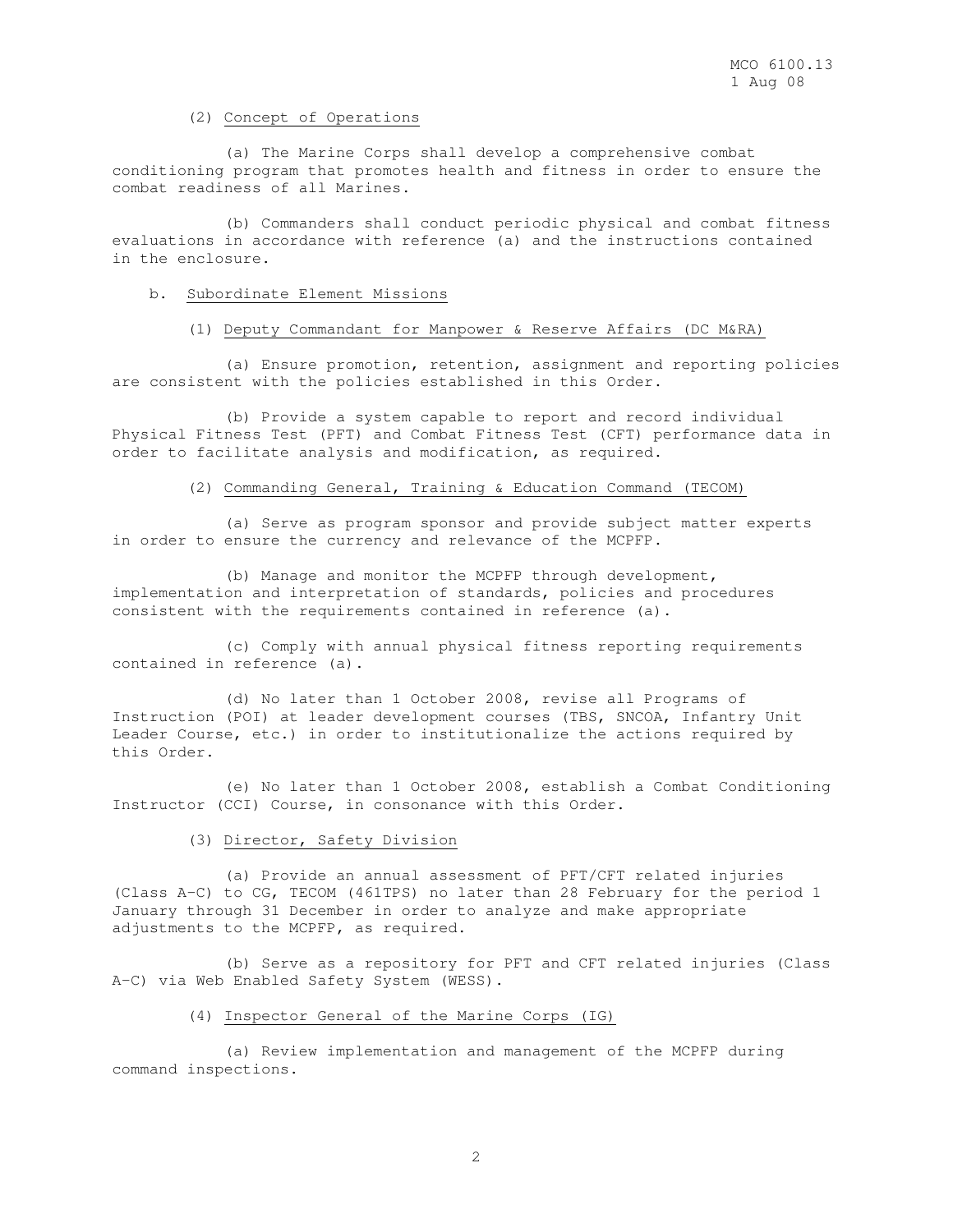(2) Concept of Operations

(a) The Marine Corps shall develop a comprehensive combat conditioning program that promotes health and fitness in order to ensure the combat readiness of all Marines.

(b) Commanders shall conduct periodic physical and combat fitness evaluations in accordance with reference (a) and the instructions contained in the enclosure.

b. Subordinate Element Missions

(1) Deputy Commandant for Manpower & Reserve Affairs (DC M&RA)

(a) Ensure promotion, retention, assignment and reporting policies are consistent with the policies established in this Order.

(b) Provide a system capable to report and record individual Physical Fitness Test (PFT) and Combat Fitness Test (CFT) performance data in order to facilitate analysis and modification, as required.

(2) Commanding General, Training & Education Command (TECOM)

(a) Serve as program sponsor and provide subject matter experts in order to ensure the currency and relevance of the MCPFP.

(b) Manage and monitor the MCPFP through development, implementation and interpretation of standards, policies and procedures consistent with the requirements contained in reference (a).

(c) Comply with annual physical fitness reporting requirements contained in reference (a).

(d) No later than 1 October 2008, revise all Programs of Instruction (POI) at leader development courses (TBS, SNCOA, Infantry Unit Leader Course, etc.) in order to institutionalize the actions required by this Order.

(e) No later than 1 October 2008, establish a Combat Conditioning Instructor (CCI) Course, in consonance with this Order.

(3) Director, Safety Division

(a) Provide an annual assessment of PFT/CFT related injuries (Class A-C) to CG, TECOM (461TPS) no later than 28 February for the period 1 January through 31 December in order to analyze and make appropriate adjustments to the MCPFP, as required.

(b) Serve as a repository for PFT and CFT related injuries (Class A-C) via Web Enabled Safety System (WESS).

(4) Inspector General of the Marine Corps (IG)

(a) Review implementation and management of the MCPFP during command inspections.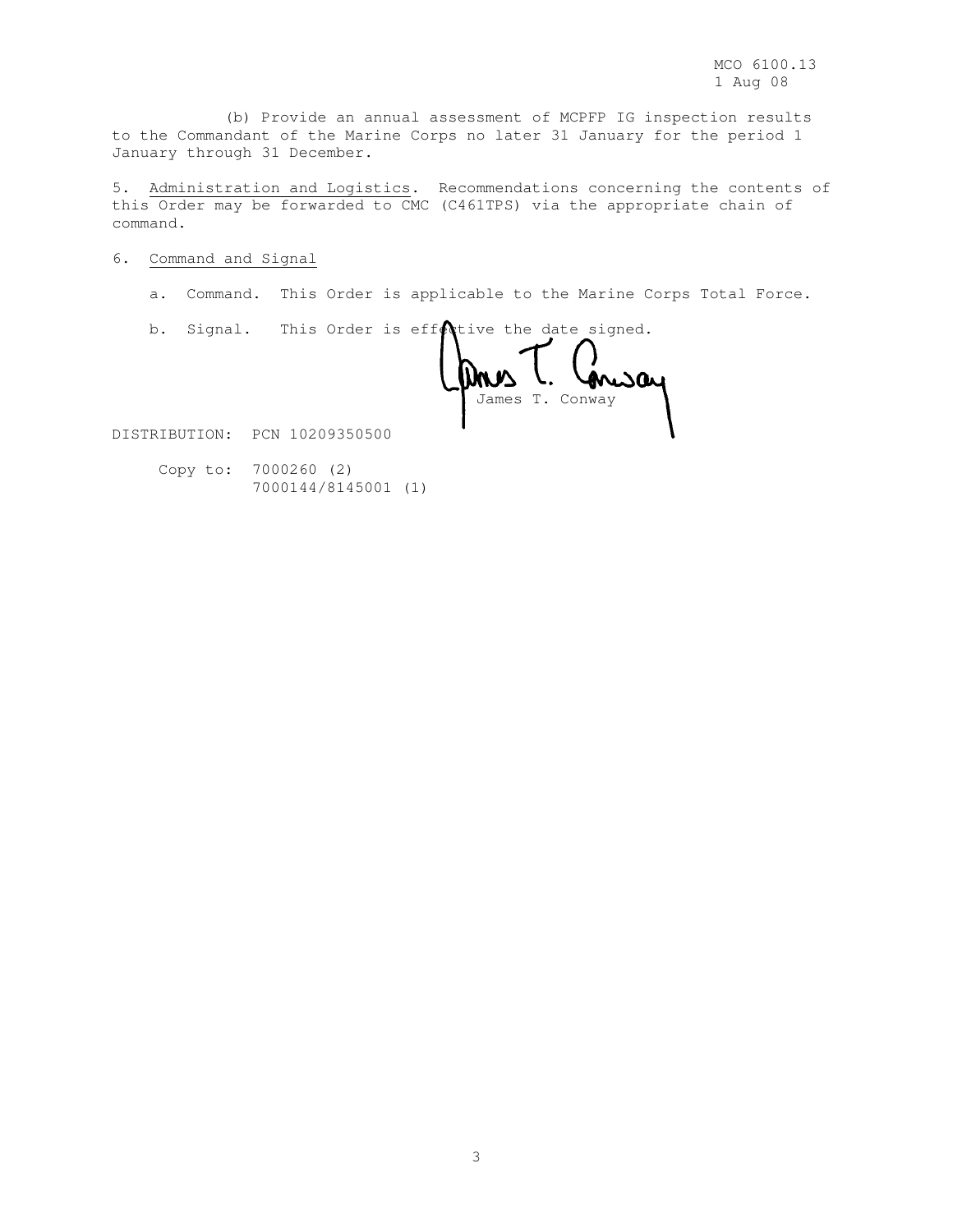(b) Provide an annual assessment of MCPFP IG inspection results to the Commandant of the Marine Corps no later 31 January for the period 1 January through 31 December.

5. Administration and Logistics. Recommendations concerning the contents of this Order may be forwarded to CMC (C461TPS) via the appropriate chain of command.

6. Command and Signal

a. Command. This Order is applicable to the Marine Corps Total Force.

b. Signal. This Order is effective the date signed.

James T. Conway

DISTRIBUTION: PCN 10209350500

Copy to: 7000260 (2)
7000144/8145001 (1)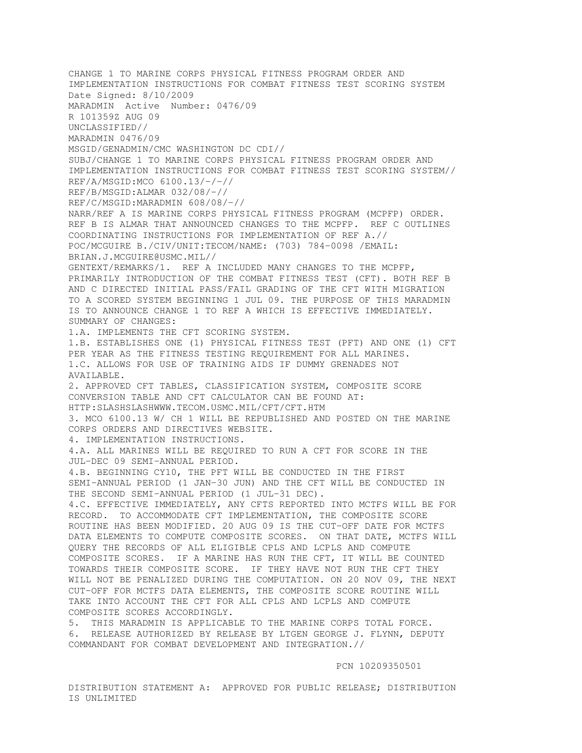CHANGE 1 TO MARINE CORPS PHYSICAL FITNESS PROGRAM ORDER AND IMPLEMENTATION INSTRUCTIONS FOR COMBAT FITNESS TEST SCORING SYSTEM
Date Signed: 8/10/2009
MARADMIN Active Number: 0476/09
R 101359Z AUG 09
UNCLASSIFIED//
MARADMIN 0476/09
MSGID/GENADMIN/CMC WASHINGTON DC CDI//
SUBJ/CHANGE 1 TO MARINE CORPS PHYSICAL FITNESS PROGRAM ORDER AND IMPLEMENTATION INSTRUCTIONS FOR COMBAT FITNESS TEST SCORING SYSTEM//
REF/A/MSGID:MCO 6100.13/-/-//
REF/B/MSGID:ALMAR 032/08/-//
REF/C/MSGID:MARADMIN 608/08/-//
NARR/REF A IS MARINE CORPS PHYSICAL FITNESS PROGRAM (MCPFP) ORDER. REF B IS ALMAR THAT ANNOUNCED CHANGES TO THE MCPFP. REF C OUTLINES COORDINATING INSTRUCTIONS FOR IMPLEMENTATION OF REF A.//
POC/MCGUIRE B./CIV/UNIT:TECOM/NAME: (703) 784-0098 /EMAIL: BRIAN.J.MCGUIRE@USMC.MIL//
GENTEXT/REMARKS/1. REF A INCLUDED MANY CHANGES TO THE MCPFP, PRIMARILY INTRODUCTION OF THE COMBAT FITNESS TEST (CFT). BOTH REF B AND C DIRECTED INITIAL PASS/FAIL GRADING OF THE CFT WITH MIGRATION TO A SCORED SYSTEM BEGINNING 1 JUL 09. THE PURPOSE OF THIS MARADMIN IS TO ANNOUNCE CHANGE 1 TO REF A WHICH IS EFFECTIVE IMMEDIATELY.
SUMMARY OF CHANGES:
1.A. IMPLEMENTS THE CFT SCORING SYSTEM.
1.B. ESTABLISHES ONE (1) PHYSICAL FITNESS TEST (PFT) AND ONE (1) CFT PER YEAR AS THE FITNESS TESTING REQUIREMENT FOR ALL MARINES.
1.C. ALLOWS FOR USE OF TRAINING AIDS IF DUMMY GRENADES NOT AVAILABLE.
2. APPROVED CFT TABLES, CLASSIFICATION SYSTEM, COMPOSITE SCORE CONVERSION TABLE AND CFT CALCULATOR CAN BE FOUND AT:
HTTP:SLASHSLASHWWW.TECOM.USMC.MIL/CFT/CFT.HTM
3. MCO 6100.13 W/ CH 1 WILL BE REPUBLISHED AND POSTED ON THE MARINE CORPS ORDERS AND DIRECTIVES WEBSITE.
4. IMPLEMENTATION INSTRUCTIONS.
4.A. ALL MARINES WILL BE REQUIRED TO RUN A CFT FOR SCORE IN THE JUL-DEC 09 SEMI-ANNUAL PERIOD.
4.B. BEGINNING CY10, THE PFT WILL BE CONDUCTED IN THE FIRST SEMI-ANNUAL PERIOD (1 JAN-30 JUN) AND THE CFT WILL BE CONDUCTED IN THE SECOND SEMI-ANNUAL PERIOD (1 JUL-31 DEC).
4.C. EFFECTIVE IMMEDIATELY, ANY CFTS REPORTED INTO MCTFS WILL BE FOR RECORD. TO ACCOMMODATE CFT IMPLEMENTATION, THE COMPOSITE SCORE ROUTINE HAS BEEN MODIFIED. 20 AUG 09 IS THE CUT-OFF DATE FOR MCTFS DATA ELEMENTS TO COMPUTE COMPOSITE SCORES. ON THAT DATE, MCTFS WILL QUERY THE RECORDS OF ALL ELIGIBLE CPLS AND LCPLS AND COMPUTE COMPOSITE SCORES. IF A MARINE HAS RUN THE CFT, IT WILL BE COUNTED TOWARDS THEIR COMPOSITE SCORE. IF THEY HAVE NOT RUN THE CFT THEY WILL NOT BE PENALIZED DURING THE COMPUTATION. ON 20 NOV 09, THE NEXT CUT-OFF FOR MCTFS DATA ELEMENTS, THE COMPOSITE SCORE ROUTINE WILL TAKE INTO ACCOUNT THE CFT FOR ALL CPLS AND LCPLS AND COMPUTE COMPOSITE SCORES ACCORDINGLY.
5. THIS MARADMIN IS APPLICABLE TO THE MARINE CORPS TOTAL FORCE.
6. RELEASE AUTHORIZED BY RELEASE BY LTGEN GEORGE J. FLYNN, DEPUTY COMMANDANT FOR COMBAT DEVELOPMENT AND INTEGRATION.//

PCN 10209350501

DISTRIBUTION STATEMENT A: APPROVED FOR PUBLIC RELEASE; DISTRIBUTION IS UNLIMITED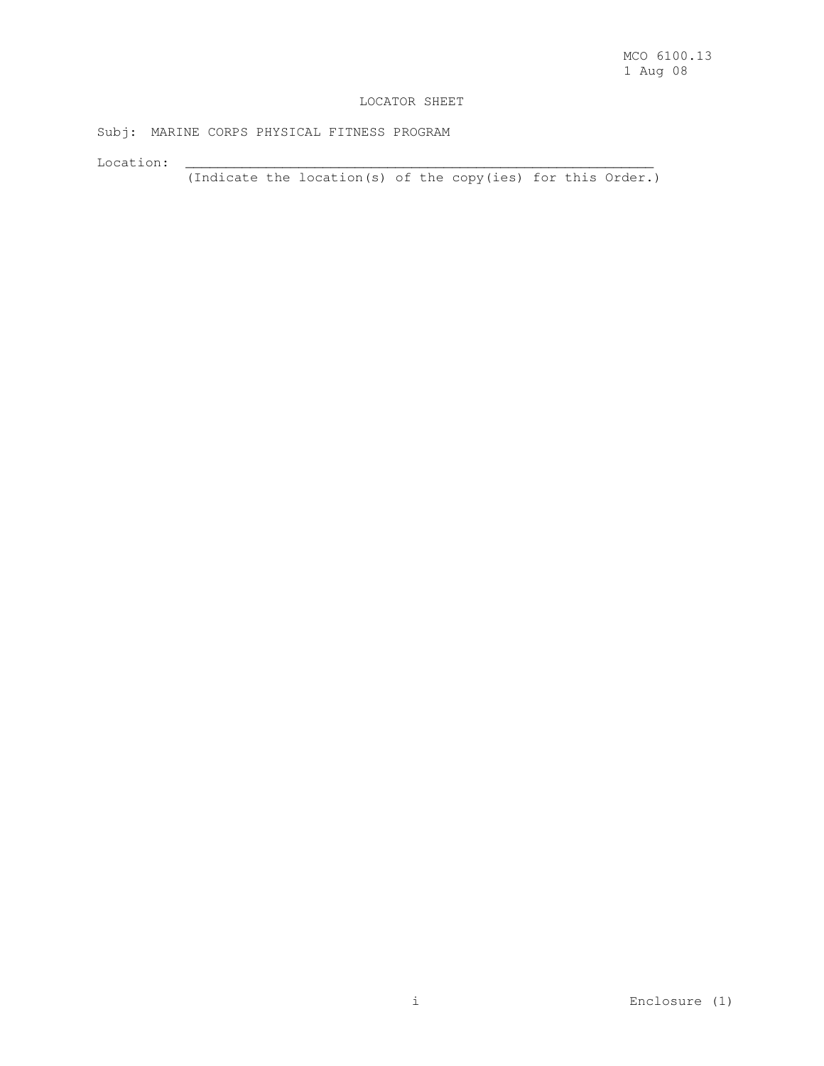LOCATOR SHEET

Subj: MARINE CORPS PHYSICAL FITNESS PROGRAM

Location: ________________________________________________________

(Indicate the location(s) of the copy(ies) for this Order.)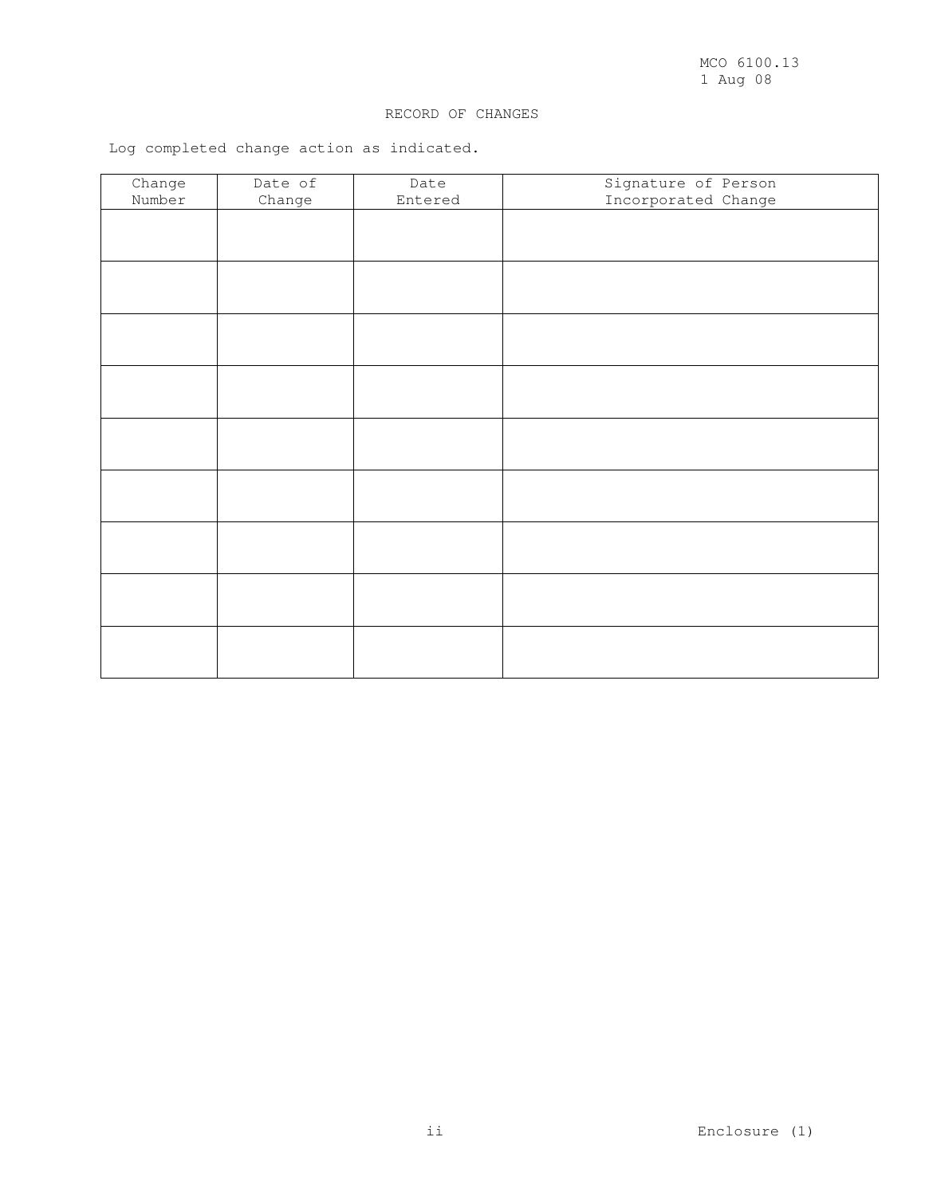## RECORD OF CHANGES

Log completed change action as indicated.

| Change Number | Date of Change | Date Entered | Signature of Person Incorporated Change |
|---|---|---|---|
| | | | |
| | | | |
| | | | |
| | | | |
| | | | |
| | | | |
| | | | |
| | | | |
| | | | |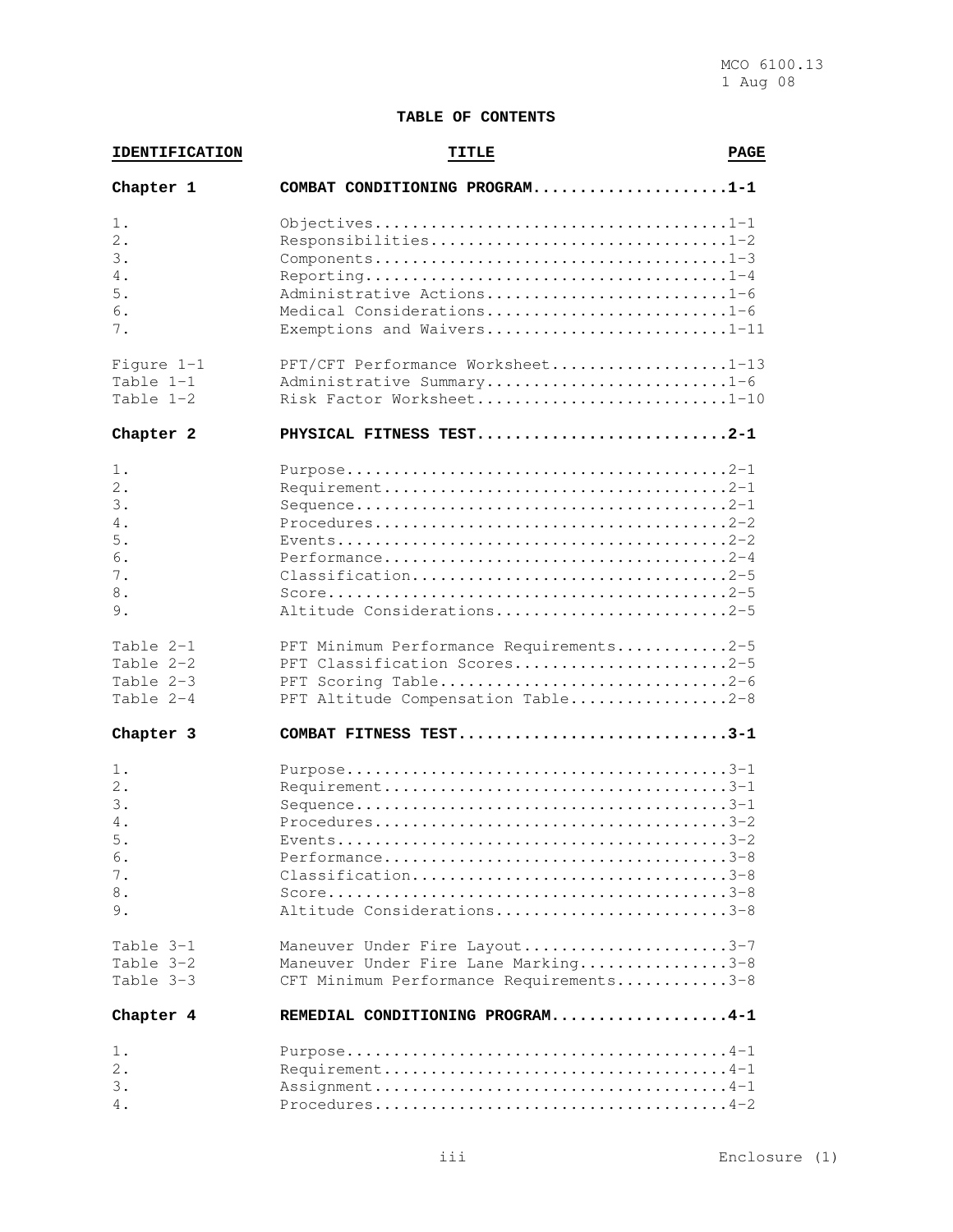## TABLE OF CONTENTS

| IDENTIFICATION | TITLE | PAGE |
|---|---|---|
| **Chapter 1** | **COMBAT CONDITIONING PROGRAM** | **1-1** |
| 1. | Objectives | 1-1 |
| 2. | Responsibilities | 1-2 |
| 3. | Components | 1-3 |
| 4. | Reporting | 1-4 |
| 5. | Administrative Actions | 1-6 |
| 6. | Medical Considerations | 1-6 |
| 7. | Exemptions and Waivers | 1-11 |
| Figure 1-1 | PFT/CFT Performance Worksheet | 1-13 |
| Table 1-1 | Administrative Summary | 1-6 |
| Table 1-2 | Risk Factor Worksheet | 1-10 |
| **Chapter 2** | **PHYSICAL FITNESS TEST** | **2-1** |
| 1. | Purpose | 2-1 |
| 2. | Requirement | 2-1 |
| 3. | Sequence | 2-1 |
| 4. | Procedures | 2-2 |
| 5. | Events | 2-2 |
| 6. | Performance | 2-4 |
| 7. | Classification | 2-5 |
| 8. | Score | 2-5 |
| 9. | Altitude Considerations | 2-5 |
| Table 2-1 | PFT Minimum Performance Requirements | 2-5 |
| Table 2-2 | PFT Classification Scores | 2-5 |
| Table 2-3 | PFT Scoring Table | 2-6 |
| Table 2-4 | PFT Altitude Compensation Table | 2-8 |
| **Chapter 3** | **COMBAT FITNESS TEST** | **3-1** |
| 1. | Purpose | 3-1 |
| 2. | Requirement | 3-1 |
| 3. | Sequence | 3-1 |
| 4. | Procedures | 3-2 |
| 5. | Events | 3-2 |
| 6. | Performance | 3-8 |
| 7. | Classification | 3-8 |
| 8. | Score | 3-8 |
| 9. | Altitude Considerations | 3-8 |
| Table 3-1 | Maneuver Under Fire Layout | 3-7 |
| Table 3-2 | Maneuver Under Fire Lane Marking | 3-8 |
| Table 3-3 | CFT Minimum Performance Requirements | 3-8 |
| **Chapter 4** | **REMEDIAL CONDITIONING PROGRAM** | **4-1** |
| 1. | Purpose | 4-1 |
| 2. | Requirement | 4-1 |
| 3. | Assignment | 4-1 |
| 4. | Procedures | 4-2 |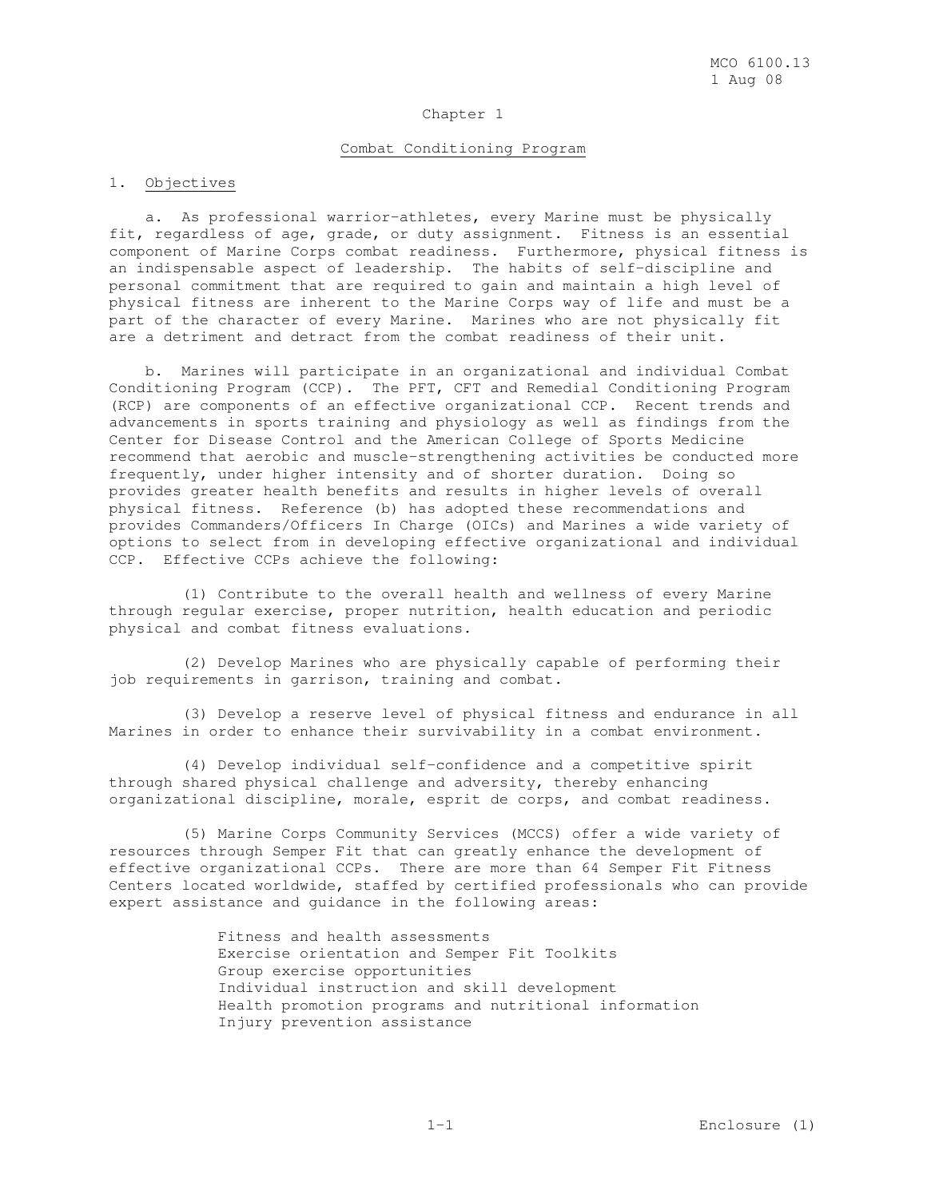# Chapter 1

## Combat Conditioning Program

1. Objectives

a. As professional warrior-athletes, every Marine must be physically fit, regardless of age, grade, or duty assignment. Fitness is an essential component of Marine Corps combat readiness. Furthermore, physical fitness is an indispensable aspect of leadership. The habits of self-discipline and personal commitment that are required to gain and maintain a high level of physical fitness are inherent to the Marine Corps way of life and must be a part of the character of every Marine. Marines who are not physically fit are a detriment and detract from the combat readiness of their unit.

b. Marines will participate in an organizational and individual Combat Conditioning Program (CCP). The PFT, CFT and Remedial Conditioning Program (RCP) are components of an effective organizational CCP. Recent trends and advancements in sports training and physiology as well as findings from the Center for Disease Control and the American College of Sports Medicine recommend that aerobic and muscle-strengthening activities be conducted more frequently, under higher intensity and of shorter duration. Doing so provides greater health benefits and results in higher levels of overall physical fitness. Reference (b) has adopted these recommendations and provides Commanders/Officers In Charge (OICs) and Marines a wide variety of options to select from in developing effective organizational and individual CCP. Effective CCPs achieve the following:

(1) Contribute to the overall health and wellness of every Marine through regular exercise, proper nutrition, health education and periodic physical and combat fitness evaluations.

(2) Develop Marines who are physically capable of performing their job requirements in garrison, training and combat.

(3) Develop a reserve level of physical fitness and endurance in all Marines in order to enhance their survivability in a combat environment.

(4) Develop individual self-confidence and a competitive spirit through shared physical challenge and adversity, thereby enhancing organizational discipline, morale, esprit de corps, and combat readiness.

(5) Marine Corps Community Services (MCCS) offer a wide variety of resources through Semper Fit that can greatly enhance the development of effective organizational CCPs. There are more than 64 Semper Fit Fitness Centers located worldwide, staffed by certified professionals who can provide expert assistance and guidance in the following areas:

- Fitness and health assessments
- Exercise orientation and Semper Fit Toolkits
- Group exercise opportunities
- Individual instruction and skill development
- Health promotion programs and nutritional information
- Injury prevention assistance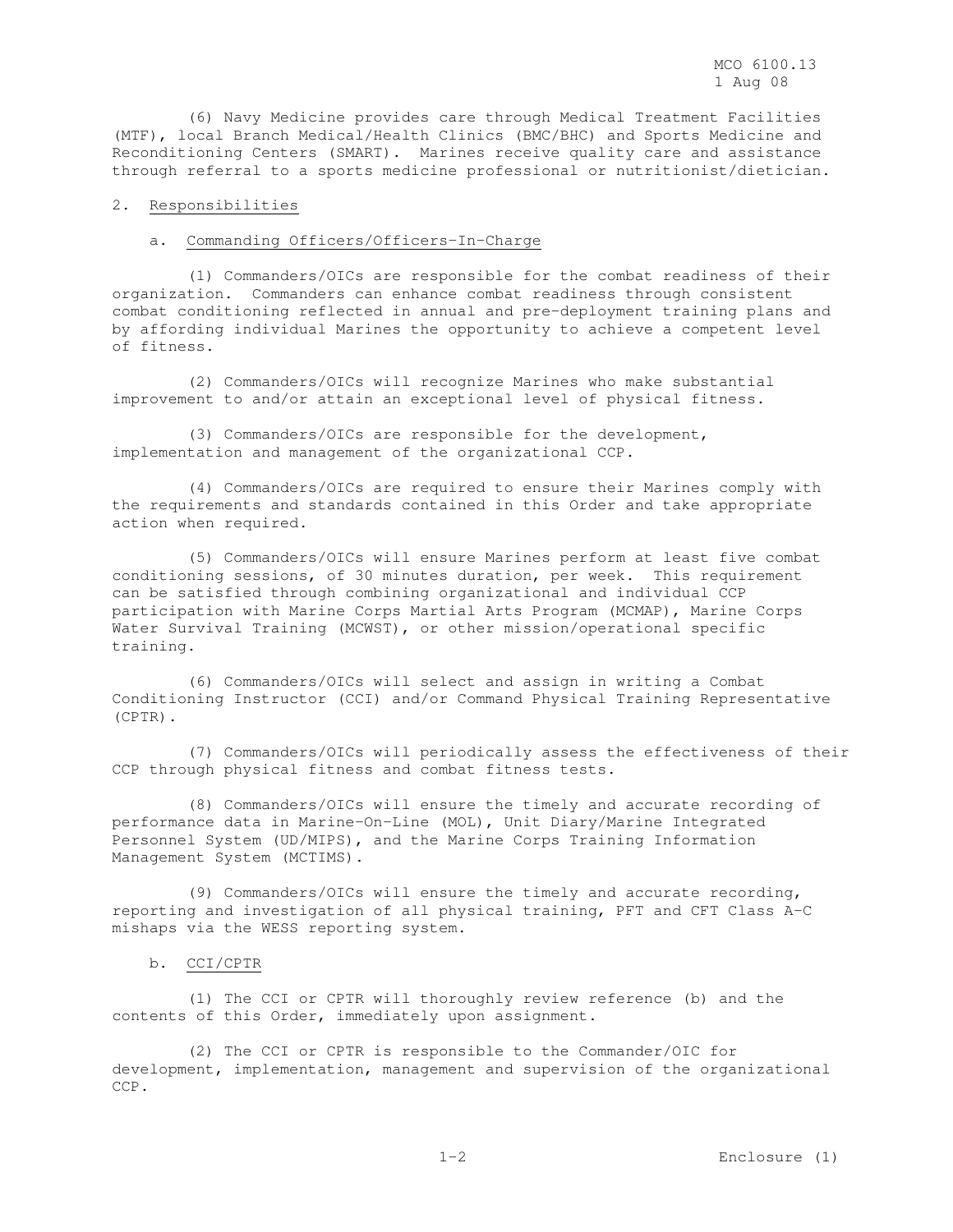(6) Navy Medicine provides care through Medical Treatment Facilities (MTF), local Branch Medical/Health Clinics (BMC/BHC) and Sports Medicine and Reconditioning Centers (SMART). Marines receive quality care and assistance through referral to a sports medicine professional or nutritionist/dietician.

2. Responsibilities

a. Commanding Officers/Officers-In-Charge

(1) Commanders/OICs are responsible for the combat readiness of their organization. Commanders can enhance combat readiness through consistent combat conditioning reflected in annual and pre-deployment training plans and by affording individual Marines the opportunity to achieve a competent level of fitness.

(2) Commanders/OICs will recognize Marines who make substantial improvement to and/or attain an exceptional level of physical fitness.

(3) Commanders/OICs are responsible for the development, implementation and management of the organizational CCP.

(4) Commanders/OICs are required to ensure their Marines comply with the requirements and standards contained in this Order and take appropriate action when required.

(5) Commanders/OICs will ensure Marines perform at least five combat conditioning sessions, of 30 minutes duration, per week. This requirement can be satisfied through combining organizational and individual CCP participation with Marine Corps Martial Arts Program (MCMAP), Marine Corps Water Survival Training (MCWST), or other mission/operational specific training.

(6) Commanders/OICs will select and assign in writing a Combat Conditioning Instructor (CCI) and/or Command Physical Training Representative (CPTR).

(7) Commanders/OICs will periodically assess the effectiveness of their CCP through physical fitness and combat fitness tests.

(8) Commanders/OICs will ensure the timely and accurate recording of performance data in Marine-On-Line (MOL), Unit Diary/Marine Integrated Personnel System (UD/MIPS), and the Marine Corps Training Information Management System (MCTIMS).

(9) Commanders/OICs will ensure the timely and accurate recording, reporting and investigation of all physical training, PFT and CFT Class A-C mishaps via the WESS reporting system.

b. CCI/CPTR

(1) The CCI or CPTR will thoroughly review reference (b) and the contents of this Order, immediately upon assignment.

(2) The CCI or CPTR is responsible to the Commander/OIC for development, implementation, management and supervision of the organizational CCP.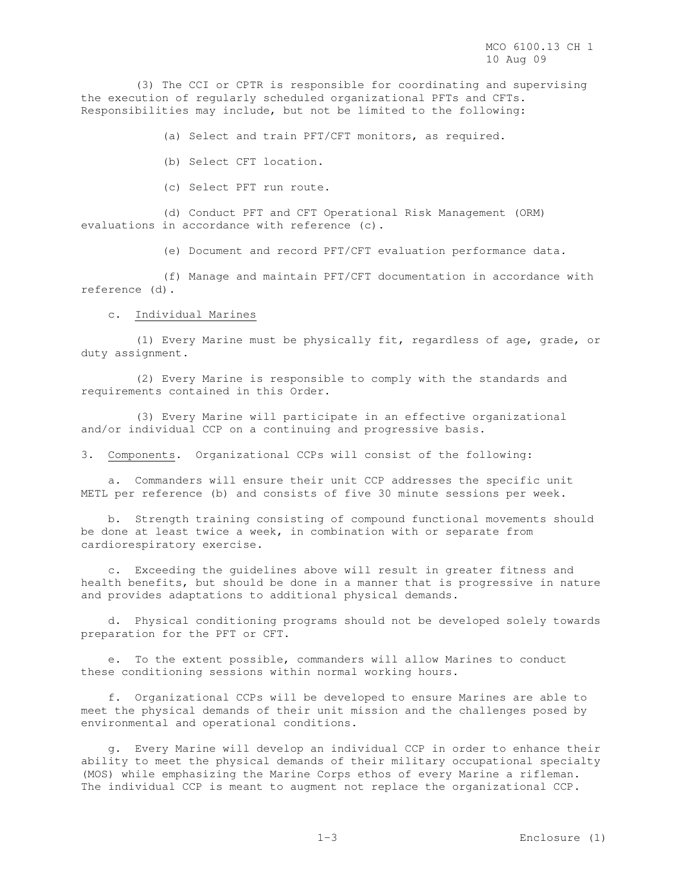(3) The CCI or CPTR is responsible for coordinating and supervising the execution of regularly scheduled organizational PFTs and CFTs. Responsibilities may include, but not be limited to the following:

(a) Select and train PFT/CFT monitors, as required.

(b) Select CFT location.

(c) Select PFT run route.

(d) Conduct PFT and CFT Operational Risk Management (ORM) evaluations in accordance with reference (c).

(e) Document and record PFT/CFT evaluation performance data.

(f) Manage and maintain PFT/CFT documentation in accordance with reference (d).

c. Individual Marines

(1) Every Marine must be physically fit, regardless of age, grade, or duty assignment.

(2) Every Marine is responsible to comply with the standards and requirements contained in this Order.

(3) Every Marine will participate in an effective organizational and/or individual CCP on a continuing and progressive basis.

3. Components. Organizational CCPs will consist of the following:

a. Commanders will ensure their unit CCP addresses the specific unit METL per reference (b) and consists of five 30 minute sessions per week.

b. Strength training consisting of compound functional movements should be done at least twice a week, in combination with or separate from cardiorespiratory exercise.

c. Exceeding the guidelines above will result in greater fitness and health benefits, but should be done in a manner that is progressive in nature and provides adaptations to additional physical demands.

d. Physical conditioning programs should not be developed solely towards preparation for the PFT or CFT.

e. To the extent possible, commanders will allow Marines to conduct these conditioning sessions within normal working hours.

f. Organizational CCPs will be developed to ensure Marines are able to meet the physical demands of their unit mission and the challenges posed by environmental and operational conditions.

g. Every Marine will develop an individual CCP in order to enhance their ability to meet the physical demands of their military occupational specialty (MOS) while emphasizing the Marine Corps ethos of every Marine a rifleman. The individual CCP is meant to augment not replace the organizational CCP.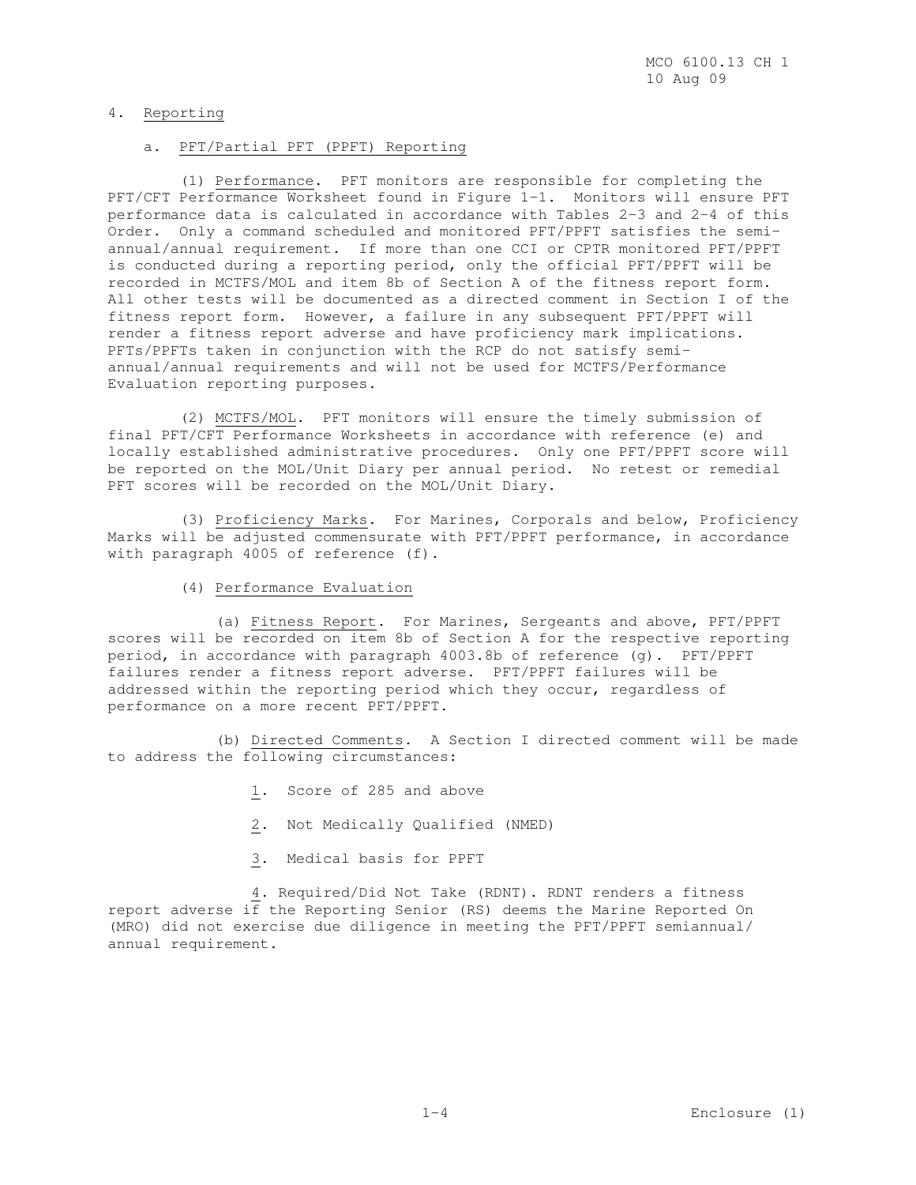4. <u>Reporting</u>

a. <u>PFT/Partial PFT (PPFT) Reporting</u>

(1) <u>Performance</u>. PFT monitors are responsible for completing the PFT/CFT Performance Worksheet found in Figure 1-1. Monitors will ensure PFT performance data is calculated in accordance with Tables 2-3 and 2-4 of this Order. Only a command scheduled and monitored PFT/PPFT satisfies the semi-annual/annual requirement. If more than one CCI or CPTR monitored PFT/PPFT is conducted during a reporting period, only the official PFT/PPFT will be recorded in MCTFS/MOL and item 8b of Section A of the fitness report form. All other tests will be documented as a directed comment in Section I of the fitness report form. However, a failure in any subsequent PFT/PPFT will render a fitness report adverse and have proficiency mark implications. PFTs/PPFTs taken in conjunction with the RCP do not satisfy semi-annual/annual requirements and will not be used for MCTFS/Performance Evaluation reporting purposes.

(2) <u>MCTFS/MOL</u>. PFT monitors will ensure the timely submission of final PFT/CFT Performance Worksheets in accordance with reference (e) and locally established administrative procedures. Only one PFT/PPFT score will be reported on the MOL/Unit Diary per annual period. No retest or remedial PFT scores will be recorded on the MOL/Unit Diary.

(3) <u>Proficiency Marks</u>. For Marines, Corporals and below, Proficiency Marks will be adjusted commensurate with PFT/PPFT performance, in accordance with paragraph 4005 of reference (f).

(4) <u>Performance Evaluation</u>

(a) <u>Fitness Report</u>. For Marines, Sergeants and above, PFT/PPFT scores will be recorded on item 8b of Section A for the respective reporting period, in accordance with paragraph 4003.8b of reference (g). PFT/PPFT failures render a fitness report adverse. PFT/PPFT failures will be addressed within the reporting period which they occur, regardless of performance on a more recent PFT/PPFT.

(b) <u>Directed Comments</u>. A Section I directed comment will be made to address the following circumstances:

<u>1</u>. Score of 285 and above

<u>2</u>. Not Medically Qualified (NMED)

<u>3</u>. Medical basis for PPFT

<u>4</u>. Required/Did Not Take (RDNT). RDNT renders a fitness report adverse if the Reporting Senior (RS) deems the Marine Reported On (MRO) did not exercise due diligence in meeting the PFT/PPFT semiannual/annual requirement.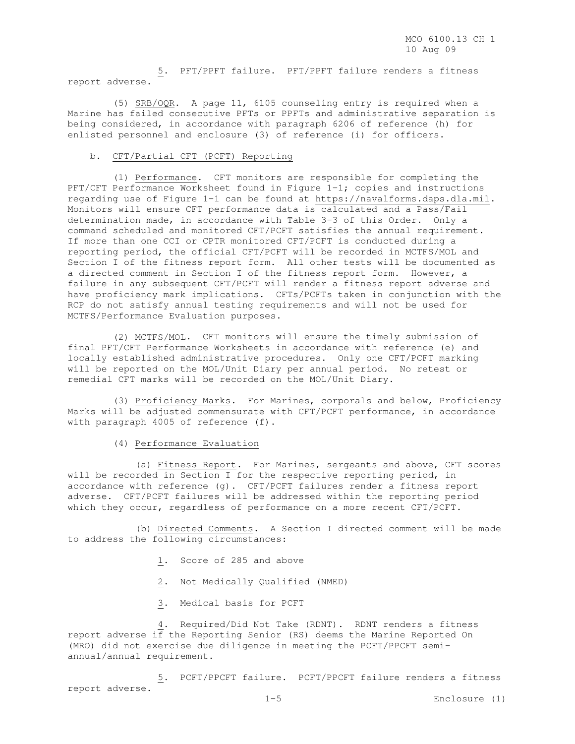5. PFT/PPFT failure. PFT/PPFT failure renders a fitness report adverse.

(5) SRB/OQR. A page 11, 6105 counseling entry is required when a Marine has failed consecutive PFTs or PPFTs and administrative separation is being considered, in accordance with paragraph 6206 of reference (h) for enlisted personnel and enclosure (3) of reference (i) for officers.

b. CFT/Partial CFT (PCFT) Reporting

(1) Performance. CFT monitors are responsible for completing the PFT/CFT Performance Worksheet found in Figure 1-1; copies and instructions regarding use of Figure 1-1 can be found at https://navalforms.daps.dla.mil. Monitors will ensure CFT performance data is calculated and a Pass/Fail determination made, in accordance with Table 3-3 of this Order. Only a command scheduled and monitored CFT/PCFT satisfies the annual requirement. If more than one CCI or CPTR monitored CFT/PCFT is conducted during a reporting period, the official CFT/PCFT will be recorded in MCTFS/MOL and Section I of the fitness report form. All other tests will be documented as a directed comment in Section I of the fitness report form. However, a failure in any subsequent CFT/PCFT will render a fitness report adverse and have proficiency mark implications. CFTs/PCFTs taken in conjunction with the RCP do not satisfy annual testing requirements and will not be used for MCTFS/Performance Evaluation purposes.

(2) MCTFS/MOL. CFT monitors will ensure the timely submission of final PFT/CFT Performance Worksheets in accordance with reference (e) and locally established administrative procedures. Only one CFT/PCFT marking will be reported on the MOL/Unit Diary per annual period. No retest or remedial CFT marks will be recorded on the MOL/Unit Diary.

(3) Proficiency Marks. For Marines, corporals and below, Proficiency Marks will be adjusted commensurate with CFT/PCFT performance, in accordance with paragraph 4005 of reference (f).

(4) Performance Evaluation

(a) Fitness Report. For Marines, sergeants and above, CFT scores will be recorded in Section I for the respective reporting period, in accordance with reference (g). CFT/PCFT failures render a fitness report adverse. CFT/PCFT failures will be addressed within the reporting period which they occur, regardless of performance on a more recent CFT/PCFT.

(b) Directed Comments. A Section I directed comment will be made to address the following circumstances:

1. Score of 285 and above

2. Not Medically Qualified (NMED)

3. Medical basis for PCFT

4. Required/Did Not Take (RDNT). RDNT renders a fitness report adverse if the Reporting Senior (RS) deems the Marine Reported On (MRO) did not exercise due diligence in meeting the PCFT/PPCFT semi-annual/annual requirement.

5. PCFT/PPCFT failure. PCFT/PPCFT failure renders a fitness report adverse.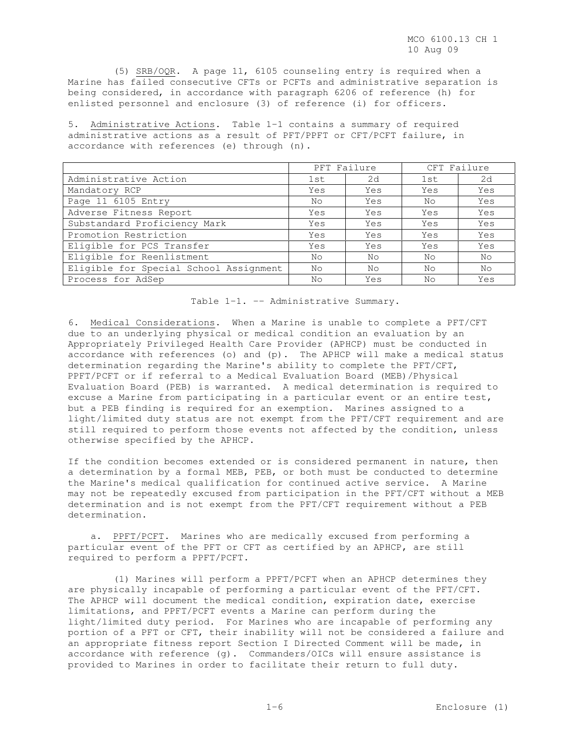(5) SRB/OQR. A page 11, 6105 counseling entry is required when a Marine has failed consecutive CFTs or PCFTs and administrative separation is being considered, in accordance with paragraph 6206 of reference (h) for enlisted personnel and enclosure (3) of reference (i) for officers.

5. Administrative Actions. Table 1-1 contains a summary of required administrative actions as a result of PFT/PPFT or CFT/PCFT failure, in accordance with references (e) through (n).

| | PFT Failure | | CFT Failure | |
|---|---|---|---|---|
| Administrative Action | 1st | 2d | 1st | 2d |
| Mandatory RCP | Yes | Yes | Yes | Yes |
| Page 11 6105 Entry | No | Yes | No | Yes |
| Adverse Fitness Report | Yes | Yes | Yes | Yes |
| Substandard Proficiency Mark | Yes | Yes | Yes | Yes |
| Promotion Restriction | Yes | Yes | Yes | Yes |
| Eligible for PCS Transfer | Yes | Yes | Yes | Yes |
| Eligible for Reenlistment | No | No | No | No |
| Eligible for Special School Assignment | No | No | No | No |
| Process for AdSep | No | Yes | No | Yes |

Table 1-1. -- Administrative Summary.

6. Medical Considerations. When a Marine is unable to complete a PFT/CFT due to an underlying physical or medical condition an evaluation by an Appropriately Privileged Health Care Provider (APHCP) must be conducted in accordance with references (o) and (p). The APHCP will make a medical status determination regarding the Marine's ability to complete the PFT/CFT, PPFT/PCFT or if referral to a Medical Evaluation Board (MEB)/Physical Evaluation Board (PEB) is warranted. A medical determination is required to excuse a Marine from participating in a particular event or an entire test, but a PEB finding is required for an exemption. Marines assigned to a light/limited duty status are not exempt from the PFT/CFT requirement and are still required to perform those events not affected by the condition, unless otherwise specified by the APHCP.

If the condition becomes extended or is considered permanent in nature, then a determination by a formal MEB, PEB, or both must be conducted to determine the Marine's medical qualification for continued active service. A Marine may not be repeatedly excused from participation in the PFT/CFT without a MEB determination and is not exempt from the PFT/CFT requirement without a PEB determination.

a. PPFT/PCFT. Marines who are medically excused from performing a particular event of the PFT or CFT as certified by an APHCP, are still required to perform a PPFT/PCFT.

(1) Marines will perform a PPFT/PCFT when an APHCP determines they are physically incapable of performing a particular event of the PFT/CFT. The APHCP will document the medical condition, expiration date, exercise limitations, and PPFT/PCFT events a Marine can perform during the light/limited duty period. For Marines who are incapable of performing any portion of a PFT or CFT, their inability will not be considered a failure and an appropriate fitness report Section I Directed Comment will be made, in accordance with reference (g). Commanders/OICs will ensure assistance is provided to Marines in order to facilitate their return to full duty.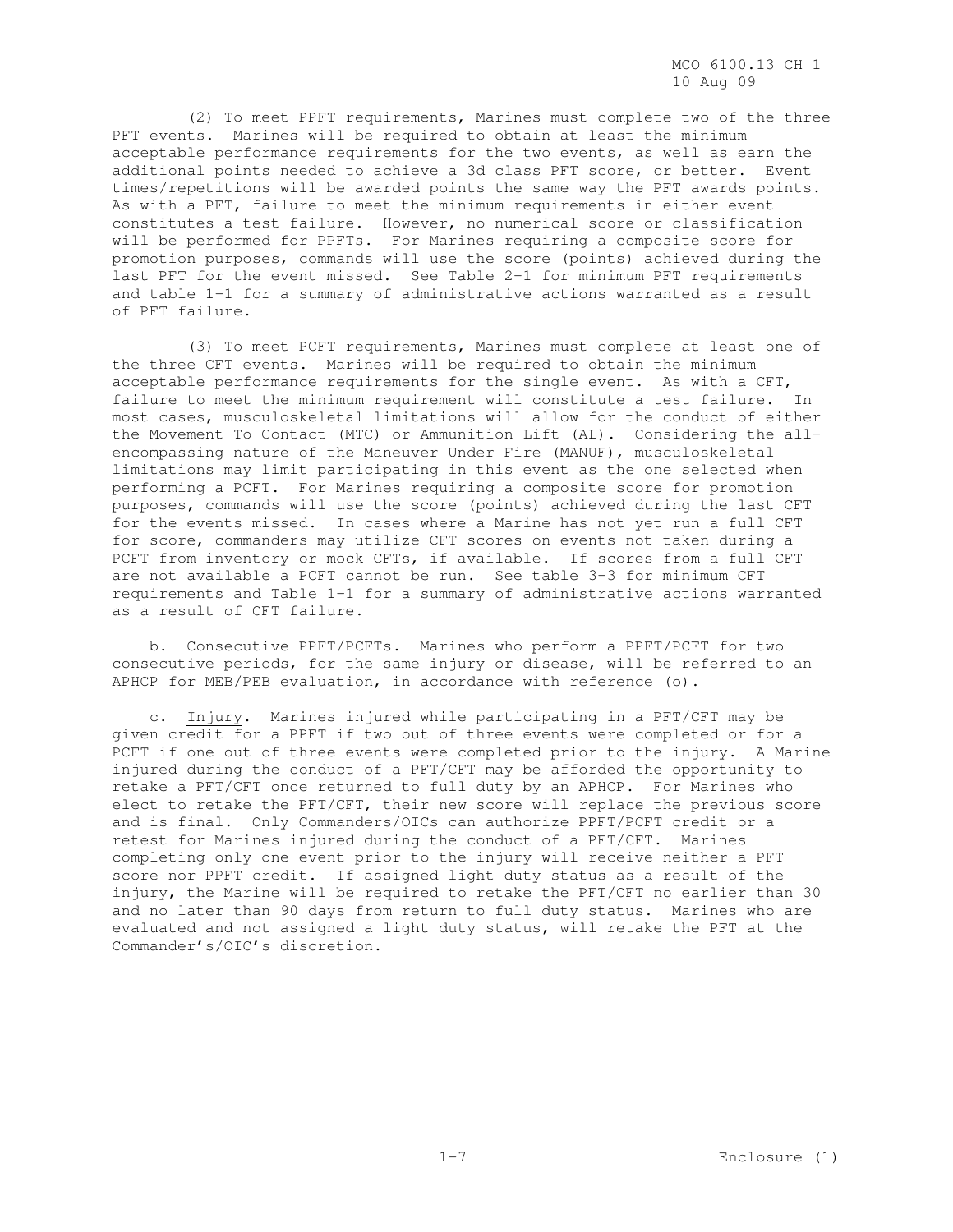(2) To meet PPFT requirements, Marines must complete two of the three PFT events. Marines will be required to obtain at least the minimum acceptable performance requirements for the two events, as well as earn the additional points needed to achieve a 3d class PFT score, or better. Event times/repetitions will be awarded points the same way the PFT awards points. As with a PFT, failure to meet the minimum requirements in either event constitutes a test failure. However, no numerical score or classification will be performed for PPFTs. For Marines requiring a composite score for promotion purposes, commands will use the score (points) achieved during the last PFT for the event missed. See Table 2-1 for minimum PFT requirements and table 1-1 for a summary of administrative actions warranted as a result of PFT failure.

(3) To meet PCFT requirements, Marines must complete at least one of the three CFT events. Marines will be required to obtain the minimum acceptable performance requirements for the single event. As with a CFT, failure to meet the minimum requirement will constitute a test failure. In most cases, musculoskeletal limitations will allow for the conduct of either the Movement To Contact (MTC) or Ammunition Lift (AL). Considering the all-encompassing nature of the Maneuver Under Fire (MANUF), musculoskeletal limitations may limit participating in this event as the one selected when performing a PCFT. For Marines requiring a composite score for promotion purposes, commands will use the score (points) achieved during the last CFT for the events missed. In cases where a Marine has not yet run a full CFT for score, commanders may utilize CFT scores on events not taken during a PCFT from inventory or mock CFTs, if available. If scores from a full CFT are not available a PCFT cannot be run. See table 3-3 for minimum CFT requirements and Table 1-1 for a summary of administrative actions warranted as a result of CFT failure.

b. Consecutive PPFT/PCFTs. Marines who perform a PPFT/PCFT for two consecutive periods, for the same injury or disease, will be referred to an APHCP for MEB/PEB evaluation, in accordance with reference (o).

c. Injury. Marines injured while participating in a PFT/CFT may be given credit for a PPFT if two out of three events were completed or for a PCFT if one out of three events were completed prior to the injury. A Marine injured during the conduct of a PFT/CFT may be afforded the opportunity to retake a PFT/CFT once returned to full duty by an APHCP. For Marines who elect to retake the PFT/CFT, their new score will replace the previous score and is final. Only Commanders/OICs can authorize PPFT/PCFT credit or a retest for Marines injured during the conduct of a PFT/CFT. Marines completing only one event prior to the injury will receive neither a PFT score nor PPFT credit. If assigned light duty status as a result of the injury, the Marine will be required to retake the PFT/CFT no earlier than 30 and no later than 90 days from return to full duty status. Marines who are evaluated and not assigned a light duty status, will retake the PFT at the Commander's/OIC's discretion.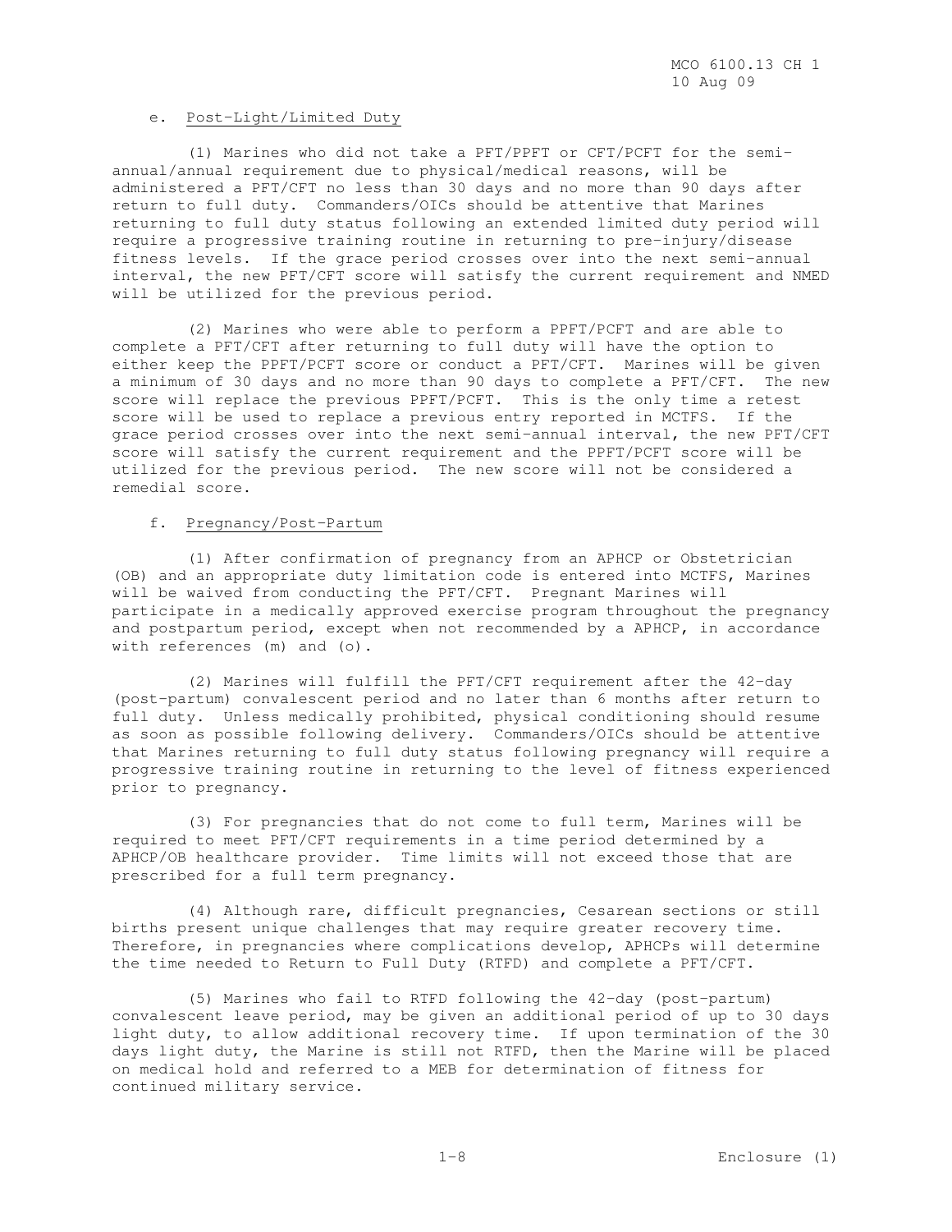e. Post-Light/Limited Duty

(1) Marines who did not take a PFT/PPFT or CFT/PCFT for the semi-annual/annual requirement due to physical/medical reasons, will be administered a PFT/CFT no less than 30 days and no more than 90 days after return to full duty. Commanders/OICs should be attentive that Marines returning to full duty status following an extended limited duty period will require a progressive training routine in returning to pre-injury/disease fitness levels. If the grace period crosses over into the next semi-annual interval, the new PFT/CFT score will satisfy the current requirement and NMED will be utilized for the previous period.

(2) Marines who were able to perform a PPFT/PCFT and are able to complete a PFT/CFT after returning to full duty will have the option to either keep the PPFT/PCFT score or conduct a PFT/CFT. Marines will be given a minimum of 30 days and no more than 90 days to complete a PFT/CFT. The new score will replace the previous PPFT/PCFT. This is the only time a retest score will be used to replace a previous entry reported in MCTFS. If the grace period crosses over into the next semi-annual interval, the new PFT/CFT score will satisfy the current requirement and the PPFT/PCFT score will be utilized for the previous period. The new score will not be considered a remedial score.

f. Pregnancy/Post-Partum

(1) After confirmation of pregnancy from an APHCP or Obstetrician (OB) and an appropriate duty limitation code is entered into MCTFS, Marines will be waived from conducting the PFT/CFT. Pregnant Marines will participate in a medically approved exercise program throughout the pregnancy and postpartum period, except when not recommended by a APHCP, in accordance with references (m) and (o).

(2) Marines will fulfill the PFT/CFT requirement after the 42-day (post-partum) convalescent period and no later than 6 months after return to full duty. Unless medically prohibited, physical conditioning should resume as soon as possible following delivery. Commanders/OICs should be attentive that Marines returning to full duty status following pregnancy will require a progressive training routine in returning to the level of fitness experienced prior to pregnancy.

(3) For pregnancies that do not come to full term, Marines will be required to meet PFT/CFT requirements in a time period determined by a APHCP/OB healthcare provider. Time limits will not exceed those that are prescribed for a full term pregnancy.

(4) Although rare, difficult pregnancies, Cesarean sections or still births present unique challenges that may require greater recovery time. Therefore, in pregnancies where complications develop, APHCPs will determine the time needed to Return to Full Duty (RTFD) and complete a PFT/CFT.

(5) Marines who fail to RTFD following the 42-day (post-partum) convalescent leave period, may be given an additional period of up to 30 days light duty, to allow additional recovery time. If upon termination of the 30 days light duty, the Marine is still not RTFD, then the Marine will be placed on medical hold and referred to a MEB for determination of fitness for continued military service.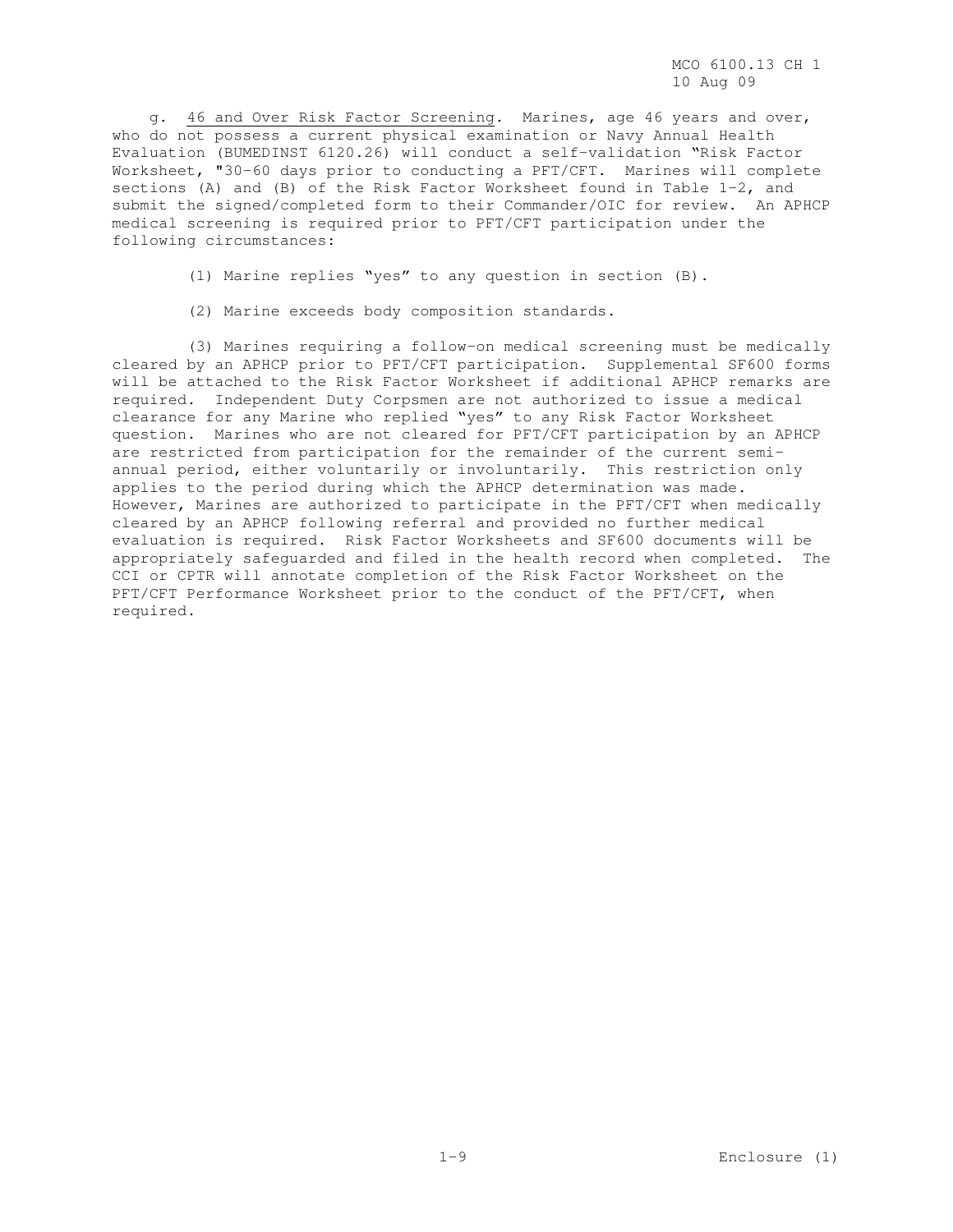g. <u>46 and Over Risk Factor Screening</u>. Marines, age 46 years and over, who do not possess a current physical examination or Navy Annual Health Evaluation (BUMEDINST 6120.26) will conduct a self-validation "Risk Factor Worksheet, "30-60 days prior to conducting a PFT/CFT. Marines will complete sections (A) and (B) of the Risk Factor Worksheet found in Table 1-2, and submit the signed/completed form to their Commander/OIC for review. An APHCP medical screening is required prior to PFT/CFT participation under the following circumstances:

(1) Marine replies "yes" to any question in section (B).

(2) Marine exceeds body composition standards.

(3) Marines requiring a follow-on medical screening must be medically cleared by an APHCP prior to PFT/CFT participation. Supplemental SF600 forms will be attached to the Risk Factor Worksheet if additional APHCP remarks are required. Independent Duty Corpsmen are not authorized to issue a medical clearance for any Marine who replied "yes" to any Risk Factor Worksheet question. Marines who are not cleared for PFT/CFT participation by an APHCP are restricted from participation for the remainder of the current semi-annual period, either voluntarily or involuntarily. This restriction only applies to the period during which the APHCP determination was made. However, Marines are authorized to participate in the PFT/CFT when medically cleared by an APHCP following referral and provided no further medical evaluation is required. Risk Factor Worksheets and SF600 documents will be appropriately safeguarded and filed in the health record when completed. The CCI or CPTR will annotate completion of the Risk Factor Worksheet on the PFT/CFT Performance Worksheet prior to the conduct of the PFT/CFT, when required.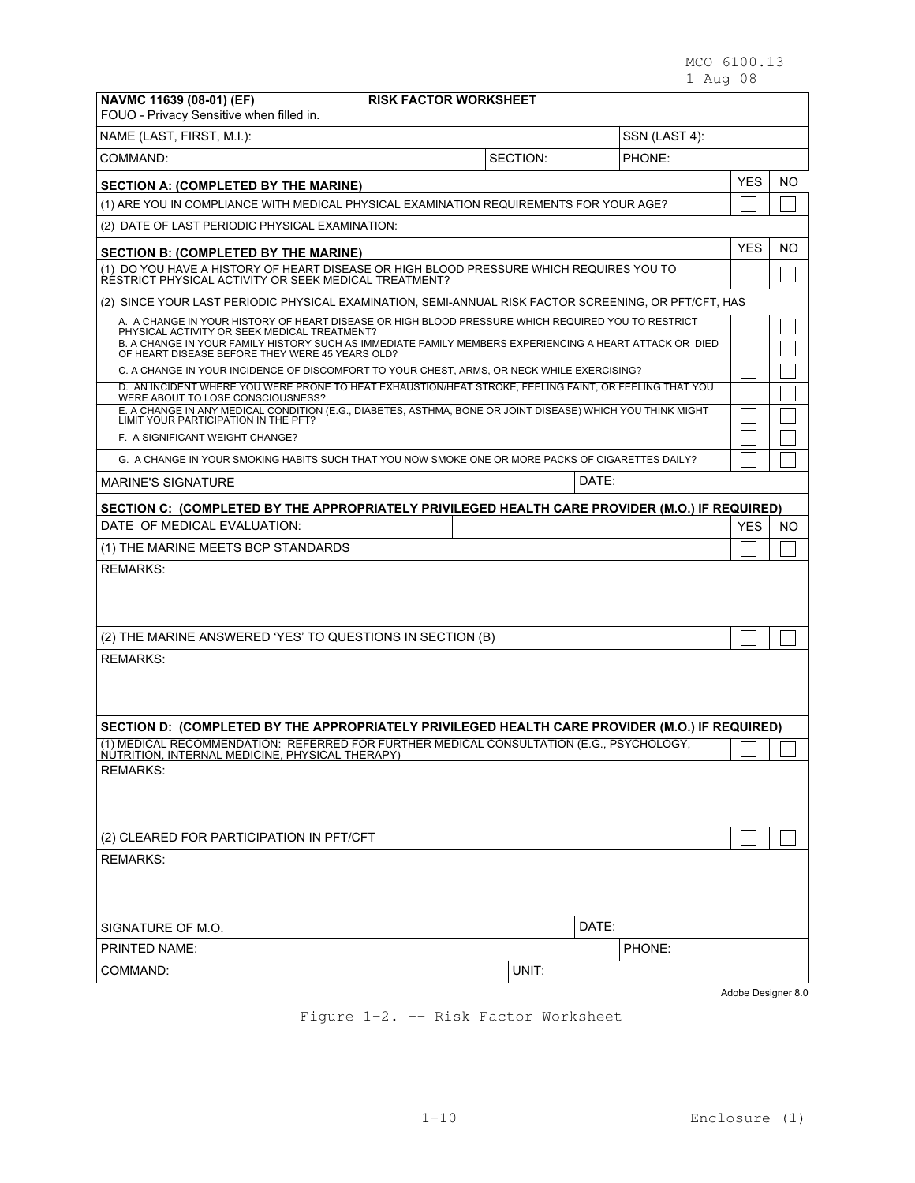**NAVMC 11639 (08-01) (EF)** **RISK FACTOR WORKSHEET**
FOUO - Privacy Sensitive when filled in.

| | | | | |
|---|---|---|---|---|
| NAME (LAST, FIRST, M.I.): | | SSN (LAST 4): | | |
| COMMAND: | SECTION: | PHONE: | | |
| **SECTION A: (COMPLETED BY THE MARINE)** | | | YES | NO |
| (1) ARE YOU IN COMPLIANCE WITH MEDICAL PHYSICAL EXAMINATION REQUIREMENTS FOR YOUR AGE? | | | ☐ | ☐ |
| (2) DATE OF LAST PERIODIC PHYSICAL EXAMINATION: | | | | |
| **SECTION B: (COMPLETED BY THE MARINE)** | | | YES | NO |
| (1) DO YOU HAVE A HISTORY OF HEART DISEASE OR HIGH BLOOD PRESSURE WHICH REQUIRES YOU TO RESTRICT PHYSICAL ACTIVITY OR SEEK MEDICAL TREATMENT? | | | ☐ | ☐ |
| (2) SINCE YOUR LAST PERIODIC PHYSICAL EXAMINATION, SEMI-ANNUAL RISK FACTOR SCREENING, OR PFT/CFT, HAS | | | | |
| A. A CHANGE IN YOUR HISTORY OF HEART DISEASE OR HIGH BLOOD PRESSURE WHICH REQUIRED YOU TO RESTRICT PHYSICAL ACTIVITY OR SEEK MEDICAL TREATMENT? | | | ☐ | ☐ |
| B. A CHANGE IN YOUR FAMILY HISTORY SUCH AS IMMEDIATE FAMILY MEMBERS EXPERIENCING A HEART ATTACK OR DIED OF HEART DISEASE BEFORE THEY WERE 45 YEARS OLD? | | | ☐ | ☐ |
| C. A CHANGE IN YOUR INCIDENCE OF DISCOMFORT TO YOUR CHEST, ARMS, OR NECK WHILE EXERCISING? | | | ☐ | ☐ |
| D. AN INCIDENT WHERE YOU WERE PRONE TO HEAT EXHAUSTION/HEAT STROKE, FEELING FAINT, OR FEELING THAT YOU WERE ABOUT TO LOSE CONSCIOUSNESS? | | | ☐ | ☐ |
| E. A CHANGE IN ANY MEDICAL CONDITION (E.G., DIABETES, ASTHMA, BONE OR JOINT DISEASE) WHICH YOU THINK MIGHT LIMIT YOUR PARTICIPATION IN THE PFT? | | | ☐ | ☐ |
| F. A SIGNIFICANT WEIGHT CHANGE? | | | ☐ | ☐ |
| G. A CHANGE IN YOUR SMOKING HABITS SUCH THAT YOU NOW SMOKE ONE OR MORE PACKS OF CIGARETTES DAILY? | | | ☐ | ☐ |
| MARINE'S SIGNATURE | | DATE: | | |
| **SECTION C: (COMPLETED BY THE APPROPRIATELY PRIVILEGED HEALTH CARE PROVIDER (M.O.) IF REQUIRED)** | | | | |
| DATE OF MEDICAL EVALUATION: | | | YES | NO |
| (1) THE MARINE MEETS BCP STANDARDS | | | ☐ | ☐ |
| REMARKS: | | | | |
| (2) THE MARINE ANSWERED 'YES' TO QUESTIONS IN SECTION (B) | | | ☐ | ☐ |
| REMARKS: | | | | |
| **SECTION D: (COMPLETED BY THE APPROPRIATELY PRIVILEGED HEALTH CARE PROVIDER (M.O.) IF REQUIRED)** | | | | |
| (1) MEDICAL RECOMMENDATION: REFERRED FOR FURTHER MEDICAL CONSULTATION (E.G., PSYCHOLOGY, NUTRITION, INTERNAL MEDICINE, PHYSICAL THERAPY) | | | ☐ | ☐ |
| REMARKS: | | | | |
| (2) CLEARED FOR PARTICIPATION IN PFT/CFT | | | ☐ | ☐ |
| REMARKS: | | | | |
| SIGNATURE OF M.O. | | DATE: | | |
| PRINTED NAME: | | PHONE: | | |
| COMMAND: | UNIT: | | | |

Adobe Designer 8.0

Figure 1-2. -- Risk Factor Worksheet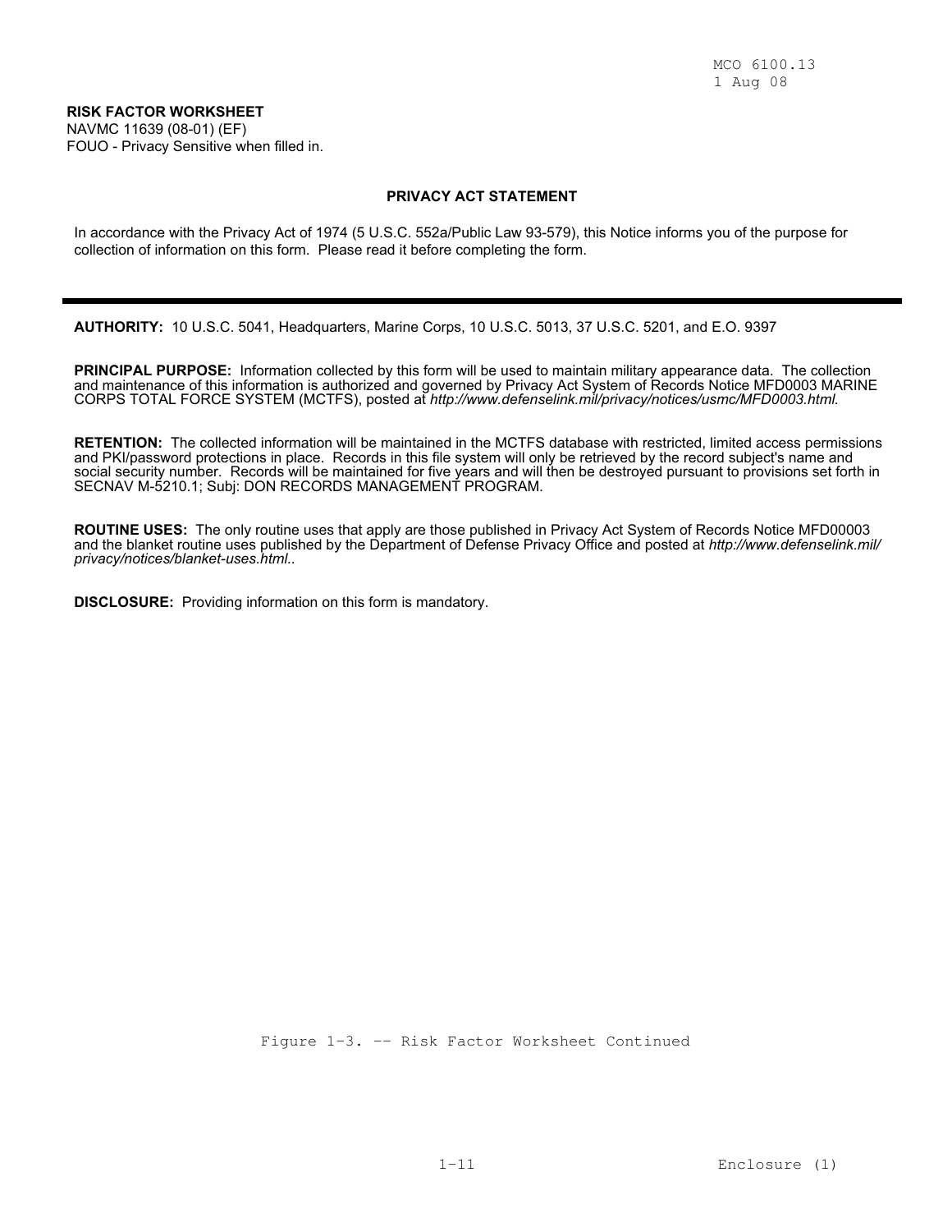**RISK FACTOR WORKSHEET**
NAVMC 11639 (08-01) (EF)
FOUO - Privacy Sensitive when filled in.

**PRIVACY ACT STATEMENT**

In accordance with the Privacy Act of 1974 (5 U.S.C. 552a/Public Law 93-579), this Notice informs you of the purpose for collection of information on this form. Please read it before completing the form.

---

**AUTHORITY:** 10 U.S.C. 5041, Headquarters, Marine Corps, 10 U.S.C. 5013, 37 U.S.C. 5201, and E.O. 9397

**PRINCIPAL PURPOSE:** Information collected by this form will be used to maintain military appearance data. The collection and maintenance of this information is authorized and governed by Privacy Act System of Records Notice MFD0003 MARINE CORPS TOTAL FORCE SYSTEM (MCTFS), posted at *http://www.defenselink.mil/privacy/notices/usmc/MFD0003.html.*

**RETENTION:** The collected information will be maintained in the MCTFS database with restricted, limited access permissions and PKI/password protections in place. Records in this file system will only be retrieved by the record subject's name and social security number. Records will be maintained for five years and will then be destroyed pursuant to provisions set forth in SECNAV M-5210.1; Subj: DON RECORDS MANAGEMENT PROGRAM.

**ROUTINE USES:** The only routine uses that apply are those published in Privacy Act System of Records Notice MFD00003 and the blanket routine uses published by the Department of Defense Privacy Office and posted at *http://www.defenselink.mil/privacy/notices/blanket-uses.html..*

**DISCLOSURE:** Providing information on this form is mandatory.

Figure 1-3. -- Risk Factor Worksheet Continued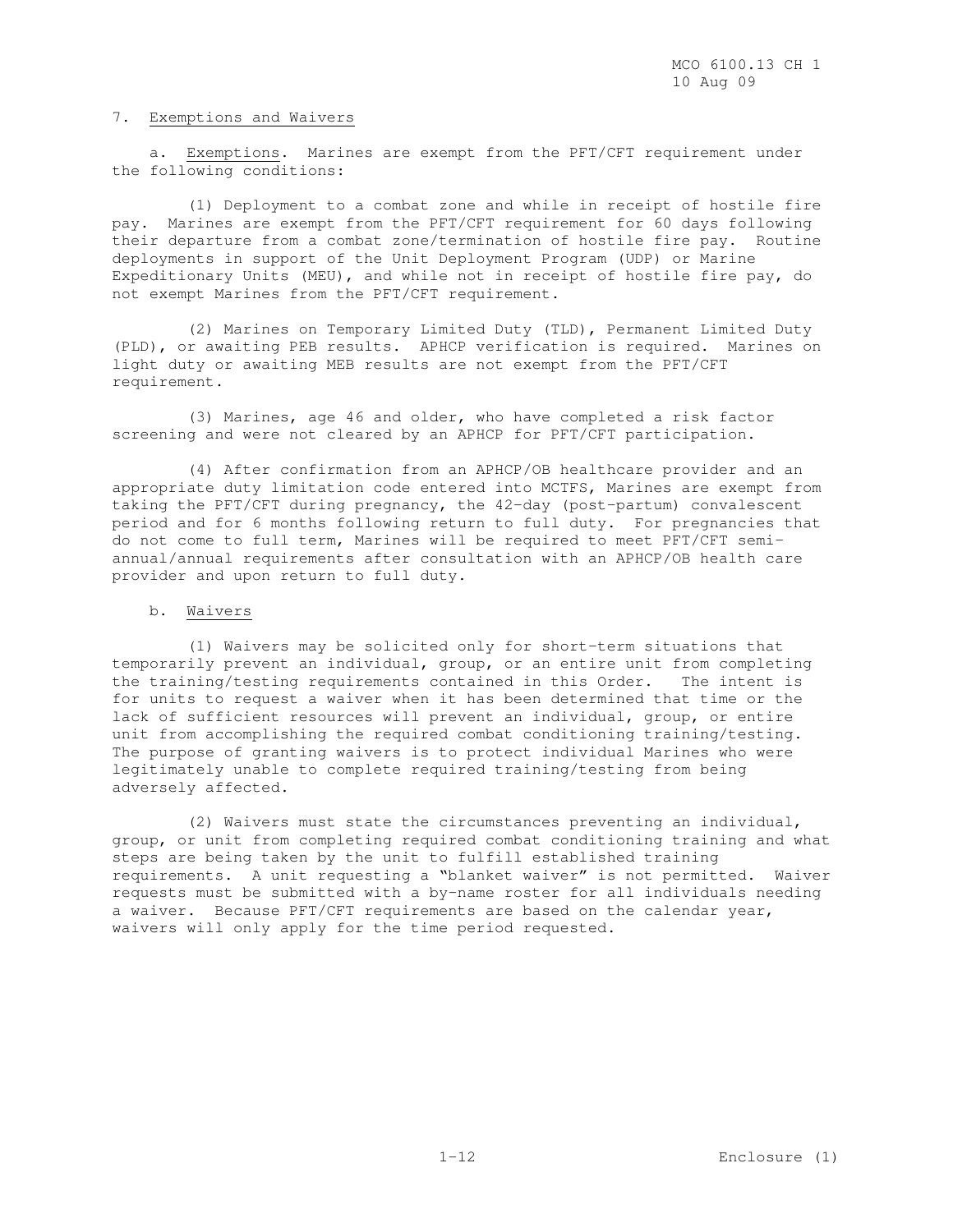7. Exemptions and Waivers

a. Exemptions. Marines are exempt from the PFT/CFT requirement under the following conditions:

(1) Deployment to a combat zone and while in receipt of hostile fire pay. Marines are exempt from the PFT/CFT requirement for 60 days following their departure from a combat zone/termination of hostile fire pay. Routine deployments in support of the Unit Deployment Program (UDP) or Marine Expeditionary Units (MEU), and while not in receipt of hostile fire pay, do not exempt Marines from the PFT/CFT requirement.

(2) Marines on Temporary Limited Duty (TLD), Permanent Limited Duty (PLD), or awaiting PEB results. APHCP verification is required. Marines on light duty or awaiting MEB results are not exempt from the PFT/CFT requirement.

(3) Marines, age 46 and older, who have completed a risk factor screening and were not cleared by an APHCP for PFT/CFT participation.

(4) After confirmation from an APHCP/OB healthcare provider and an appropriate duty limitation code entered into MCTFS, Marines are exempt from taking the PFT/CFT during pregnancy, the 42-day (post-partum) convalescent period and for 6 months following return to full duty. For pregnancies that do not come to full term, Marines will be required to meet PFT/CFT semi-annual/annual requirements after consultation with an APHCP/OB health care provider and upon return to full duty.

b. Waivers

(1) Waivers may be solicited only for short-term situations that temporarily prevent an individual, group, or an entire unit from completing the training/testing requirements contained in this Order. The intent is for units to request a waiver when it has been determined that time or the lack of sufficient resources will prevent an individual, group, or entire unit from accomplishing the required combat conditioning training/testing. The purpose of granting waivers is to protect individual Marines who were legitimately unable to complete required training/testing from being adversely affected.

(2) Waivers must state the circumstances preventing an individual, group, or unit from completing required combat conditioning training and what steps are being taken by the unit to fulfill established training requirements. A unit requesting a "blanket waiver" is not permitted. Waiver requests must be submitted with a by-name roster for all individuals needing a waiver. Because PFT/CFT requirements are based on the calendar year, waivers will only apply for the time period requested.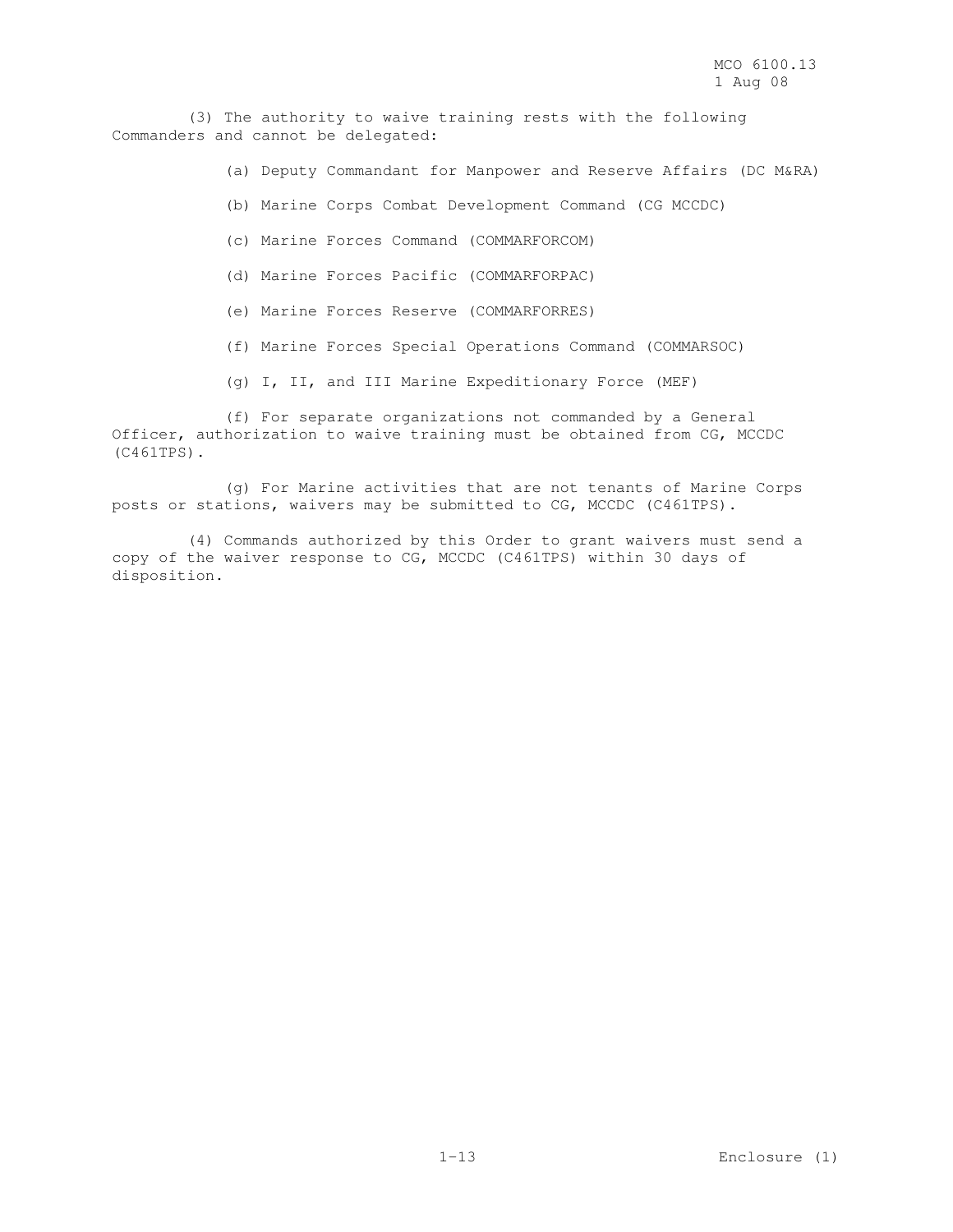(3) The authority to waive training rests with the following Commanders and cannot be delegated:

(a) Deputy Commandant for Manpower and Reserve Affairs (DC M&RA)

(b) Marine Corps Combat Development Command (CG MCCDC)

(c) Marine Forces Command (COMMARFORCOM)

(d) Marine Forces Pacific (COMMARFORPAC)

(e) Marine Forces Reserve (COMMARFORRES)

(f) Marine Forces Special Operations Command (COMMARSOC)

(g) I, II, and III Marine Expeditionary Force (MEF)

(f) For separate organizations not commanded by a General Officer, authorization to waive training must be obtained from CG, MCCDC (C461TPS).

(g) For Marine activities that are not tenants of Marine Corps posts or stations, waivers may be submitted to CG, MCCDC (C461TPS).

(4) Commands authorized by this Order to grant waivers must send a copy of the waiver response to CG, MCCDC (C461TPS) within 30 days of disposition.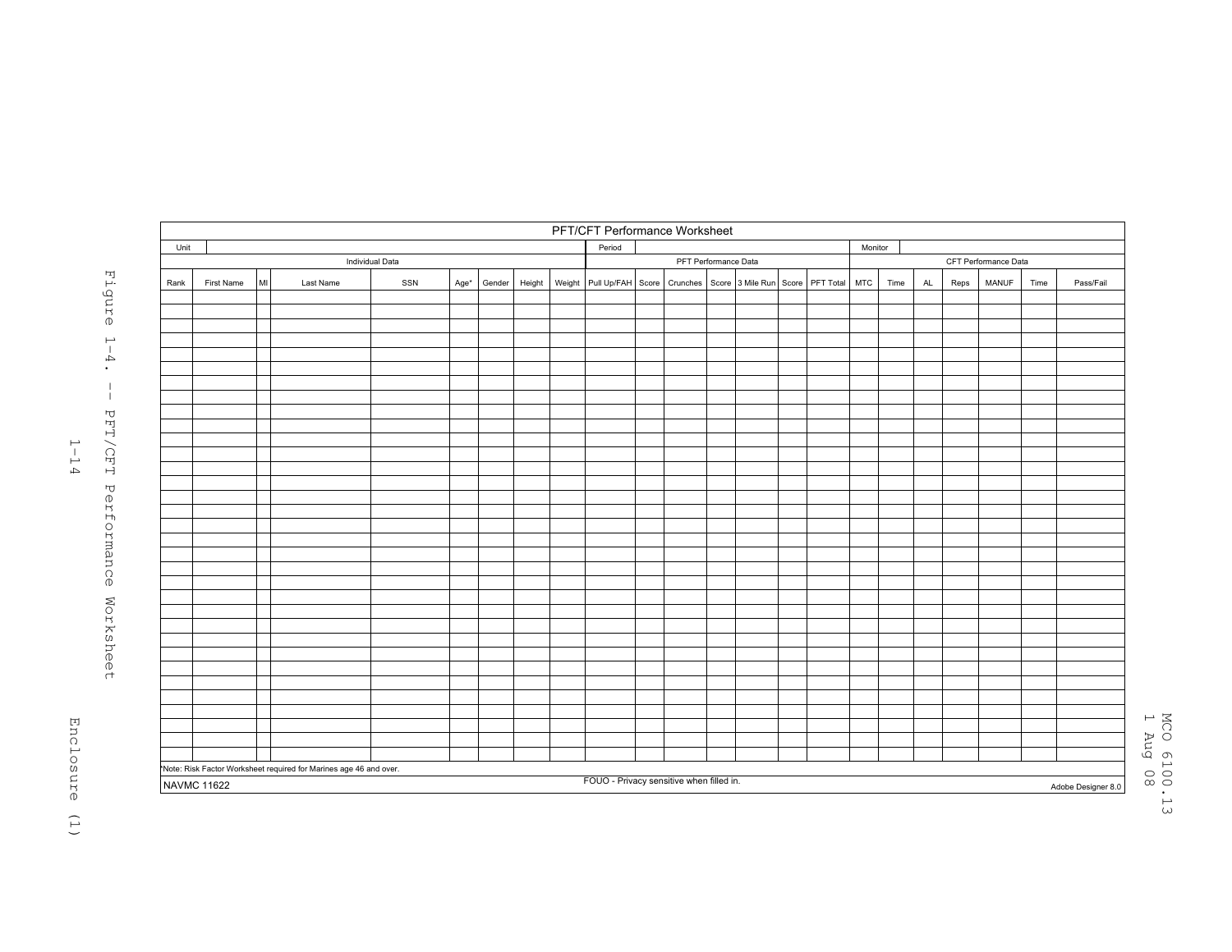# PFT/CFT Performance Worksheet

| Unit | | | | | | | | | Period | | | | | | | Monitor | | | | | | |
|---|---|---|---|---|---|---|---|---|---|---|---|---|---|---|---|---|---|---|---|---|---|---|
| Individual Data | | | | | | | | | PFT Performance Data | | | | | | | CFT Performance Data | | | | | | |
| Rank | First Name | MI | Last Name | SSN | Age* | Gender | Height | Weight | Pull Up/FAH | Score | Crunches | Score | 3 Mile Run | Score | PFT Total | MTC | Time | AL | Reps | MANUF | Time | Pass/Fail |
| | | | | | | | | | | | | | | | | | | | | | | |
| | | | | | | | | | | | | | | | | | | | | | | |
| | | | | | | | | | | | | | | | | | | | | | | |
| | | | | | | | | | | | | | | | | | | | | | | |
| | | | | | | | | | | | | | | | | | | | | | | |
| | | | | | | | | | | | | | | | | | | | | | | |
| | | | | | | | | | | | | | | | | | | | | | | |
| | | | | | | | | | | | | | | | | | | | | | | |
| | | | | | | | | | | | | | | | | | | | | | | |
| | | | | | | | | | | | | | | | | | | | | | | |
| | | | | | | | | | | | | | | | | | | | | | | |
| | | | | | | | | | | | | | | | | | | | | | | |
| | | | | | | | | | | | | | | | | | | | | | | |
| | | | | | | | | | | | | | | | | | | | | | | |
| | | | | | | | | | | | | | | | | | | | | | | |
| | | | | | | | | | | | | | | | | | | | | | | |
| | | | | | | | | | | | | | | | | | | | | | | |
| | | | | | | | | | | | | | | | | | | | | | | |
| | | | | | | | | | | | | | | | | | | | | | | |
| | | | | | | | | | | | | | | | | | | | | | | |
| | | | | | | | | | | | | | | | | | | | | | | |
| | | | | | | | | | | | | | | | | | | | | | | |
| | | | | | | | | | | | | | | | | | | | | | | |
| | | | | | | | | | | | | | | | | | | | | | | |
| | | | | | | | | | | | | | | | | | | | | | | |
| | | | | | | | | | | | | | | | | | | | | | | |
| | | | | | | | | | | | | | | | | | | | | | | |
| | | | | | | | | | | | | | | | | | | | | | | |
| | | | | | | | | | | | | | | | | | | | | | | |
| | | | | | | | | | | | | | | | | | | | | | | |
| | | | | | | | | | | | | | | | | | | | | | | |
| | | | | | | | | | | | | | | | | | | | | | | |
| | | | | | | | | | | | | | | | | | | | | | | |

*Note: Risk Factor Worksheet required for Marines age 46 and over.

NAVMC 11622 FOUO - Privacy sensitive when filled in. Adobe Designer 8.0

Figure 1-4. -- PFT/CFT Performance Worksheet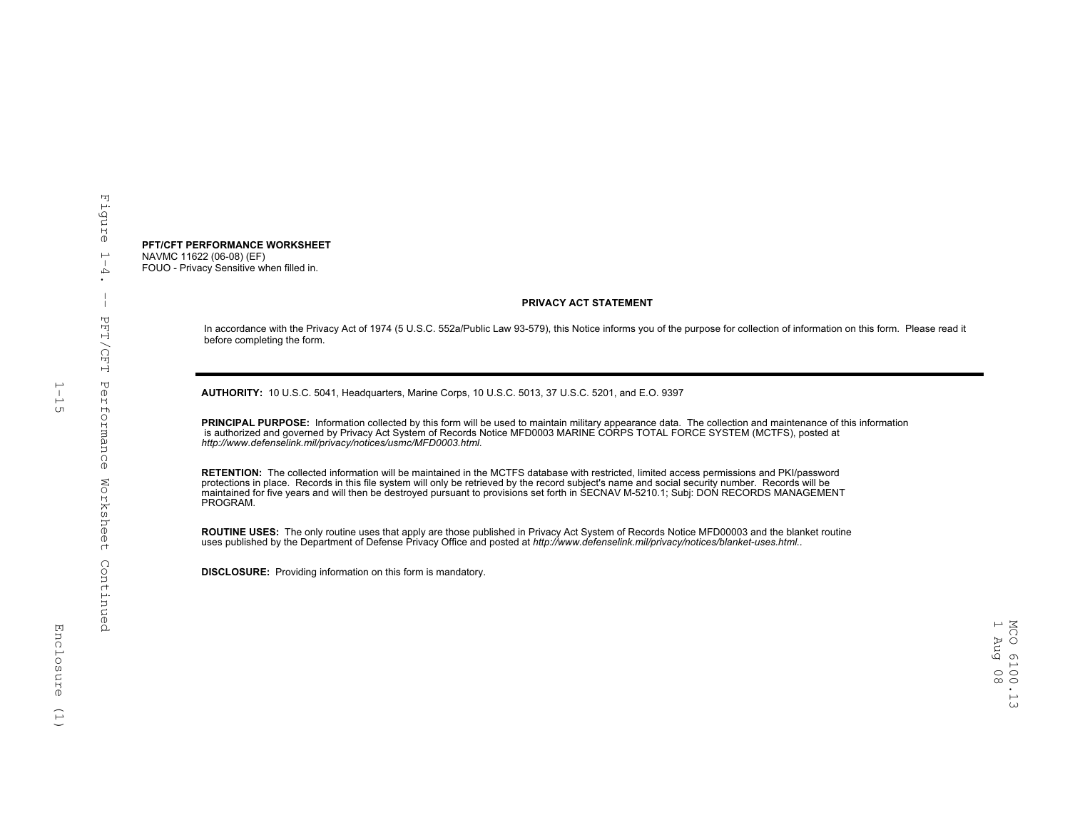**PFT/CFT PERFORMANCE WORKSHEET**
NAVMC 11622 (06-08) (EF)
FOUO - Privacy Sensitive when filled in.

**PRIVACY ACT STATEMENT**

In accordance with the Privacy Act of 1974 (5 U.S.C. 552a/Public Law 93-579), this Notice informs you of the purpose for collection of information on this form. Please read it before completing the form.

---

**AUTHORITY:** 10 U.S.C. 5041, Headquarters, Marine Corps, 10 U.S.C. 5013, 37 U.S.C. 5201, and E.O. 9397

**PRINCIPAL PURPOSE:** Information collected by this form will be used to maintain military appearance data. The collection and maintenance of this information is authorized and governed by Privacy Act System of Records Notice MFD0003 MARINE CORPS TOTAL FORCE SYSTEM (MCTFS), posted at *http://www.defenselink.mil/privacy/notices/usmc/MFD0003.html.*

**RETENTION:** The collected information will be maintained in the MCTFS database with restricted, limited access permissions and PKI/password protections in place. Records in this file system will only be retrieved by the record subject's name and social security number. Records will be maintained for five years and will then be destroyed pursuant to provisions set forth in SECNAV M-5210.1; Subj: DON RECORDS MANAGEMENT PROGRAM.

**ROUTINE USES:** The only routine uses that apply are those published in Privacy Act System of Records Notice MFD00003 and the blanket routine uses published by the Department of Defense Privacy Office and posted at *http://www.defenselink.mil/privacy/notices/blanket-uses.html.*.

**DISCLOSURE:** Providing information on this form is mandatory.

Figure 1-4. -- PFT/CFT Performance Worksheet Continued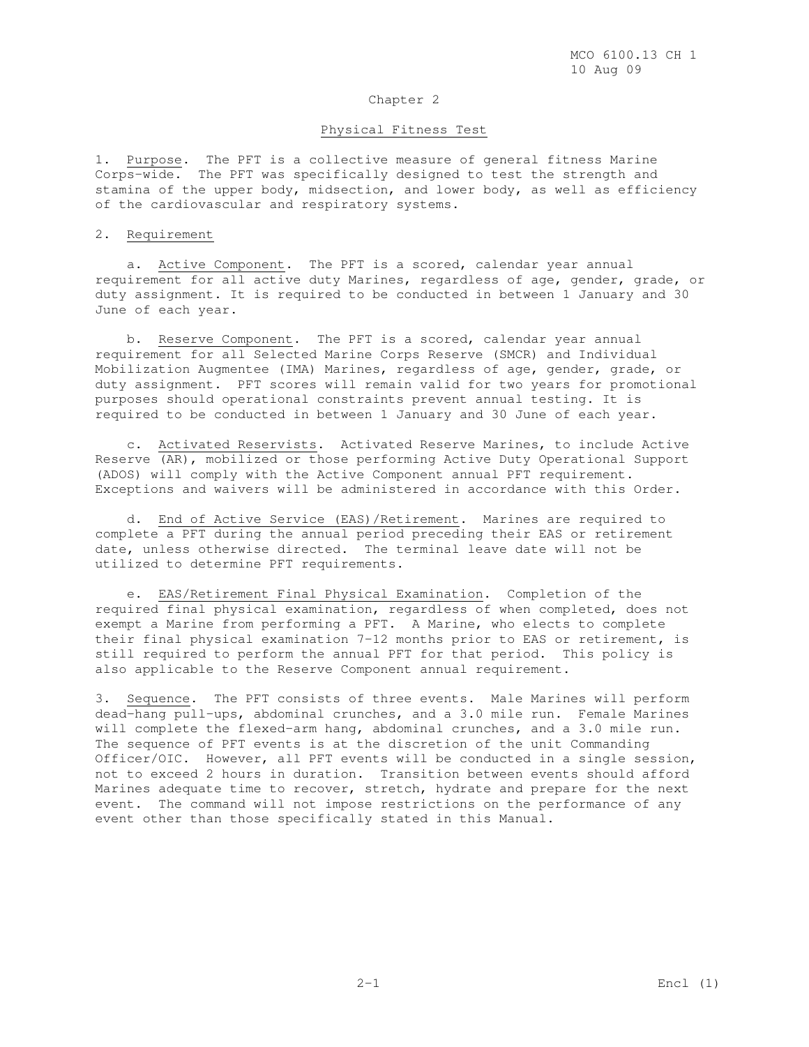# Chapter 2

## Physical Fitness Test

1. Purpose. The PFT is a collective measure of general fitness Marine Corps-wide. The PFT was specifically designed to test the strength and stamina of the upper body, midsection, and lower body, as well as efficiency of the cardiovascular and respiratory systems.

2. Requirement

   a. Active Component. The PFT is a scored, calendar year annual requirement for all active duty Marines, regardless of age, gender, grade, or duty assignment. It is required to be conducted in between 1 January and 30 June of each year.

   b. Reserve Component. The PFT is a scored, calendar year annual requirement for all Selected Marine Corps Reserve (SMCR) and Individual Mobilization Augmentee (IMA) Marines, regardless of age, gender, grade, or duty assignment. PFT scores will remain valid for two years for promotional purposes should operational constraints prevent annual testing. It is required to be conducted in between 1 January and 30 June of each year.

   c. Activated Reservists. Activated Reserve Marines, to include Active Reserve (AR), mobilized or those performing Active Duty Operational Support (ADOS) will comply with the Active Component annual PFT requirement. Exceptions and waivers will be administered in accordance with this Order.

   d. End of Active Service (EAS)/Retirement. Marines are required to complete a PFT during the annual period preceding their EAS or retirement date, unless otherwise directed. The terminal leave date will not be utilized to determine PFT requirements.

   e. EAS/Retirement Final Physical Examination. Completion of the required final physical examination, regardless of when completed, does not exempt a Marine from performing a PFT. A Marine, who elects to complete their final physical examination 7-12 months prior to EAS or retirement, is still required to perform the annual PFT for that period. This policy is also applicable to the Reserve Component annual requirement.

3. Sequence. The PFT consists of three events. Male Marines will perform dead-hang pull-ups, abdominal crunches, and a 3.0 mile run. Female Marines will complete the flexed-arm hang, abdominal crunches, and a 3.0 mile run. The sequence of PFT events is at the discretion of the unit Commanding Officer/OIC. However, all PFT events will be conducted in a single session, not to exceed 2 hours in duration. Transition between events should afford Marines adequate time to recover, stretch, hydrate and prepare for the next event. The command will not impose restrictions on the performance of any event other than those specifically stated in this Manual.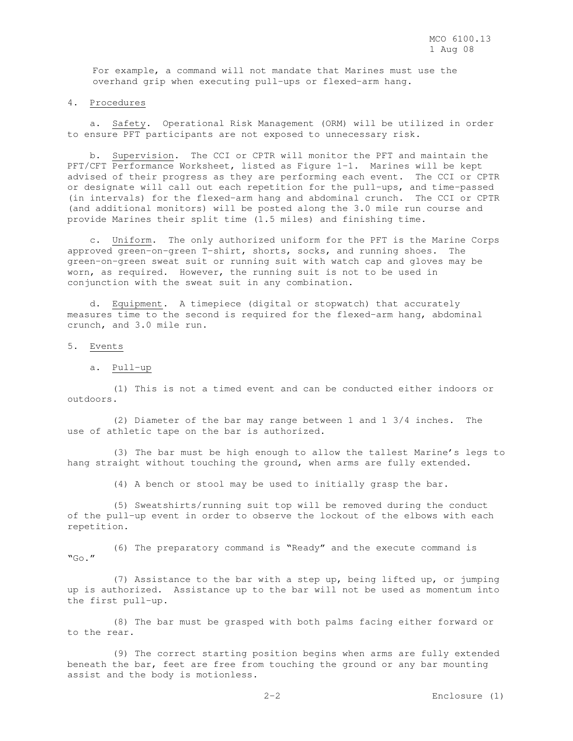For example, a command will not mandate that Marines must use the overhand grip when executing pull-ups or flexed-arm hang.

4. Procedures

a. Safety. Operational Risk Management (ORM) will be utilized in order to ensure PFT participants are not exposed to unnecessary risk.

b. Supervision. The CCI or CPTR will monitor the PFT and maintain the PFT/CFT Performance Worksheet, listed as Figure 1-1. Marines will be kept advised of their progress as they are performing each event. The CCI or CPTR or designate will call out each repetition for the pull-ups, and time-passed (in intervals) for the flexed-arm hang and abdominal crunch. The CCI or CPTR (and additional monitors) will be posted along the 3.0 mile run course and provide Marines their split time (1.5 miles) and finishing time.

c. Uniform. The only authorized uniform for the PFT is the Marine Corps approved green-on-green T-shirt, shorts, socks, and running shoes. The green-on-green sweat suit or running suit with watch cap and gloves may be worn, as required. However, the running suit is not to be used in conjunction with the sweat suit in any combination.

d. Equipment. A timepiece (digital or stopwatch) that accurately measures time to the second is required for the flexed-arm hang, abdominal crunch, and 3.0 mile run.

5. Events

a. Pull-up

(1) This is not a timed event and can be conducted either indoors or outdoors.

(2) Diameter of the bar may range between 1 and 1 3/4 inches. The use of athletic tape on the bar is authorized.

(3) The bar must be high enough to allow the tallest Marine's legs to hang straight without touching the ground, when arms are fully extended.

(4) A bench or stool may be used to initially grasp the bar.

(5) Sweatshirts/running suit top will be removed during the conduct of the pull-up event in order to observe the lockout of the elbows with each repetition.

(6) The preparatory command is "Ready" and the execute command is "Go."

(7) Assistance to the bar with a step up, being lifted up, or jumping up is authorized. Assistance up to the bar will not be used as momentum into the first pull-up.

(8) The bar must be grasped with both palms facing either forward or to the rear.

(9) The correct starting position begins when arms are fully extended beneath the bar, feet are free from touching the ground or any bar mounting assist and the body is motionless.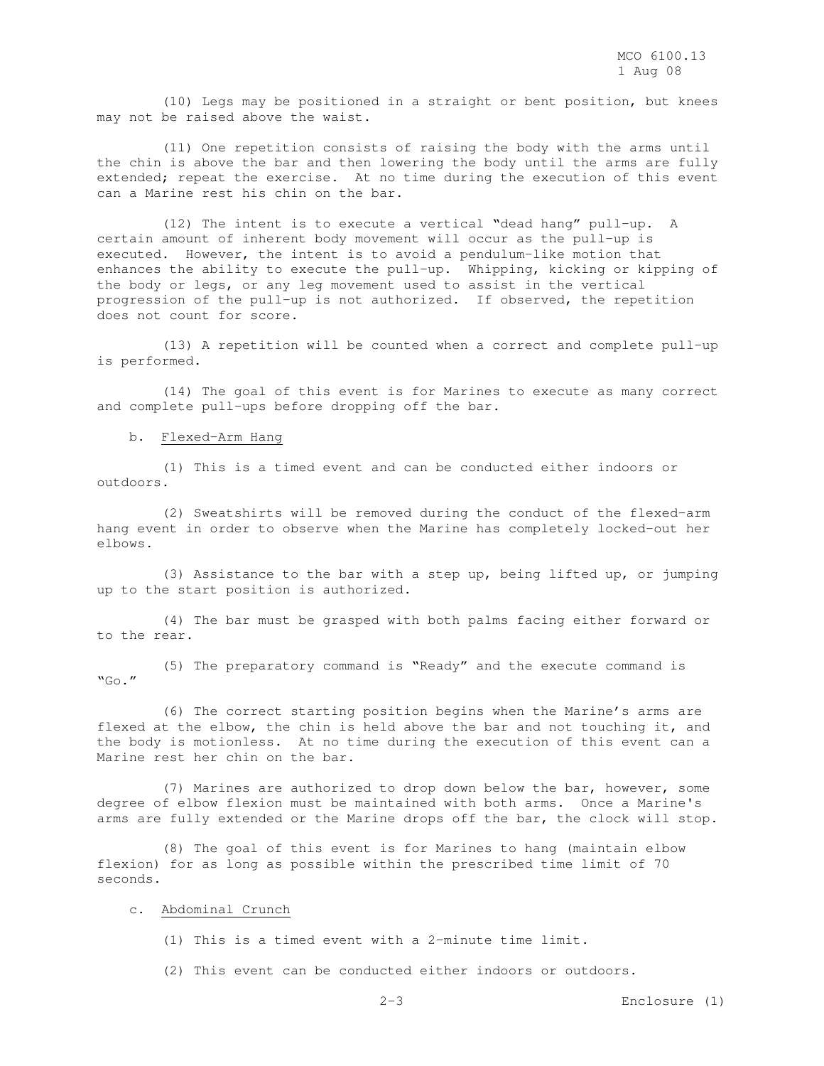(10) Legs may be positioned in a straight or bent position, but knees may not be raised above the waist.

(11) One repetition consists of raising the body with the arms until the chin is above the bar and then lowering the body until the arms are fully extended; repeat the exercise. At no time during the execution of this event can a Marine rest his chin on the bar.

(12) The intent is to execute a vertical "dead hang" pull-up. A certain amount of inherent body movement will occur as the pull-up is executed. However, the intent is to avoid a pendulum-like motion that enhances the ability to execute the pull-up. Whipping, kicking or kipping of the body or legs, or any leg movement used to assist in the vertical progression of the pull-up is not authorized. If observed, the repetition does not count for score.

(13) A repetition will be counted when a correct and complete pull-up is performed.

(14) The goal of this event is for Marines to execute as many correct and complete pull-ups before dropping off the bar.

b. Flexed-Arm Hang

(1) This is a timed event and can be conducted either indoors or outdoors.

(2) Sweatshirts will be removed during the conduct of the flexed-arm hang event in order to observe when the Marine has completely locked-out her elbows.

(3) Assistance to the bar with a step up, being lifted up, or jumping up to the start position is authorized.

(4) The bar must be grasped with both palms facing either forward or to the rear.

(5) The preparatory command is "Ready" and the execute command is "Go."

(6) The correct starting position begins when the Marine's arms are flexed at the elbow, the chin is held above the bar and not touching it, and the body is motionless. At no time during the execution of this event can a Marine rest her chin on the bar.

(7) Marines are authorized to drop down below the bar, however, some degree of elbow flexion must be maintained with both arms. Once a Marine's arms are fully extended or the Marine drops off the bar, the clock will stop.

(8) The goal of this event is for Marines to hang (maintain elbow flexion) for as long as possible within the prescribed time limit of 70 seconds.

c. Abdominal Crunch

(1) This is a timed event with a 2-minute time limit.

(2) This event can be conducted either indoors or outdoors.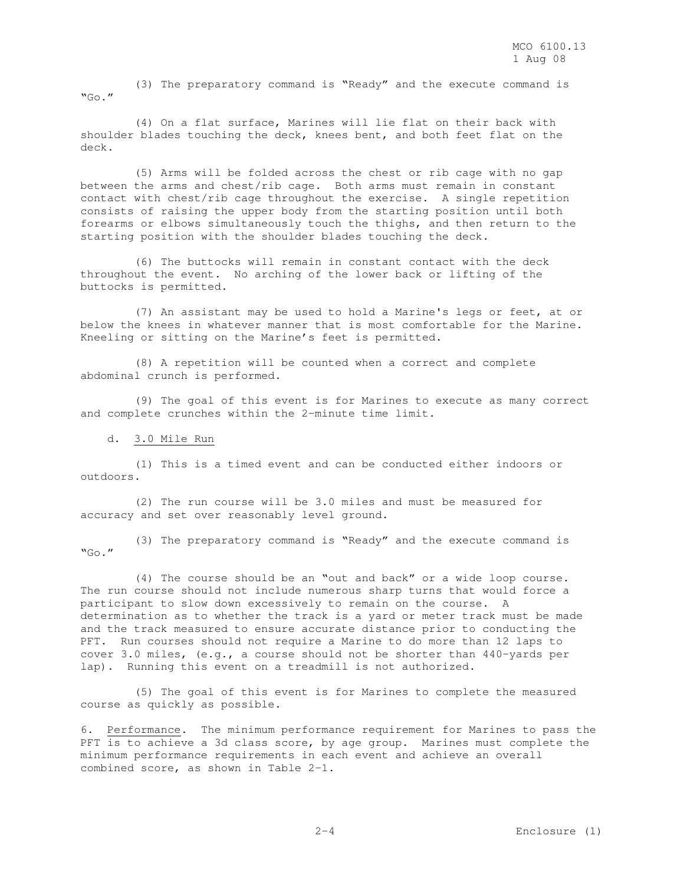(3) The preparatory command is "Ready" and the execute command is "Go."

(4) On a flat surface, Marines will lie flat on their back with shoulder blades touching the deck, knees bent, and both feet flat on the deck.

(5) Arms will be folded across the chest or rib cage with no gap between the arms and chest/rib cage. Both arms must remain in constant contact with chest/rib cage throughout the exercise. A single repetition consists of raising the upper body from the starting position until both forearms or elbows simultaneously touch the thighs, and then return to the starting position with the shoulder blades touching the deck.

(6) The buttocks will remain in constant contact with the deck throughout the event. No arching of the lower back or lifting of the buttocks is permitted.

(7) An assistant may be used to hold a Marine's legs or feet, at or below the knees in whatever manner that is most comfortable for the Marine. Kneeling or sitting on the Marine's feet is permitted.

(8) A repetition will be counted when a correct and complete abdominal crunch is performed.

(9) The goal of this event is for Marines to execute as many correct and complete crunches within the 2-minute time limit.

d. <u>3.0 Mile Run</u>

(1) This is a timed event and can be conducted either indoors or outdoors.

(2) The run course will be 3.0 miles and must be measured for accuracy and set over reasonably level ground.

(3) The preparatory command is "Ready" and the execute command is "Go."

(4) The course should be an "out and back" or a wide loop course. The run course should not include numerous sharp turns that would force a participant to slow down excessively to remain on the course. A determination as to whether the track is a yard or meter track must be made and the track measured to ensure accurate distance prior to conducting the PFT. Run courses should not require a Marine to do more than 12 laps to cover 3.0 miles, (e.g., a course should not be shorter than 440-yards per lap). Running this event on a treadmill is not authorized.

(5) The goal of this event is for Marines to complete the measured course as quickly as possible.

6. <u>Performance</u>. The minimum performance requirement for Marines to pass the PFT is to achieve a 3d class score, by age group. Marines must complete the minimum performance requirements in each event and achieve an overall combined score, as shown in Table 2-1.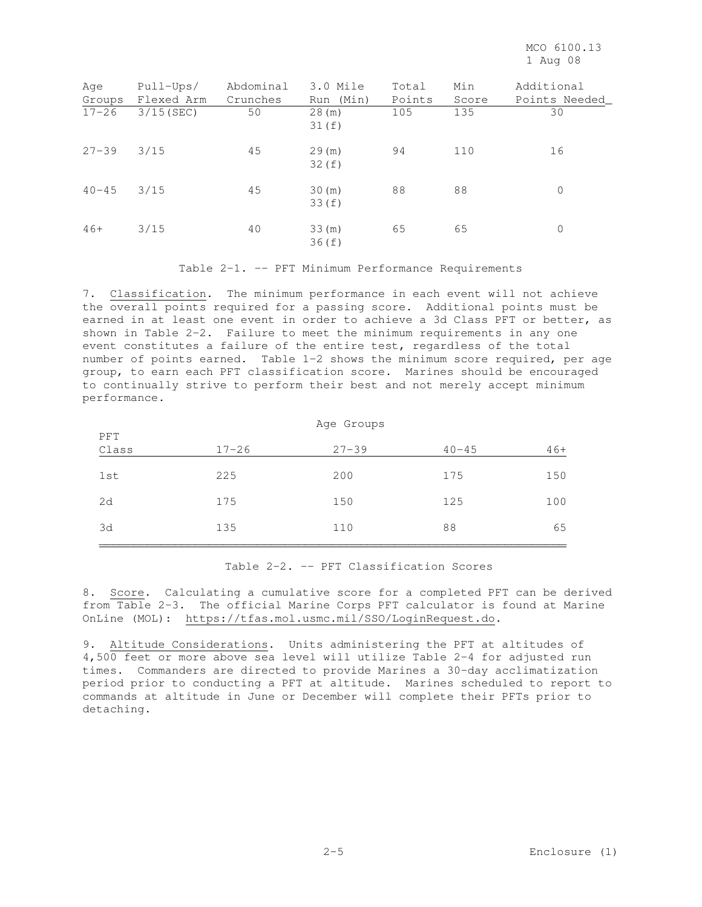| Age Groups | Pull-Ups/ Flexed Arm | Abdominal Crunches | 3.0 Mile Run (Min) | Total Points | Min Score | Additional Points Needed |
|---|---|---|---|---|---|---|
| 17-26 | 3/15(SEC) | 50 | 28(m) 31(f) | 105 | 135 | 30 |
| 27-39 | 3/15 | 45 | 29(m) 32(f) | 94 | 110 | 16 |
| 40-45 | 3/15 | 45 | 30(m) 33(f) | 88 | 88 | 0 |
| 46+ | 3/15 | 40 | 33(m) 36(f) | 65 | 65 | 0 |

Table 2-1. -- PFT Minimum Performance Requirements

7. Classification. The minimum performance in each event will not achieve the overall points required for a passing score. Additional points must be earned in at least one event in order to achieve a 3d Class PFT or better, as shown in Table 2-2. Failure to meet the minimum requirements in any one event constitutes a failure of the entire test, regardless of the total number of points earned. Table 1-2 shows the minimum score required, per age group, to earn each PFT classification score. Marines should be encouraged to continually strive to perform their best and not merely accept minimum performance.

| PFT Class | Age Groups 17-26 | 27-39 | 40-45 | 46+ |
|---|---|---|---|---|
| 1st | 225 | 200 | 175 | 150 |
| 2d | 175 | 150 | 125 | 100 |
| 3d | 135 | 110 | 88 | 65 |

Table 2-2. -- PFT Classification Scores

8. Score. Calculating a cumulative score for a completed PFT can be derived from Table 2-3. The official Marine Corps PFT calculator is found at Marine OnLine (MOL): https://tfas.mol.usmc.mil/SSO/LoginRequest.do.

9. Altitude Considerations. Units administering the PFT at altitudes of 4,500 feet or more above sea level will utilize Table 2-4 for adjusted run times. Commanders are directed to provide Marines a 30-day acclimatization period prior to conducting a PFT at altitude. Marines scheduled to report to commands at altitude in June or December will complete their PFTs prior to detaching.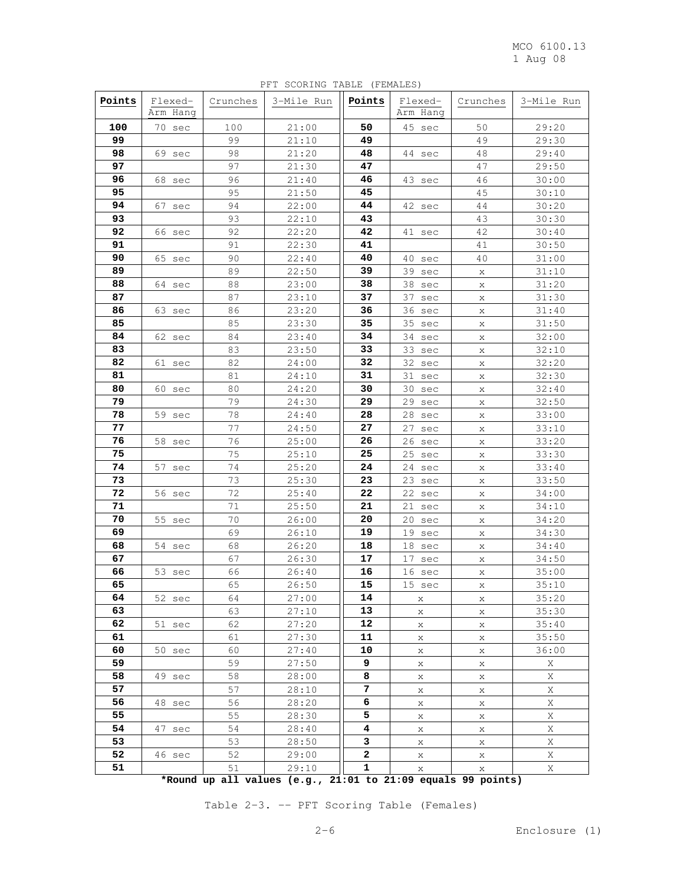PFT SCORING TABLE (FEMALES)

| Points | Flexed-Arm Hang | Crunches | 3-Mile Run | Points | Flexed-Arm Hang | Crunches | 3-Mile Run |
|---|---|---|---|---|---|---|---|
| **100** | 70 sec | 100 | 21:00 | **50** | 45 sec | 50 | 29:20 |
| **99** | | 99 | 21:10 | **49** | | 49 | 29:30 |
| **98** | 69 sec | 98 | 21:20 | **48** | 44 sec | 48 | 29:40 |
| **97** | | 97 | 21:30 | **47** | | 47 | 29:50 |
| **96** | 68 sec | 96 | 21:40 | **46** | 43 sec | 46 | 30:00 |
| **95** | | 95 | 21:50 | **45** | | 45 | 30:10 |
| **94** | 67 sec | 94 | 22:00 | **44** | 42 sec | 44 | 30:20 |
| **93** | | 93 | 22:10 | **43** | | 43 | 30:30 |
| **92** | 66 sec | 92 | 22:20 | **42** | 41 sec | 42 | 30:40 |
| **91** | | 91 | 22:30 | **41** | | 41 | 30:50 |
| **90** | 65 sec | 90 | 22:40 | **40** | 40 sec | 40 | 31:00 |
| **89** | | 89 | 22:50 | **39** | 39 sec | x | 31:10 |
| **88** | 64 sec | 88 | 23:00 | **38** | 38 sec | x | 31:20 |
| **87** | | 87 | 23:10 | **37** | 37 sec | x | 31:30 |
| **86** | 63 sec | 86 | 23:20 | **36** | 36 sec | x | 31:40 |
| **85** | | 85 | 23:30 | **35** | 35 sec | x | 31:50 |
| **84** | 62 sec | 84 | 23:40 | **34** | 34 sec | x | 32:00 |
| **83** | | 83 | 23:50 | **33** | 33 sec | x | 32:10 |
| **82** | 61 sec | 82 | 24:00 | **32** | 32 sec | x | 32:20 |
| **81** | | 81 | 24:10 | **31** | 31 sec | x | 32:30 |
| **80** | 60 sec | 80 | 24:20 | **30** | 30 sec | x | 32:40 |
| **79** | | 79 | 24:30 | **29** | 29 sec | x | 32:50 |
| **78** | 59 sec | 78 | 24:40 | **28** | 28 sec | x | 33:00 |
| **77** | | 77 | 24:50 | **27** | 27 sec | x | 33:10 |
| **76** | 58 sec | 76 | 25:00 | **26** | 26 sec | x | 33:20 |
| **75** | | 75 | 25:10 | **25** | 25 sec | x | 33:30 |
| **74** | 57 sec | 74 | 25:20 | **24** | 24 sec | x | 33:40 |
| **73** | | 73 | 25:30 | **23** | 23 sec | x | 33:50 |
| **72** | 56 sec | 72 | 25:40 | **22** | 22 sec | x | 34:00 |
| **71** | | 71 | 25:50 | **21** | 21 sec | x | 34:10 |
| **70** | 55 sec | 70 | 26:00 | **20** | 20 sec | x | 34:20 |
| **69** | | 69 | 26:10 | **19** | 19 sec | x | 34:30 |
| **68** | 54 sec | 68 | 26:20 | **18** | 18 sec | x | 34:40 |
| **67** | | 67 | 26:30 | **17** | 17 sec | x | 34:50 |
| **66** | 53 sec | 66 | 26:40 | **16** | 16 sec | x | 35:00 |
| **65** | | 65 | 26:50 | **15** | 15 sec | x | 35:10 |
| **64** | 52 sec | 64 | 27:00 | **14** | x | x | 35:20 |
| **63** | | 63 | 27:10 | **13** | x | x | 35:30 |
| **62** | 51 sec | 62 | 27:20 | **12** | x | x | 35:40 |
| **61** | | 61 | 27:30 | **11** | x | x | 35:50 |
| **60** | 50 sec | 60 | 27:40 | **10** | x | x | 36:00 |
| **59** | | 59 | 27:50 | **9** | x | x | X |
| **58** | 49 sec | 58 | 28:00 | **8** | x | x | X |
| **57** | | 57 | 28:10 | **7** | x | x | X |
| **56** | 48 sec | 56 | 28:20 | **6** | x | x | X |
| **55** | | 55 | 28:30 | **5** | x | x | X |
| **54** | 47 sec | 54 | 28:40 | **4** | x | x | X |
| **53** | | 53 | 28:50 | **3** | x | x | X |
| **52** | 46 sec | 52 | 29:00 | **2** | x | x | X |
| **51** | | 51 | 29:10 | **1** | x | x | X |

**\*Round up all values (e.g., 21:01 to 21:09 equals 99 points)**

Table 2-3. -- PFT Scoring Table (Females)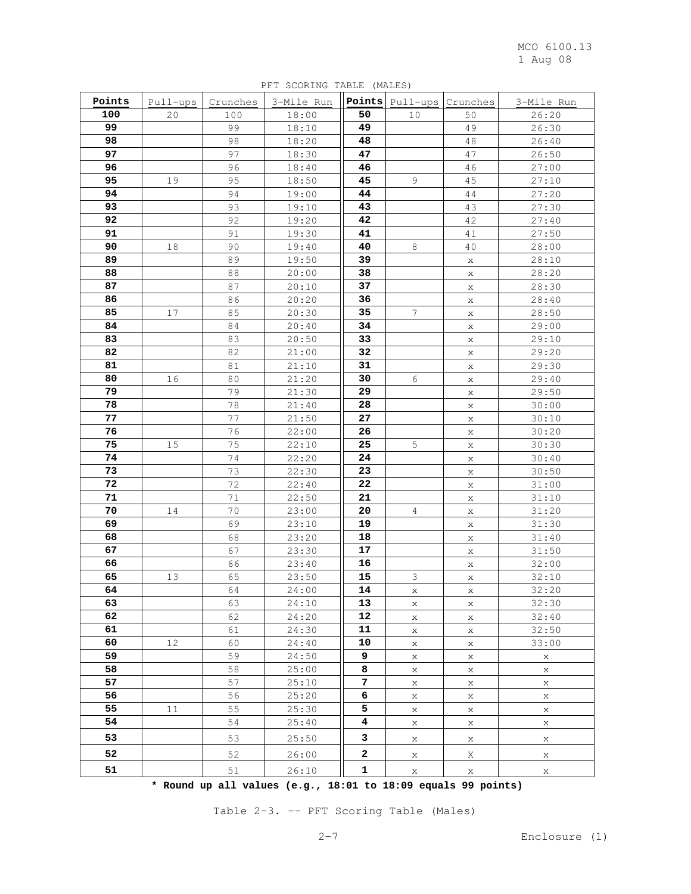PFT SCORING TABLE (MALES)

| Points | Pull-ups | Crunches | 3-Mile Run | Points | Pull-ups | Crunches | 3-Mile Run |
|---|---|---|---|---|---|---|---|
| **100** | 20 | 100 | 18:00 | **50** | 10 | 50 | 26:20 |
| **99** | | 99 | 18:10 | **49** | | 49 | 26:30 |
| **98** | | 98 | 18:20 | **48** | | 48 | 26:40 |
| **97** | | 97 | 18:30 | **47** | | 47 | 26:50 |
| **96** | | 96 | 18:40 | **46** | | 46 | 27:00 |
| **95** | 19 | 95 | 18:50 | **45** | 9 | 45 | 27:10 |
| **94** | | 94 | 19:00 | **44** | | 44 | 27:20 |
| **93** | | 93 | 19:10 | **43** | | 43 | 27:30 |
| **92** | | 92 | 19:20 | **42** | | 42 | 27:40 |
| **91** | | 91 | 19:30 | **41** | | 41 | 27:50 |
| **90** | 18 | 90 | 19:40 | **40** | 8 | 40 | 28:00 |
| **89** | | 89 | 19:50 | **39** | | x | 28:10 |
| **88** | | 88 | 20:00 | **38** | | x | 28:20 |
| **87** | | 87 | 20:10 | **37** | | x | 28:30 |
| **86** | | 86 | 20:20 | **36** | | x | 28:40 |
| **85** | 17 | 85 | 20:30 | **35** | 7 | x | 28:50 |
| **84** | | 84 | 20:40 | **34** | | x | 29:00 |
| **83** | | 83 | 20:50 | **33** | | x | 29:10 |
| **82** | | 82 | 21:00 | **32** | | x | 29:20 |
| **81** | | 81 | 21:10 | **31** | | x | 29:30 |
| **80** | 16 | 80 | 21:20 | **30** | 6 | x | 29:40 |
| **79** | | 79 | 21:30 | **29** | | x | 29:50 |
| **78** | | 78 | 21:40 | **28** | | x | 30:00 |
| **77** | | 77 | 21:50 | **27** | | x | 30:10 |
| **76** | | 76 | 22:00 | **26** | | x | 30:20 |
| **75** | 15 | 75 | 22:10 | **25** | 5 | x | 30:30 |
| **74** | | 74 | 22:20 | **24** | | x | 30:40 |
| **73** | | 73 | 22:30 | **23** | | x | 30:50 |
| **72** | | 72 | 22:40 | **22** | | x | 31:00 |
| **71** | | 71 | 22:50 | **21** | | x | 31:10 |
| **70** | 14 | 70 | 23:00 | **20** | 4 | x | 31:20 |
| **69** | | 69 | 23:10 | **19** | | x | 31:30 |
| **68** | | 68 | 23:20 | **18** | | x | 31:40 |
| **67** | | 67 | 23:30 | **17** | | x | 31:50 |
| **66** | | 66 | 23:40 | **16** | | x | 32:00 |
| **65** | 13 | 65 | 23:50 | **15** | 3 | x | 32:10 |
| **64** | | 64 | 24:00 | **14** | x | x | 32:20 |
| **63** | | 63 | 24:10 | **13** | x | x | 32:30 |
| **62** | | 62 | 24:20 | **12** | x | x | 32:40 |
| **61** | | 61 | 24:30 | **11** | x | x | 32:50 |
| **60** | 12 | 60 | 24:40 | **10** | x | x | 33:00 |
| **59** | | 59 | 24:50 | **9** | x | x | x |
| **58** | | 58 | 25:00 | **8** | x | x | x |
| **57** | | 57 | 25:10 | **7** | x | x | x |
| **56** | | 56 | 25:20 | **6** | x | x | x |
| **55** | 11 | 55 | 25:30 | **5** | x | x | x |
| **54** | | 54 | 25:40 | **4** | x | x | x |
| **53** | | 53 | 25:50 | **3** | x | x | x |
| **52** | | 52 | 26:00 | **2** | x | X | x |
| **51** | | 51 | 26:10 | **1** | x | x | x |

**\* Round up all values (e.g., 18:01 to 18:09 equals 99 points)**

Table 2-3. -- PFT Scoring Table (Males)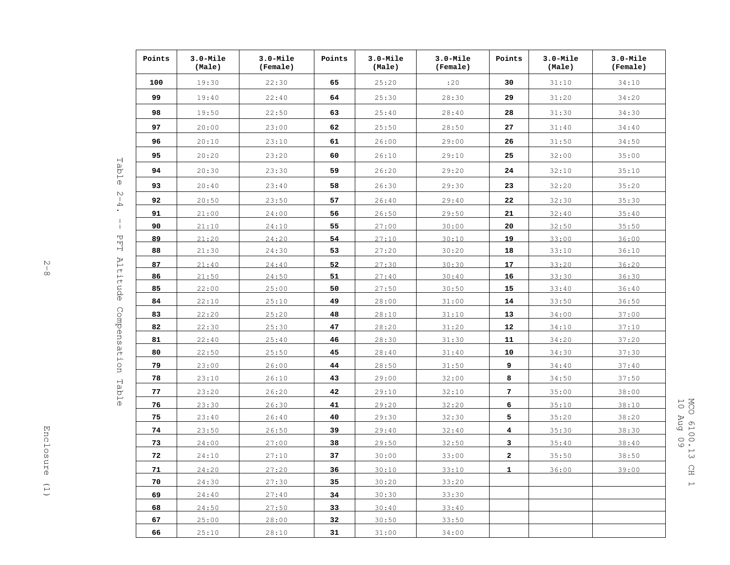Table 2-4. -- PFT Altitude Compensation Table

| Points | 3.0-Mile (Male) | 3.0-Mile (Female) | Points | 3.0-Mile (Male) | 3.0-Mile (Female) | Points | 3.0-Mile (Male) | 3.0-Mile (Female) |
|---|---|---|---|---|---|---|---|---|
| **100** | 19:30 | 22:30 | **65** | 25:20 | :20 | **30** | 31:10 | 34:10 |
| **99** | 19:40 | 22:40 | **64** | 25:30 | 28:30 | **29** | 31:20 | 34:20 |
| **98** | 19:50 | 22:50 | **63** | 25:40 | 28:40 | **28** | 31:30 | 34:30 |
| **97** | 20:00 | 23:00 | **62** | 25:50 | 28:50 | **27** | 31:40 | 34:40 |
| **96** | 20:10 | 23:10 | **61** | 26:00 | 29:00 | **26** | 31:50 | 34:50 |
| **95** | 20:20 | 23:20 | **60** | 26:10 | 29:10 | **25** | 32:00 | 35:00 |
| **94** | 20:30 | 23:30 | **59** | 26:20 | 29:20 | **24** | 32:10 | 35:10 |
| **93** | 20:40 | 23:40 | **58** | 26:30 | 29:30 | **23** | 32:20 | 35:20 |
| **92** | 20:50 | 23:50 | **57** | 26:40 | 29:40 | **22** | 32:30 | 35:30 |
| **91** | 21:00 | 24:00 | **56** | 26:50 | 29:50 | **21** | 32:40 | 35:40 |
| **90** | 21:10 | 24:10 | **55** | 27:00 | 30:00 | **20** | 32:50 | 35:50 |
| **89** | 21:20 | 24:20 | **54** | 27:10 | 30:10 | **19** | 33:00 | 36:00 |
| **88** | 21:30 | 24:30 | **53** | 27:20 | 30:20 | **18** | 33:10 | 36:10 |
| **87** | 21:40 | 24:40 | **52** | 27:30 | 30:30 | **17** | 33:20 | 36:20 |
| **86** | 21:50 | 24:50 | **51** | 27:40 | 30:40 | **16** | 33:30 | 36:30 |
| **85** | 22:00 | 25:00 | **50** | 27:50 | 30:50 | **15** | 33:40 | 36:40 |
| **84** | 22:10 | 25:10 | **49** | 28:00 | 31:00 | **14** | 33:50 | 36:50 |
| **83** | 22:20 | 25:20 | **48** | 28:10 | 31:10 | **13** | 34:00 | 37:00 |
| **82** | 22:30 | 25:30 | **47** | 28:20 | 31:20 | **12** | 34:10 | 37:10 |
| **81** | 22:40 | 25:40 | **46** | 28:30 | 31:30 | **11** | 34:20 | 37:20 |
| **80** | 22:50 | 25:50 | **45** | 28:40 | 31:40 | **10** | 34:30 | 37:30 |
| **79** | 23:00 | 26:00 | **44** | 28:50 | 31:50 | **9** | 34:40 | 37:40 |
| **78** | 23:10 | 26:10 | **43** | 29:00 | 32:00 | **8** | 34:50 | 37:50 |
| **77** | 23:20 | 26:20 | **42** | 29:10 | 32:10 | **7** | 35:00 | 38:00 |
| **76** | 23:30 | 26:30 | **41** | 29:20 | 32:20 | **6** | 35:10 | 38:10 |
| **75** | 23:40 | 26:40 | **40** | 29:30 | 32:30 | **5** | 35:20 | 38:20 |
| **74** | 23:50 | 26:50 | **39** | 29:40 | 32:40 | **4** | 35:30 | 38:30 |
| **73** | 24:00 | 27:00 | **38** | 29:50 | 32:50 | **3** | 35:40 | 38:40 |
| **72** | 24:10 | 27:10 | **37** | 30:00 | 33:00 | **2** | 35:50 | 38:50 |
| **71** | 24:20 | 27:20 | **36** | 30:10 | 33:10 | **1** | 36:00 | 39:00 |
| **70** | 24:30 | 27:30 | **35** | 30:20 | 33:20 | | | |
| **69** | 24:40 | 27:40 | **34** | 30:30 | 33:30 | | | |
| **68** | 24:50 | 27:50 | **33** | 30:40 | 33:40 | | | |
| **67** | 25:00 | 28:00 | **32** | 30:50 | 33:50 | | | |
| **66** | 25:10 | 28:10 | **31** | 31:00 | 34:00 | | | |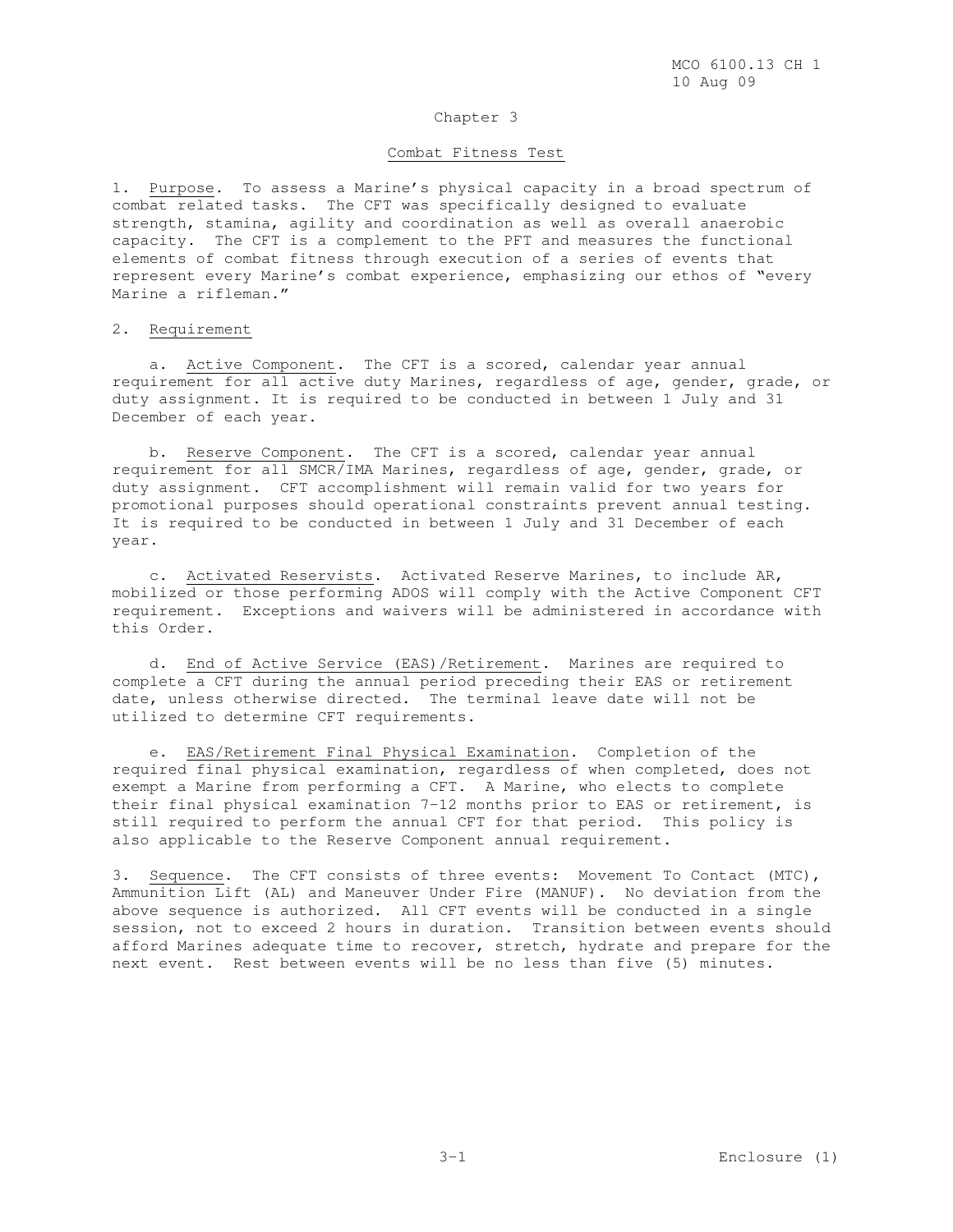# Chapter 3

## Combat Fitness Test

1. Purpose. To assess a Marine's physical capacity in a broad spectrum of combat related tasks. The CFT was specifically designed to evaluate strength, stamina, agility and coordination as well as overall anaerobic capacity. The CFT is a complement to the PFT and measures the functional elements of combat fitness through execution of a series of events that represent every Marine's combat experience, emphasizing our ethos of "every Marine a rifleman."

2. Requirement

   a. Active Component. The CFT is a scored, calendar year annual requirement for all active duty Marines, regardless of age, gender, grade, or duty assignment. It is required to be conducted in between 1 July and 31 December of each year.

   b. Reserve Component. The CFT is a scored, calendar year annual requirement for all SMCR/IMA Marines, regardless of age, gender, grade, or duty assignment. CFT accomplishment will remain valid for two years for promotional purposes should operational constraints prevent annual testing. It is required to be conducted in between 1 July and 31 December of each year.

   c. Activated Reservists. Activated Reserve Marines, to include AR, mobilized or those performing ADOS will comply with the Active Component CFT requirement. Exceptions and waivers will be administered in accordance with this Order.

   d. End of Active Service (EAS)/Retirement. Marines are required to complete a CFT during the annual period preceding their EAS or retirement date, unless otherwise directed. The terminal leave date will not be utilized to determine CFT requirements.

   e. EAS/Retirement Final Physical Examination. Completion of the required final physical examination, regardless of when completed, does not exempt a Marine from performing a CFT. A Marine, who elects to complete their final physical examination 7-12 months prior to EAS or retirement, is still required to perform the annual CFT for that period. This policy is also applicable to the Reserve Component annual requirement.

3. Sequence. The CFT consists of three events: Movement To Contact (MTC), Ammunition Lift (AL) and Maneuver Under Fire (MANUF). No deviation from the above sequence is authorized. All CFT events will be conducted in a single session, not to exceed 2 hours in duration. Transition between events should afford Marines adequate time to recover, stretch, hydrate and prepare for the next event. Rest between events will be no less than five (5) minutes.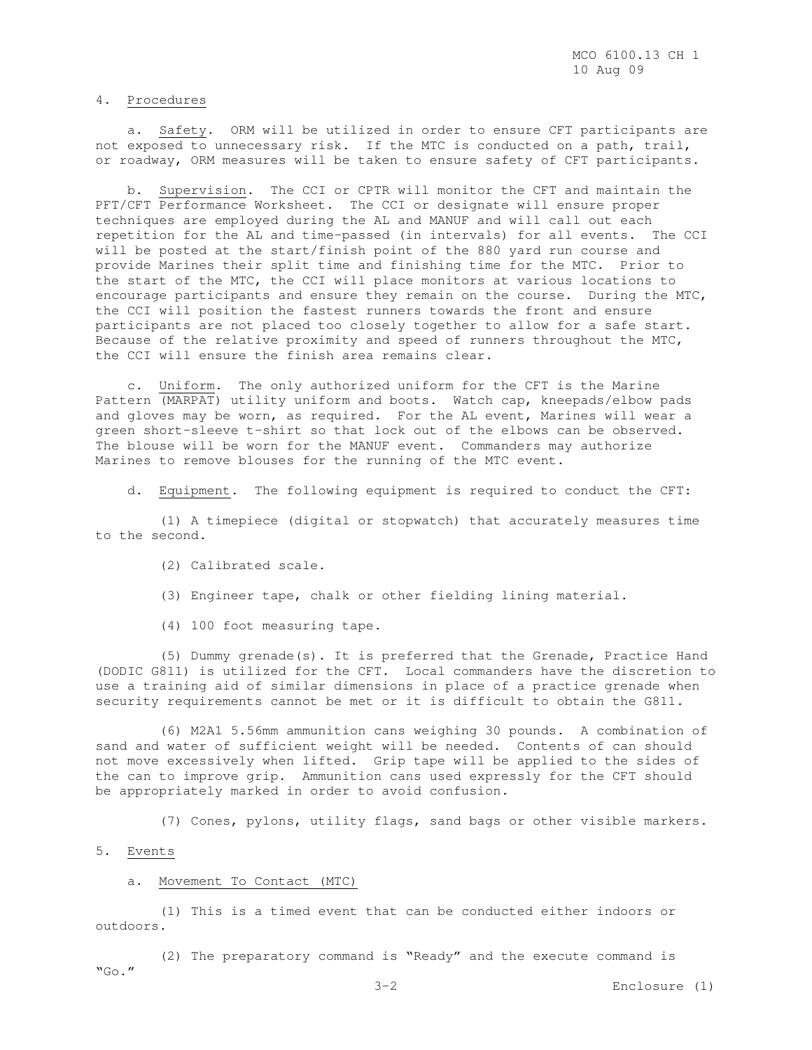4. Procedures

a. Safety. ORM will be utilized in order to ensure CFT participants are not exposed to unnecessary risk. If the MTC is conducted on a path, trail, or roadway, ORM measures will be taken to ensure safety of CFT participants.

b. Supervision. The CCI or CPTR will monitor the CFT and maintain the PFT/CFT Performance Worksheet. The CCI or designate will ensure proper techniques are employed during the AL and MANUF and will call out each repetition for the AL and time-passed (in intervals) for all events. The CCI will be posted at the start/finish point of the 880 yard run course and provide Marines their split time and finishing time for the MTC. Prior to the start of the MTC, the CCI will place monitors at various locations to encourage participants and ensure they remain on the course. During the MTC, the CCI will position the fastest runners towards the front and ensure participants are not placed too closely together to allow for a safe start. Because of the relative proximity and speed of runners throughout the MTC, the CCI will ensure the finish area remains clear.

c. Uniform. The only authorized uniform for the CFT is the Marine Pattern (MARPAT) utility uniform and boots. Watch cap, kneepads/elbow pads and gloves may be worn, as required. For the AL event, Marines will wear a green short-sleeve t-shirt so that lock out of the elbows can be observed. The blouse will be worn for the MANUF event. Commanders may authorize Marines to remove blouses for the running of the MTC event.

d. Equipment. The following equipment is required to conduct the CFT:

(1) A timepiece (digital or stopwatch) that accurately measures time to the second.

(2) Calibrated scale.

(3) Engineer tape, chalk or other fielding lining material.

(4) 100 foot measuring tape.

(5) Dummy grenade(s). It is preferred that the Grenade, Practice Hand (DODIC G811) is utilized for the CFT. Local commanders have the discretion to use a training aid of similar dimensions in place of a practice grenade when security requirements cannot be met or it is difficult to obtain the G811.

(6) M2A1 5.56mm ammunition cans weighing 30 pounds. A combination of sand and water of sufficient weight will be needed. Contents of can should not move excessively when lifted. Grip tape will be applied to the sides of the can to improve grip. Ammunition cans used expressly for the CFT should be appropriately marked in order to avoid confusion.

(7) Cones, pylons, utility flags, sand bags or other visible markers.

5. Events

a. Movement To Contact (MTC)

(1) This is a timed event that can be conducted either indoors or outdoors.

(2) The preparatory command is "Ready" and the execute command is "Go."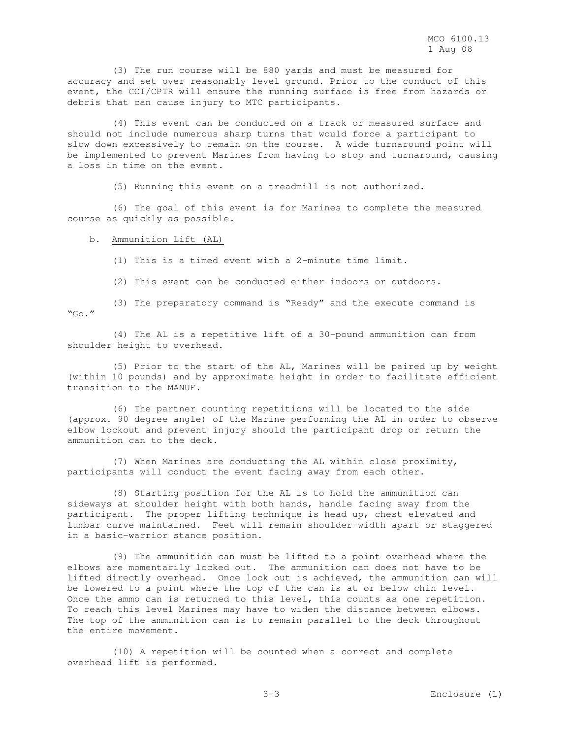(3) The run course will be 880 yards and must be measured for accuracy and set over reasonably level ground. Prior to the conduct of this event, the CCI/CPTR will ensure the running surface is free from hazards or debris that can cause injury to MTC participants.

(4) This event can be conducted on a track or measured surface and should not include numerous sharp turns that would force a participant to slow down excessively to remain on the course. A wide turnaround point will be implemented to prevent Marines from having to stop and turnaround, causing a loss in time on the event.

(5) Running this event on a treadmill is not authorized.

(6) The goal of this event is for Marines to complete the measured course as quickly as possible.

b. Ammunition Lift (AL)

(1) This is a timed event with a 2-minute time limit.

(2) This event can be conducted either indoors or outdoors.

(3) The preparatory command is "Ready" and the execute command is "Go."

(4) The AL is a repetitive lift of a 30-pound ammunition can from shoulder height to overhead.

(5) Prior to the start of the AL, Marines will be paired up by weight (within 10 pounds) and by approximate height in order to facilitate efficient transition to the MANUF.

(6) The partner counting repetitions will be located to the side (approx. 90 degree angle) of the Marine performing the AL in order to observe elbow lockout and prevent injury should the participant drop or return the ammunition can to the deck.

(7) When Marines are conducting the AL within close proximity, participants will conduct the event facing away from each other.

(8) Starting position for the AL is to hold the ammunition can sideways at shoulder height with both hands, handle facing away from the participant. The proper lifting technique is head up, chest elevated and lumbar curve maintained. Feet will remain shoulder-width apart or staggered in a basic-warrior stance position.

(9) The ammunition can must be lifted to a point overhead where the elbows are momentarily locked out. The ammunition can does not have to be lifted directly overhead. Once lock out is achieved, the ammunition can will be lowered to a point where the top of the can is at or below chin level. Once the ammo can is returned to this level, this counts as one repetition. To reach this level Marines may have to widen the distance between elbows. The top of the ammunition can is to remain parallel to the deck throughout the entire movement.

(10) A repetition will be counted when a correct and complete overhead lift is performed.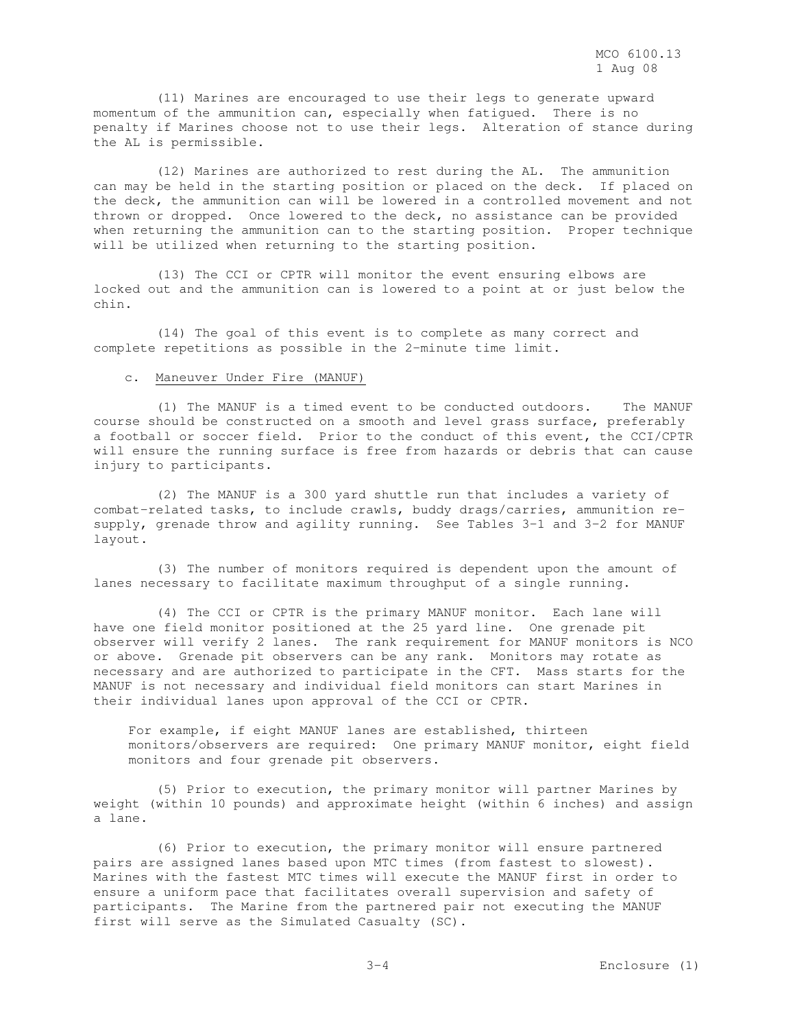(11) Marines are encouraged to use their legs to generate upward momentum of the ammunition can, especially when fatigued. There is no penalty if Marines choose not to use their legs. Alteration of stance during the AL is permissible.

(12) Marines are authorized to rest during the AL. The ammunition can may be held in the starting position or placed on the deck. If placed on the deck, the ammunition can will be lowered in a controlled movement and not thrown or dropped. Once lowered to the deck, no assistance can be provided when returning the ammunition can to the starting position. Proper technique will be utilized when returning to the starting position.

(13) The CCI or CPTR will monitor the event ensuring elbows are locked out and the ammunition can is lowered to a point at or just below the chin.

(14) The goal of this event is to complete as many correct and complete repetitions as possible in the 2-minute time limit.

c. Maneuver Under Fire (MANUF)

(1) The MANUF is a timed event to be conducted outdoors. The MANUF course should be constructed on a smooth and level grass surface, preferably a football or soccer field. Prior to the conduct of this event, the CCI/CPTR will ensure the running surface is free from hazards or debris that can cause injury to participants.

(2) The MANUF is a 300 yard shuttle run that includes a variety of combat-related tasks, to include crawls, buddy drags/carries, ammunition re-supply, grenade throw and agility running. See Tables 3-1 and 3-2 for MANUF layout.

(3) The number of monitors required is dependent upon the amount of lanes necessary to facilitate maximum throughput of a single running.

(4) The CCI or CPTR is the primary MANUF monitor. Each lane will have one field monitor positioned at the 25 yard line. One grenade pit observer will verify 2 lanes. The rank requirement for MANUF monitors is NCO or above. Grenade pit observers can be any rank. Monitors may rotate as necessary and are authorized to participate in the CFT. Mass starts for the MANUF is not necessary and individual field monitors can start Marines in their individual lanes upon approval of the CCI or CPTR.

For example, if eight MANUF lanes are established, thirteen monitors/observers are required: One primary MANUF monitor, eight field monitors and four grenade pit observers.

(5) Prior to execution, the primary monitor will partner Marines by weight (within 10 pounds) and approximate height (within 6 inches) and assign a lane.

(6) Prior to execution, the primary monitor will ensure partnered pairs are assigned lanes based upon MTC times (from fastest to slowest). Marines with the fastest MTC times will execute the MANUF first in order to ensure a uniform pace that facilitates overall supervision and safety of participants. The Marine from the partnered pair not executing the MANUF first will serve as the Simulated Casualty (SC).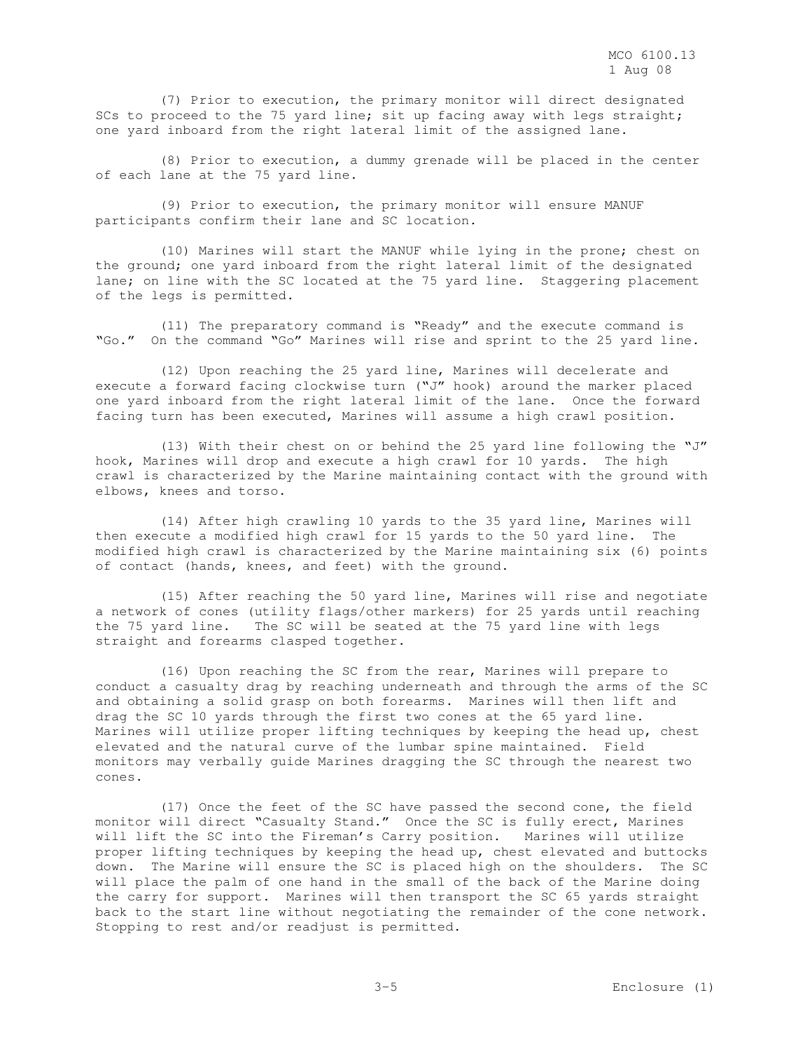(7) Prior to execution, the primary monitor will direct designated SCs to proceed to the 75 yard line; sit up facing away with legs straight; one yard inboard from the right lateral limit of the assigned lane.

(8) Prior to execution, a dummy grenade will be placed in the center of each lane at the 75 yard line.

(9) Prior to execution, the primary monitor will ensure MANUF participants confirm their lane and SC location.

(10) Marines will start the MANUF while lying in the prone; chest on the ground; one yard inboard from the right lateral limit of the designated lane; on line with the SC located at the 75 yard line. Staggering placement of the legs is permitted.

(11) The preparatory command is "Ready" and the execute command is "Go." On the command "Go" Marines will rise and sprint to the 25 yard line.

(12) Upon reaching the 25 yard line, Marines will decelerate and execute a forward facing clockwise turn ("J" hook) around the marker placed one yard inboard from the right lateral limit of the lane. Once the forward facing turn has been executed, Marines will assume a high crawl position.

(13) With their chest on or behind the 25 yard line following the "J" hook, Marines will drop and execute a high crawl for 10 yards. The high crawl is characterized by the Marine maintaining contact with the ground with elbows, knees and torso.

(14) After high crawling 10 yards to the 35 yard line, Marines will then execute a modified high crawl for 15 yards to the 50 yard line. The modified high crawl is characterized by the Marine maintaining six (6) points of contact (hands, knees, and feet) with the ground.

(15) After reaching the 50 yard line, Marines will rise and negotiate a network of cones (utility flags/other markers) for 25 yards until reaching the 75 yard line. The SC will be seated at the 75 yard line with legs straight and forearms clasped together.

(16) Upon reaching the SC from the rear, Marines will prepare to conduct a casualty drag by reaching underneath and through the arms of the SC and obtaining a solid grasp on both forearms. Marines will then lift and drag the SC 10 yards through the first two cones at the 65 yard line. Marines will utilize proper lifting techniques by keeping the head up, chest elevated and the natural curve of the lumbar spine maintained. Field monitors may verbally guide Marines dragging the SC through the nearest two cones.

(17) Once the feet of the SC have passed the second cone, the field monitor will direct "Casualty Stand." Once the SC is fully erect, Marines will lift the SC into the Fireman's Carry position. Marines will utilize proper lifting techniques by keeping the head up, chest elevated and buttocks down. The Marine will ensure the SC is placed high on the shoulders. The SC will place the palm of one hand in the small of the back of the Marine doing the carry for support. Marines will then transport the SC 65 yards straight back to the start line without negotiating the remainder of the cone network. Stopping to rest and/or readjust is permitted.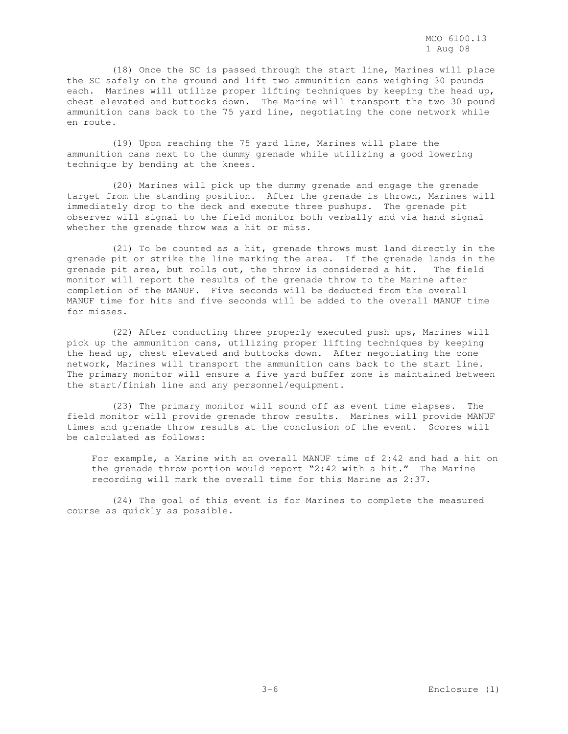(18) Once the SC is passed through the start line, Marines will place the SC safely on the ground and lift two ammunition cans weighing 30 pounds each. Marines will utilize proper lifting techniques by keeping the head up, chest elevated and buttocks down. The Marine will transport the two 30 pound ammunition cans back to the 75 yard line, negotiating the cone network while en route.

(19) Upon reaching the 75 yard line, Marines will place the ammunition cans next to the dummy grenade while utilizing a good lowering technique by bending at the knees.

(20) Marines will pick up the dummy grenade and engage the grenade target from the standing position. After the grenade is thrown, Marines will immediately drop to the deck and execute three pushups. The grenade pit observer will signal to the field monitor both verbally and via hand signal whether the grenade throw was a hit or miss.

(21) To be counted as a hit, grenade throws must land directly in the grenade pit or strike the line marking the area. If the grenade lands in the grenade pit area, but rolls out, the throw is considered a hit. The field monitor will report the results of the grenade throw to the Marine after completion of the MANUF. Five seconds will be deducted from the overall MANUF time for hits and five seconds will be added to the overall MANUF time for misses.

(22) After conducting three properly executed push ups, Marines will pick up the ammunition cans, utilizing proper lifting techniques by keeping the head up, chest elevated and buttocks down. After negotiating the cone network, Marines will transport the ammunition cans back to the start line. The primary monitor will ensure a five yard buffer zone is maintained between the start/finish line and any personnel/equipment.

(23) The primary monitor will sound off as event time elapses. The field monitor will provide grenade throw results. Marines will provide MANUF times and grenade throw results at the conclusion of the event. Scores will be calculated as follows:

For example, a Marine with an overall MANUF time of 2:42 and had a hit on the grenade throw portion would report "2:42 with a hit." The Marine recording will mark the overall time for this Marine as 2:37.

(24) The goal of this event is for Marines to complete the measured course as quickly as possible.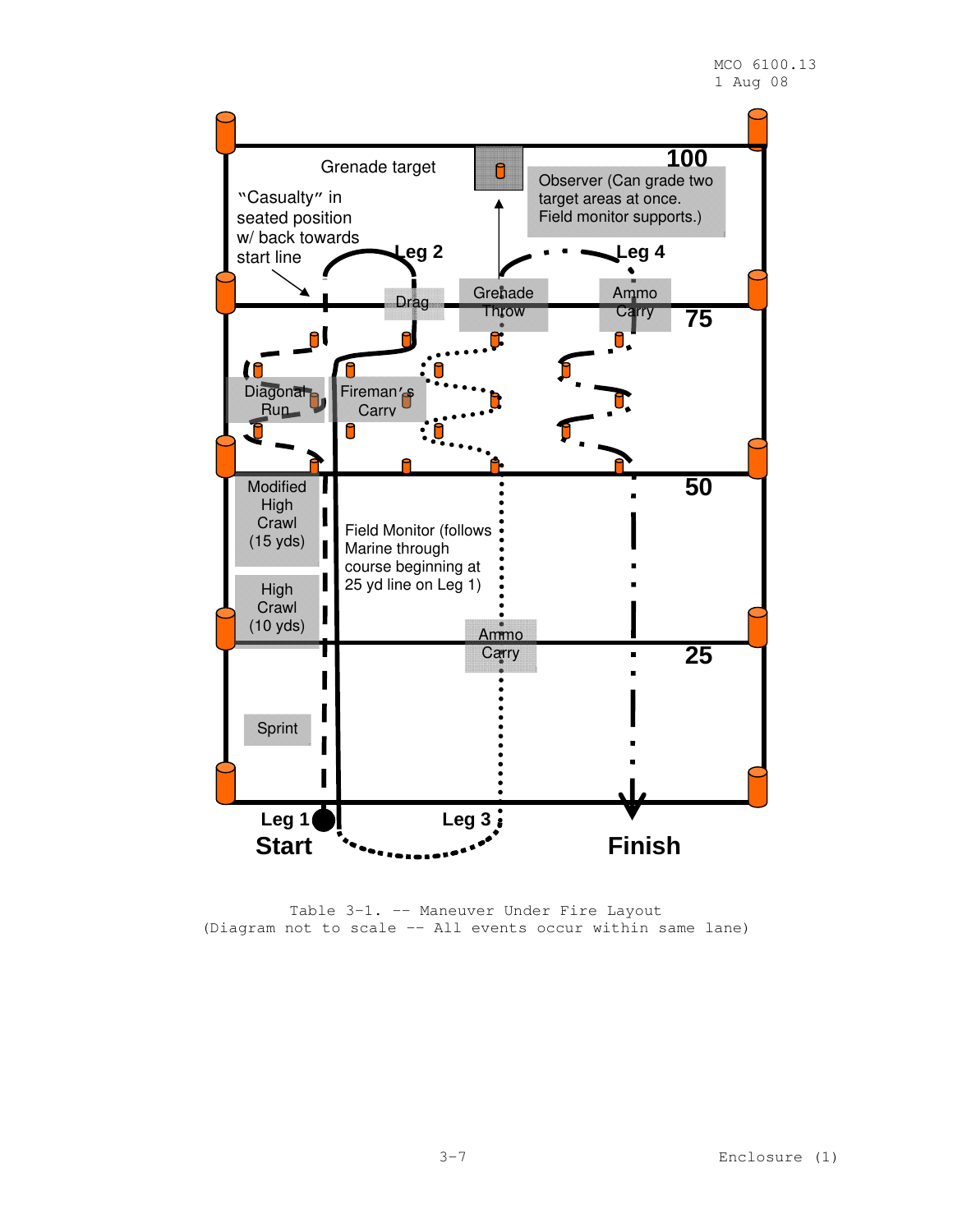Grenade target

"Casualty" in seated position w/ back towards start line

Observer (Can grade two target areas at once. Field monitor supports.)

100

Leg 2

Leg 4

Drag

Grenade Throw

Ammo Carry

75

Diagonal Run

Fireman's Carry

50

Modified High Crawl (15 yds)

High Crawl (10 yds)

Field Monitor (follows Marine through course beginning at 25 yd line on Leg 1)

Ammo Carry

25

Sprint

Leg 1

Start

Leg 3

Finish

Table 3-1. -- Maneuver Under Fire Layout
(Diagram not to scale -- All events occur within same lane)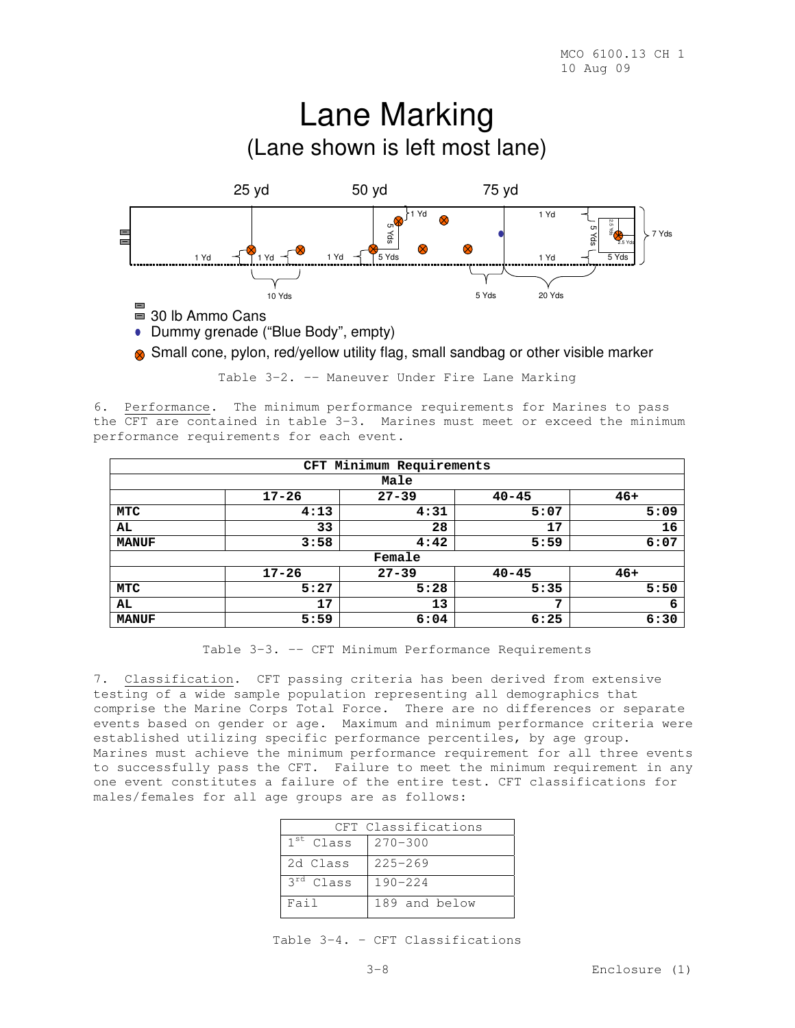# Lane Marking
## (Lane shown is left most lane)

25 yd 50 yd 75 yd

1 Yd 1 Yd 1 Yd 5 Yds 1 Yd 5 Yds 1 Yd 1 Yd 5 Yds 2.5 Yds 2.5 Yds 5 Yds 7 Yds

10 Yds 5 Yds 20 Yds

- 30 lb Ammo Cans
- Dummy grenade ("Blue Body", empty)
- Small cone, pylon, red/yellow utility flag, small sandbag or other visible marker

Table 3-2. -- Maneuver Under Fire Lane Marking

6. Performance. The minimum performance requirements for Marines to pass the CFT are contained in table 3-3. Marines must meet or exceed the minimum performance requirements for each event.

| CFT Minimum Requirements | | | | |
|---|---|---|---|---|
| **Male** | | | | |
| | **17-26** | **27-39** | **40-45** | **46+** |
| **MTC** | **4:13** | **4:31** | **5:07** | **5:09** |
| **AL** | **33** | **28** | **17** | **16** |
| **MANUF** | **3:58** | **4:42** | **5:59** | **6:07** |
| **Female** | | | | |
| | **17-26** | **27-39** | **40-45** | **46+** |
| **MTC** | **5:27** | **5:28** | **5:35** | **5:50** |
| **AL** | **17** | **13** | **7** | **6** |
| **MANUF** | **5:59** | **6:04** | **6:25** | **6:30** |

Table 3-3. -- CFT Minimum Performance Requirements

7. Classification. CFT passing criteria has been derived from extensive testing of a wide sample population representing all demographics that comprise the Marine Corps Total Force. There are no differences or separate events based on gender or age. Maximum and minimum performance criteria were established utilizing specific performance percentiles, by age group. Marines must achieve the minimum performance requirement for all three events to successfully pass the CFT. Failure to meet the minimum requirement in any one event constitutes a failure of the entire test. CFT classifications for males/females for all age groups are as follows:

| CFT Classifications | |
|---|---|
| 1st Class | 270-300 |
| 2d Class | 225-269 |
| 3rd Class | 190-224 |
| Fail | 189 and below |

Table 3-4. - CFT Classifications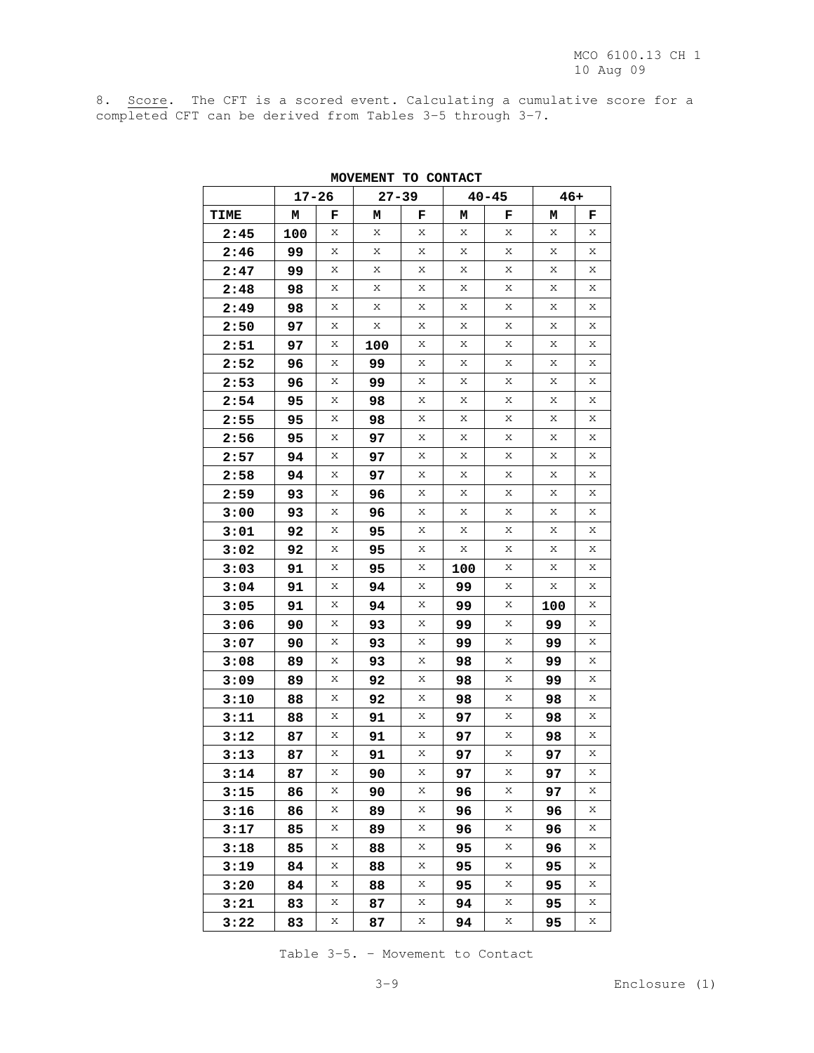8. Score. The CFT is a scored event. Calculating a cumulative score for a completed CFT can be derived from Tables 3-5 through 3-7.

**MOVEMENT TO CONTACT**

| | 17-26 | | 27-39 | | 40-45 | | 46+ | |
|---|---|---|---|---|---|---|---|---|
| **TIME** | **M** | **F** | **M** | **F** | **M** | **F** | **M** | **F** |
| **2:45** | **100** | x | x | x | x | x | x | x |
| **2:46** | **99** | x | x | x | x | x | x | x |
| **2:47** | **99** | x | x | x | x | x | x | x |
| **2:48** | **98** | x | x | x | x | x | x | x |
| **2:49** | **98** | x | x | x | x | x | x | x |
| **2:50** | **97** | x | x | x | x | x | x | x |
| **2:51** | **97** | x | **100** | x | x | x | x | x |
| **2:52** | **96** | x | **99** | x | x | x | x | x |
| **2:53** | **96** | x | **99** | x | x | x | x | x |
| **2:54** | **95** | x | **98** | x | x | x | x | x |
| **2:55** | **95** | x | **98** | x | x | x | x | x |
| **2:56** | **95** | x | **97** | x | x | x | x | x |
| **2:57** | **94** | x | **97** | x | x | x | x | x |
| **2:58** | **94** | x | **97** | x | x | x | x | x |
| **2:59** | **93** | x | **96** | x | x | x | x | x |
| **3:00** | **93** | x | **96** | x | x | x | x | x |
| **3:01** | **92** | x | **95** | x | x | x | x | x |
| **3:02** | **92** | x | **95** | x | x | x | x | x |
| **3:03** | **91** | x | **95** | x | **100** | x | x | x |
| **3:04** | **91** | x | **94** | x | **99** | x | x | x |
| **3:05** | **91** | x | **94** | x | **99** | x | **100** | x |
| **3:06** | **90** | x | **93** | x | **99** | x | **99** | x |
| **3:07** | **90** | x | **93** | x | **99** | x | **99** | x |
| **3:08** | **89** | x | **93** | x | **98** | x | **99** | x |
| **3:09** | **89** | x | **92** | x | **98** | x | **99** | x |
| **3:10** | **88** | x | **92** | x | **98** | x | **98** | x |
| **3:11** | **88** | x | **91** | x | **97** | x | **98** | x |
| **3:12** | **87** | x | **91** | x | **97** | x | **98** | x |
| **3:13** | **87** | x | **91** | x | **97** | x | **97** | x |
| **3:14** | **87** | x | **90** | x | **97** | x | **97** | x |
| **3:15** | **86** | x | **90** | x | **96** | x | **97** | x |
| **3:16** | **86** | x | **89** | x | **96** | x | **96** | x |
| **3:17** | **85** | x | **89** | x | **96** | x | **96** | x |
| **3:18** | **85** | x | **88** | x | **95** | x | **96** | x |
| **3:19** | **84** | x | **88** | x | **95** | x | **95** | x |
| **3:20** | **84** | x | **88** | x | **95** | x | **95** | x |
| **3:21** | **83** | x | **87** | x | **94** | x | **95** | x |
| **3:22** | **83** | x | **87** | x | **94** | x | **95** | x |

Table 3-5. - Movement to Contact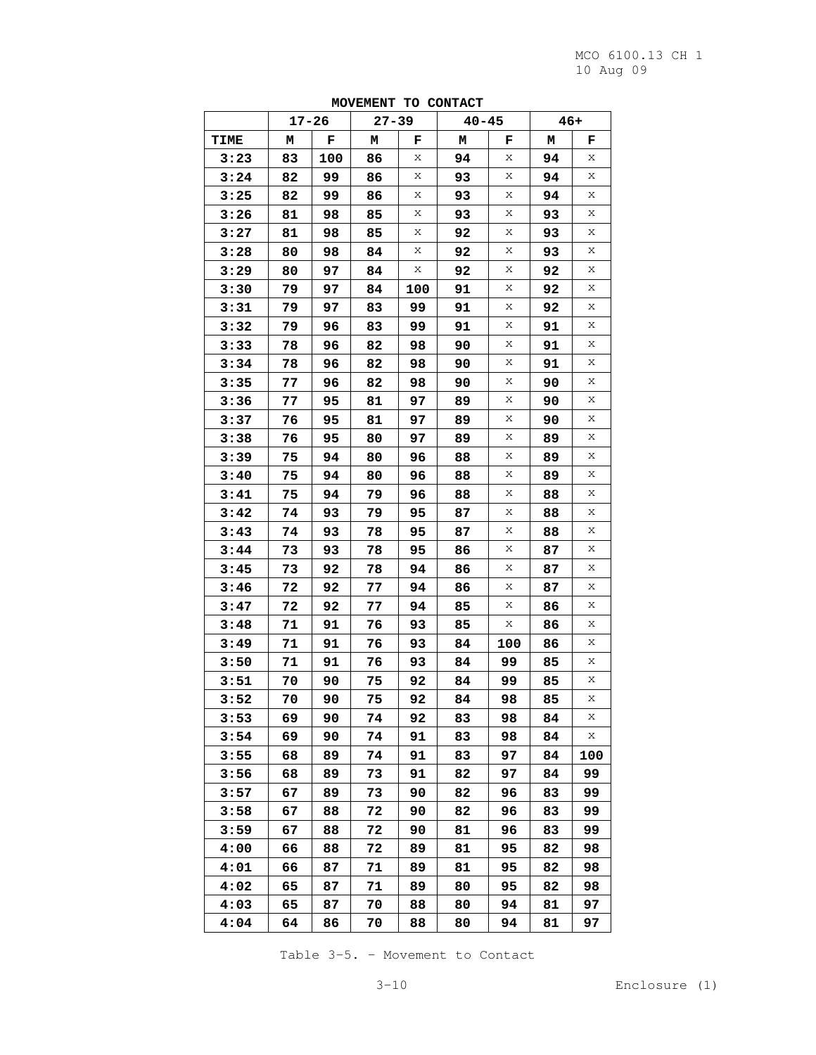**MOVEMENT TO CONTACT**

| | 17-26 | | 27-39 | | 40-45 | | 46+ | |
|---|---|---|---|---|---|---|---|---|
| **TIME** | **M** | **F** | **M** | **F** | **M** | **F** | **M** | **F** |
| **3:23** | **83** | **100** | **86** | x | **94** | x | **94** | x |
| **3:24** | **82** | **99** | **86** | x | **93** | x | **94** | x |
| **3:25** | **82** | **99** | **86** | x | **93** | x | **94** | x |
| **3:26** | **81** | **98** | **85** | x | **93** | x | **93** | x |
| **3:27** | **81** | **98** | **85** | x | **92** | x | **93** | x |
| **3:28** | **80** | **98** | **84** | x | **92** | x | **93** | x |
| **3:29** | **80** | **97** | **84** | x | **92** | x | **92** | x |
| **3:30** | **79** | **97** | **84** | **100** | **91** | x | **92** | x |
| **3:31** | **79** | **97** | **83** | **99** | **91** | x | **92** | x |
| **3:32** | **79** | **96** | **83** | **99** | **91** | x | **91** | x |
| **3:33** | **78** | **96** | **82** | **98** | **90** | x | **91** | x |
| **3:34** | **78** | **96** | **82** | **98** | **90** | x | **91** | x |
| **3:35** | **77** | **96** | **82** | **98** | **90** | x | **90** | x |
| **3:36** | **77** | **95** | **81** | **97** | **89** | x | **90** | x |
| **3:37** | **76** | **95** | **81** | **97** | **89** | x | **90** | x |
| **3:38** | **76** | **95** | **80** | **97** | **89** | x | **89** | x |
| **3:39** | **75** | **94** | **80** | **96** | **88** | x | **89** | x |
| **3:40** | **75** | **94** | **80** | **96** | **88** | x | **89** | x |
| **3:41** | **75** | **94** | **79** | **96** | **88** | x | **88** | x |
| **3:42** | **74** | **93** | **79** | **95** | **87** | x | **88** | x |
| **3:43** | **74** | **93** | **78** | **95** | **87** | x | **88** | x |
| **3:44** | **73** | **93** | **78** | **95** | **86** | x | **87** | x |
| **3:45** | **73** | **92** | **78** | **94** | **86** | x | **87** | x |
| **3:46** | **72** | **92** | **77** | **94** | **86** | x | **87** | x |
| **3:47** | **72** | **92** | **77** | **94** | **85** | x | **86** | x |
| **3:48** | **71** | **91** | **76** | **93** | **85** | x | **86** | x |
| **3:49** | **71** | **91** | **76** | **93** | **84** | **100** | **86** | x |
| **3:50** | **71** | **91** | **76** | **93** | **84** | **99** | **85** | x |
| **3:51** | **70** | **90** | **75** | **92** | **84** | **99** | **85** | x |
| **3:52** | **70** | **90** | **75** | **92** | **84** | **98** | **85** | x |
| **3:53** | **69** | **90** | **74** | **92** | **83** | **98** | **84** | x |
| **3:54** | **69** | **90** | **74** | **91** | **83** | **98** | **84** | x |
| **3:55** | **68** | **89** | **74** | **91** | **83** | **97** | **84** | **100** |
| **3:56** | **68** | **89** | **73** | **91** | **82** | **97** | **84** | **99** |
| **3:57** | **67** | **89** | **73** | **90** | **82** | **96** | **83** | **99** |
| **3:58** | **67** | **88** | **72** | **90** | **82** | **96** | **83** | **99** |
| **3:59** | **67** | **88** | **72** | **90** | **81** | **96** | **83** | **99** |
| **4:00** | **66** | **88** | **72** | **89** | **81** | **95** | **82** | **98** |
| **4:01** | **66** | **87** | **71** | **89** | **81** | **95** | **82** | **98** |
| **4:02** | **65** | **87** | **71** | **89** | **80** | **95** | **82** | **98** |
| **4:03** | **65** | **87** | **70** | **88** | **80** | **94** | **81** | **97** |
| **4:04** | **64** | **86** | **70** | **88** | **80** | **94** | **81** | **97** |

Table 3-5. - Movement to Contact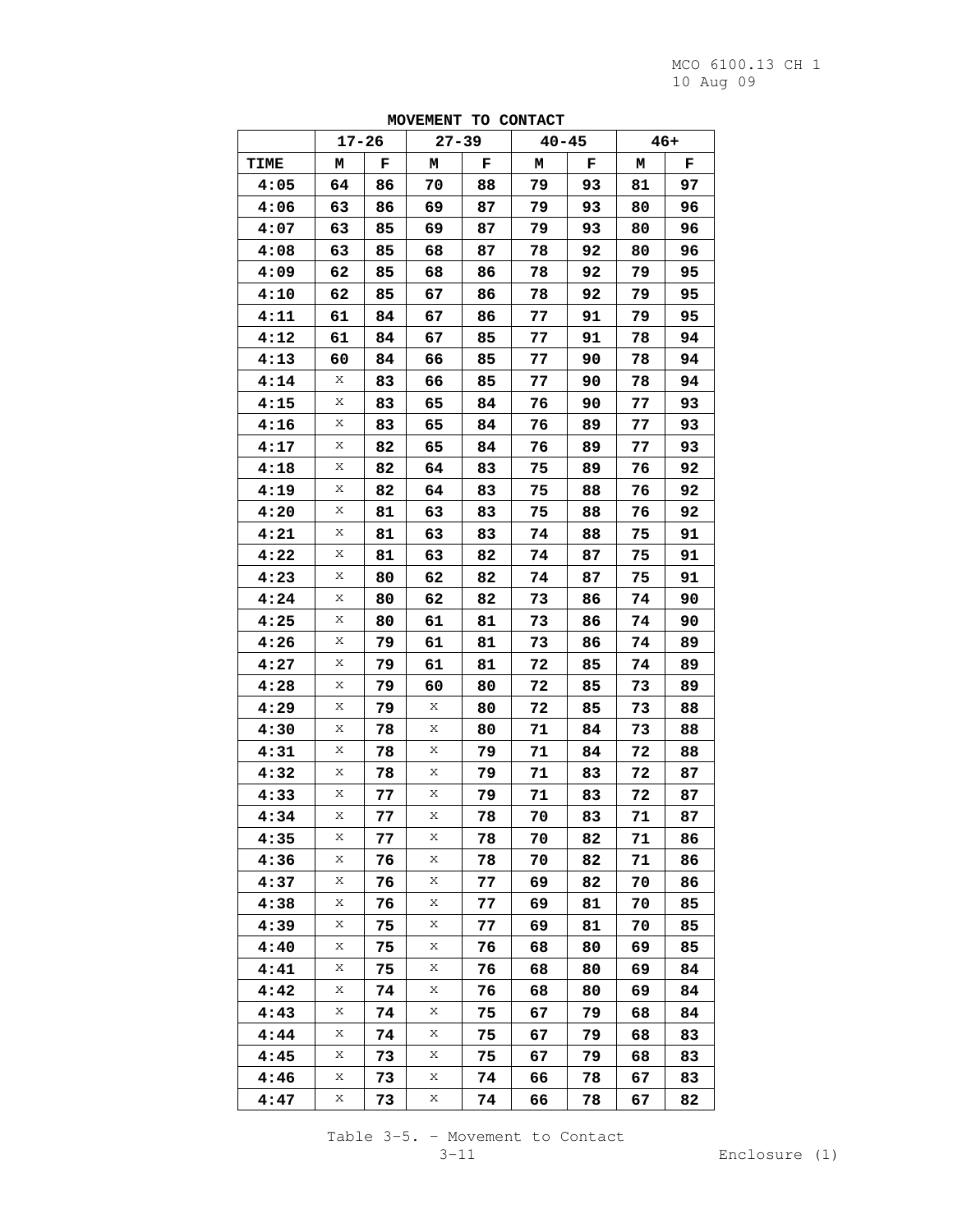**MOVEMENT TO CONTACT**

| | 17-26 | | 27-39 | | 40-45 | | 46+ | |
|---|---|---|---|---|---|---|---|---|
| **TIME** | **M** | **F** | **M** | **F** | **M** | **F** | **M** | **F** |
| **4:05** | **64** | **86** | **70** | **88** | **79** | **93** | **81** | **97** |
| **4:06** | **63** | **86** | **69** | **87** | **79** | **93** | **80** | **96** |
| **4:07** | **63** | **85** | **69** | **87** | **79** | **93** | **80** | **96** |
| **4:08** | **63** | **85** | **68** | **87** | **78** | **92** | **80** | **96** |
| **4:09** | **62** | **85** | **68** | **86** | **78** | **92** | **79** | **95** |
| **4:10** | **62** | **85** | **67** | **86** | **78** | **92** | **79** | **95** |
| **4:11** | **61** | **84** | **67** | **86** | **77** | **91** | **79** | **95** |
| **4:12** | **61** | **84** | **67** | **85** | **77** | **91** | **78** | **94** |
| **4:13** | **60** | **84** | **66** | **85** | **77** | **90** | **78** | **94** |
| **4:14** | x | **83** | **66** | **85** | **77** | **90** | **78** | **94** |
| **4:15** | x | **83** | **65** | **84** | **76** | **90** | **77** | **93** |
| **4:16** | x | **83** | **65** | **84** | **76** | **89** | **77** | **93** |
| **4:17** | x | **82** | **65** | **84** | **76** | **89** | **77** | **93** |
| **4:18** | x | **82** | **64** | **83** | **75** | **89** | **76** | **92** |
| **4:19** | x | **82** | **64** | **83** | **75** | **88** | **76** | **92** |
| **4:20** | x | **81** | **63** | **83** | **75** | **88** | **76** | **92** |
| **4:21** | x | **81** | **63** | **83** | **74** | **88** | **75** | **91** |
| **4:22** | x | **81** | **63** | **82** | **74** | **87** | **75** | **91** |
| **4:23** | x | **80** | **62** | **82** | **74** | **87** | **75** | **91** |
| **4:24** | x | **80** | **62** | **82** | **73** | **86** | **74** | **90** |
| **4:25** | x | **80** | **61** | **81** | **73** | **86** | **74** | **90** |
| **4:26** | x | **79** | **61** | **81** | **73** | **86** | **74** | **89** |
| **4:27** | x | **79** | **61** | **81** | **72** | **85** | **74** | **89** |
| **4:28** | x | **79** | **60** | **80** | **72** | **85** | **73** | **89** |
| **4:29** | x | **79** | x | **80** | **72** | **85** | **73** | **88** |
| **4:30** | x | **78** | x | **80** | **71** | **84** | **73** | **88** |
| **4:31** | x | **78** | x | **79** | **71** | **84** | **72** | **88** |
| **4:32** | x | **78** | x | **79** | **71** | **83** | **72** | **87** |
| **4:33** | x | **77** | x | **79** | **71** | **83** | **72** | **87** |
| **4:34** | x | **77** | x | **78** | **70** | **83** | **71** | **87** |
| **4:35** | x | **77** | x | **78** | **70** | **82** | **71** | **86** |
| **4:36** | x | **76** | x | **78** | **70** | **82** | **71** | **86** |
| **4:37** | x | **76** | x | **77** | **69** | **82** | **70** | **86** |
| **4:38** | x | **76** | x | **77** | **69** | **81** | **70** | **85** |
| **4:39** | x | **75** | x | **77** | **69** | **81** | **70** | **85** |
| **4:40** | x | **75** | x | **76** | **68** | **80** | **69** | **85** |
| **4:41** | x | **75** | x | **76** | **68** | **80** | **69** | **84** |
| **4:42** | x | **74** | x | **76** | **68** | **80** | **69** | **84** |
| **4:43** | x | **74** | x | **75** | **67** | **79** | **68** | **84** |
| **4:44** | x | **74** | x | **75** | **67** | **79** | **68** | **83** |
| **4:45** | x | **73** | x | **75** | **67** | **79** | **68** | **83** |
| **4:46** | x | **73** | x | **74** | **66** | **78** | **67** | **83** |
| **4:47** | x | **73** | x | **74** | **66** | **78** | **67** | **82** |

Table 3-5. – Movement to Contact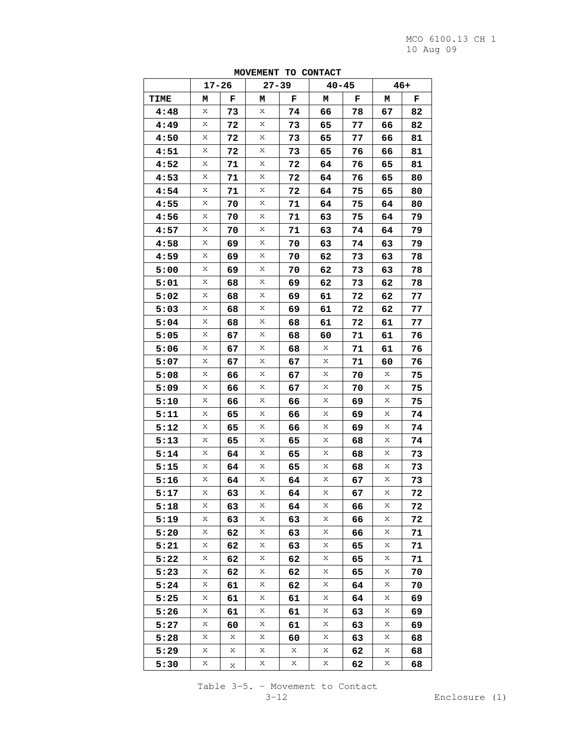**MOVEMENT TO CONTACT**

| | 17-26 | | 27-39 | | 40-45 | | 46+ | |
|---|---|---|---|---|---|---|---|---|
| **TIME** | **M** | **F** | **M** | **F** | **M** | **F** | **M** | **F** |
| **4:48** | x | **73** | x | **74** | **66** | **78** | **67** | **82** |
| **4:49** | x | **72** | x | **73** | **65** | **77** | **66** | **82** |
| **4:50** | x | **72** | x | **73** | **65** | **77** | **66** | **81** |
| **4:51** | x | **72** | x | **73** | **65** | **76** | **66** | **81** |
| **4:52** | x | **71** | x | **72** | **64** | **76** | **65** | **81** |
| **4:53** | x | **71** | x | **72** | **64** | **76** | **65** | **80** |
| **4:54** | x | **71** | x | **72** | **64** | **75** | **65** | **80** |
| **4:55** | x | **70** | x | **71** | **64** | **75** | **64** | **80** |
| **4:56** | x | **70** | x | **71** | **63** | **75** | **64** | **79** |
| **4:57** | x | **70** | x | **71** | **63** | **74** | **64** | **79** |
| **4:58** | x | **69** | x | **70** | **63** | **74** | **63** | **79** |
| **4:59** | x | **69** | x | **70** | **62** | **73** | **63** | **78** |
| **5:00** | x | **69** | x | **70** | **62** | **73** | **63** | **78** |
| **5:01** | x | **68** | x | **69** | **62** | **73** | **62** | **78** |
| **5:02** | x | **68** | x | **69** | **61** | **72** | **62** | **77** |
| **5:03** | x | **68** | x | **69** | **61** | **72** | **62** | **77** |
| **5:04** | x | **68** | x | **68** | **61** | **72** | **61** | **77** |
| **5:05** | x | **67** | x | **68** | **60** | **71** | **61** | **76** |
| **5:06** | x | **67** | x | **68** | x | **71** | **61** | **76** |
| **5:07** | x | **67** | x | **67** | x | **71** | **60** | **76** |
| **5:08** | x | **66** | x | **67** | x | **70** | x | **75** |
| **5:09** | x | **66** | x | **67** | x | **70** | x | **75** |
| **5:10** | x | **66** | x | **66** | x | **69** | x | **75** |
| **5:11** | x | **65** | x | **66** | x | **69** | x | **74** |
| **5:12** | x | **65** | x | **66** | x | **69** | x | **74** |
| **5:13** | x | **65** | x | **65** | x | **68** | x | **74** |
| **5:14** | x | **64** | x | **65** | x | **68** | x | **73** |
| **5:15** | x | **64** | x | **65** | x | **68** | x | **73** |
| **5:16** | x | **64** | x | **64** | x | **67** | x | **73** |
| **5:17** | x | **63** | x | **64** | x | **67** | x | **72** |
| **5:18** | x | **63** | x | **64** | x | **66** | x | **72** |
| **5:19** | x | **63** | x | **63** | x | **66** | x | **72** |
| **5:20** | x | **62** | x | **63** | x | **66** | x | **71** |
| **5:21** | x | **62** | x | **63** | x | **65** | x | **71** |
| **5:22** | x | **62** | x | **62** | x | **65** | x | **71** |
| **5:23** | x | **62** | x | **62** | x | **65** | x | **70** |
| **5:24** | x | **61** | x | **62** | x | **64** | x | **70** |
| **5:25** | x | **61** | x | **61** | x | **64** | x | **69** |
| **5:26** | x | **61** | x | **61** | x | **63** | x | **69** |
| **5:27** | x | **60** | x | **61** | x | **63** | x | **69** |
| **5:28** | x | x | x | **60** | x | **63** | x | **68** |
| **5:29** | x | x | x | x | x | **62** | x | **68** |
| **5:30** | x | x | x | x | x | **62** | x | **68** |

Table 3-5. - Movement to Contact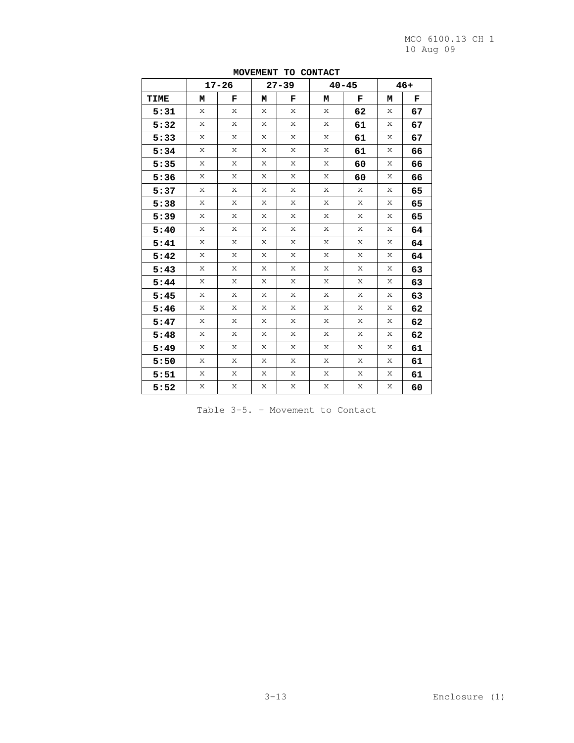**MOVEMENT TO CONTACT**

| | 17-26 | | 27-39 | | 40-45 | | 46+ | |
|---|---|---|---|---|---|---|---|---|
| **TIME** | **M** | **F** | **M** | **F** | **M** | **F** | **M** | **F** |
| **5:31** | x | x | x | x | x | **62** | x | **67** |
| **5:32** | x | x | x | x | x | **61** | x | **67** |
| **5:33** | x | x | x | x | x | **61** | x | **67** |
| **5:34** | x | x | x | x | x | **61** | x | **66** |
| **5:35** | x | x | x | x | x | **60** | x | **66** |
| **5:36** | x | x | x | x | x | **60** | x | **66** |
| **5:37** | x | x | x | x | x | x | x | **65** |
| **5:38** | x | x | x | x | x | x | x | **65** |
| **5:39** | x | x | x | x | x | x | x | **65** |
| **5:40** | x | x | x | x | x | x | x | **64** |
| **5:41** | x | x | x | x | x | x | x | **64** |
| **5:42** | x | x | x | x | x | x | x | **64** |
| **5:43** | x | x | x | x | x | x | x | **63** |
| **5:44** | x | x | x | x | x | x | x | **63** |
| **5:45** | x | x | x | x | x | x | x | **63** |
| **5:46** | x | x | x | x | x | x | x | **62** |
| **5:47** | x | x | x | x | x | x | x | **62** |
| **5:48** | x | x | x | x | x | x | x | **62** |
| **5:49** | x | x | x | x | x | x | x | **61** |
| **5:50** | x | x | x | x | x | x | x | **61** |
| **5:51** | x | x | x | x | x | x | x | **61** |
| **5:52** | x | x | x | x | x | x | x | **60** |

Table 3-5. - Movement to Contact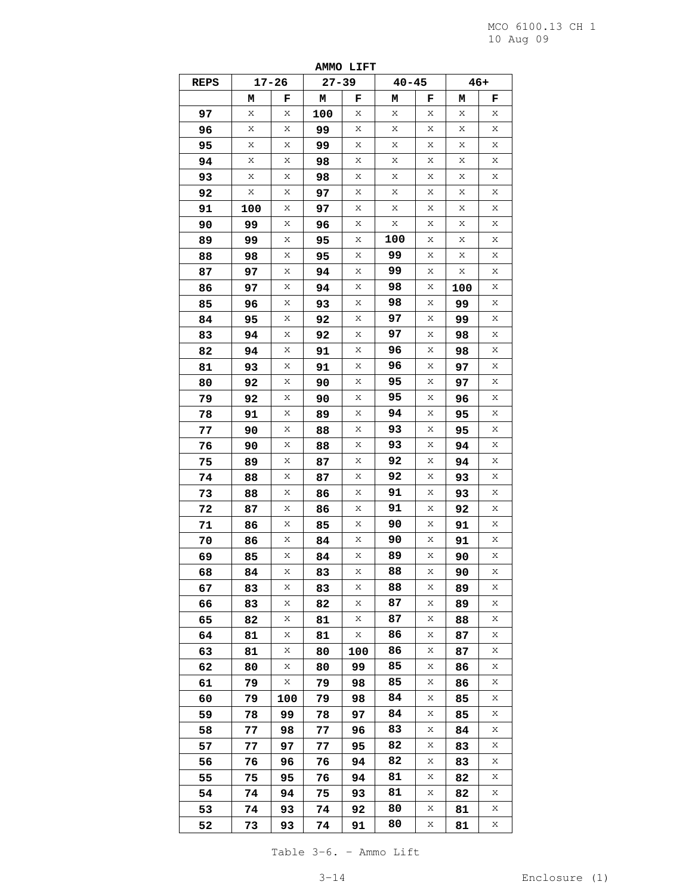**AMMO LIFT**

| REPS | 17-26 | | 27-39 | | 40-45 | | 46+ | |
|---|---|---|---|---|---|---|---|---|
| | M | F | M | F | M | F | M | F |
| 97 | x | x | 100 | x | x | x | x | x |
| 96 | x | x | 99 | x | x | x | x | x |
| 95 | x | x | 99 | x | x | x | x | x |
| 94 | x | x | 98 | x | x | x | x | x |
| 93 | x | x | 98 | x | x | x | x | x |
| 92 | x | x | 97 | x | x | x | x | x |
| 91 | 100 | x | 97 | x | x | x | x | x |
| 90 | 99 | x | 96 | x | x | x | x | x |
| 89 | 99 | x | 95 | x | 100 | x | x | x |
| 88 | 98 | x | 95 | x | 99 | x | x | x |
| 87 | 97 | x | 94 | x | 99 | x | x | x |
| 86 | 97 | x | 94 | x | 98 | x | 100 | x |
| 85 | 96 | x | 93 | x | 98 | x | 99 | x |
| 84 | 95 | x | 92 | x | 97 | x | 99 | x |
| 83 | 94 | x | 92 | x | 97 | x | 98 | x |
| 82 | 94 | x | 91 | x | 96 | x | 98 | x |
| 81 | 93 | x | 91 | x | 96 | x | 97 | x |
| 80 | 92 | x | 90 | x | 95 | x | 97 | x |
| 79 | 92 | x | 90 | x | 95 | x | 96 | x |
| 78 | 91 | x | 89 | x | 94 | x | 95 | x |
| 77 | 90 | x | 88 | x | 93 | x | 95 | x |
| 76 | 90 | x | 88 | x | 93 | x | 94 | x |
| 75 | 89 | x | 87 | x | 92 | x | 94 | x |
| 74 | 88 | x | 87 | x | 92 | x | 93 | x |
| 73 | 88 | x | 86 | x | 91 | x | 93 | x |
| 72 | 87 | x | 86 | x | 91 | x | 92 | x |
| 71 | 86 | x | 85 | x | 90 | x | 91 | x |
| 70 | 86 | x | 84 | x | 90 | x | 91 | x |
| 69 | 85 | x | 84 | x | 89 | x | 90 | x |
| 68 | 84 | x | 83 | x | 88 | x | 90 | x |
| 67 | 83 | x | 83 | x | 88 | x | 89 | x |
| 66 | 83 | x | 82 | x | 87 | x | 89 | x |
| 65 | 82 | x | 81 | x | 87 | x | 88 | x |
| 64 | 81 | x | 81 | x | 86 | x | 87 | x |
| 63 | 81 | x | 80 | 100 | 86 | x | 87 | x |
| 62 | 80 | x | 80 | 99 | 85 | x | 86 | x |
| 61 | 79 | x | 79 | 98 | 85 | x | 86 | x |
| 60 | 79 | 100 | 79 | 98 | 84 | x | 85 | x |
| 59 | 78 | 99 | 78 | 97 | 84 | x | 85 | x |
| 58 | 77 | 98 | 77 | 96 | 83 | x | 84 | x |
| 57 | 77 | 97 | 77 | 95 | 82 | x | 83 | x |
| 56 | 76 | 96 | 76 | 94 | 82 | x | 83 | x |
| 55 | 75 | 95 | 76 | 94 | 81 | x | 82 | x |
| 54 | 74 | 94 | 75 | 93 | 81 | x | 82 | x |
| 53 | 74 | 93 | 74 | 92 | 80 | x | 81 | x |
| 52 | 73 | 93 | 74 | 91 | 80 | x | 81 | x |

Table 3-6. - Ammo Lift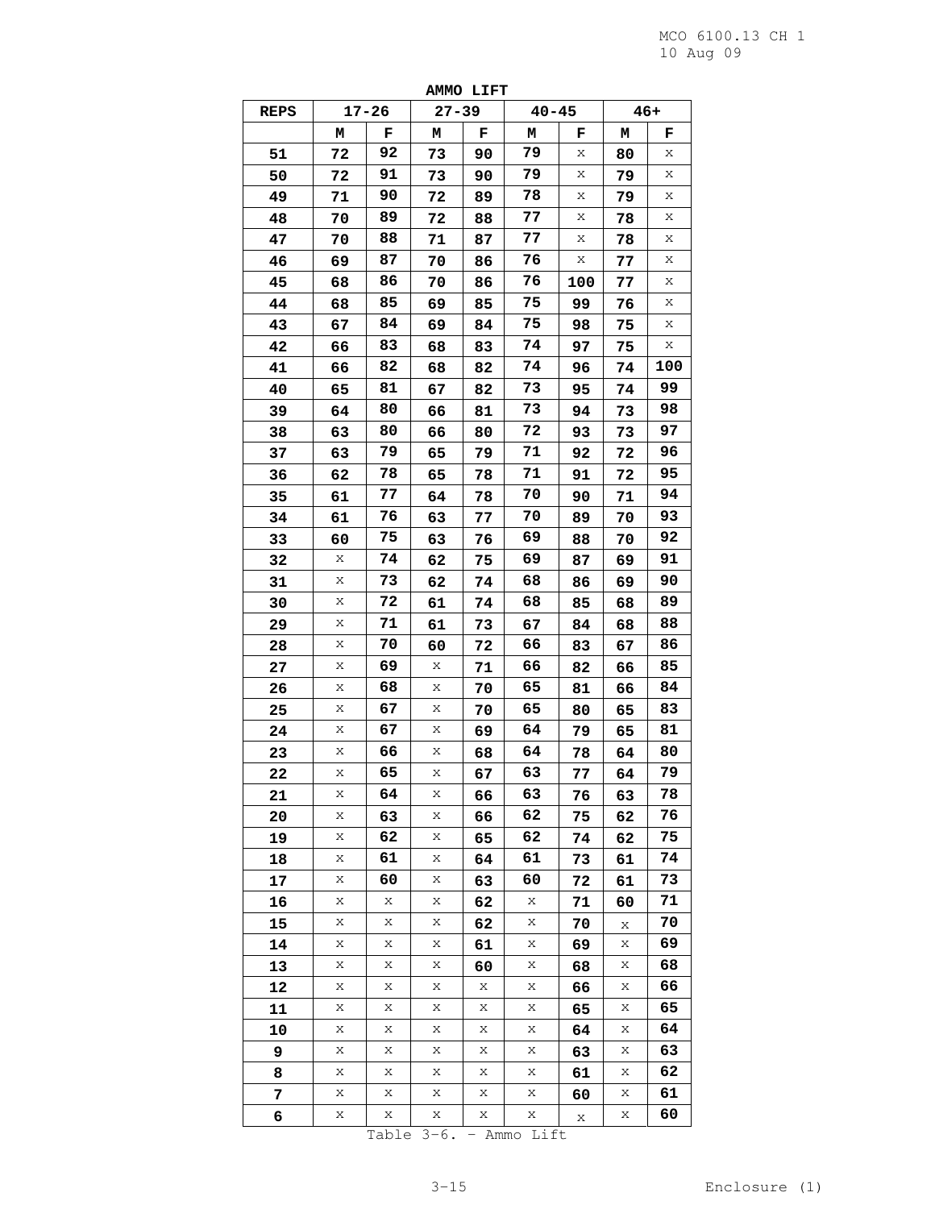**AMMO LIFT**

| REPS | 17-26 | | 27-39 | | 40-45 | | 46+ | |
|---|---|---|---|---|---|---|---|---|
| | M | F | M | F | M | F | M | F |
| 51 | 72 | 92 | 73 | 90 | 79 | x | 80 | x |
| 50 | 72 | 91 | 73 | 90 | 79 | x | 79 | x |
| 49 | 71 | 90 | 72 | 89 | 78 | x | 79 | x |
| 48 | 70 | 89 | 72 | 88 | 77 | x | 78 | x |
| 47 | 70 | 88 | 71 | 87 | 77 | x | 78 | x |
| 46 | 69 | 87 | 70 | 86 | 76 | x | 77 | x |
| 45 | 68 | 86 | 70 | 86 | 76 | 100 | 77 | x |
| 44 | 68 | 85 | 69 | 85 | 75 | 99 | 76 | x |
| 43 | 67 | 84 | 69 | 84 | 75 | 98 | 75 | x |
| 42 | 66 | 83 | 68 | 83 | 74 | 97 | 75 | x |
| 41 | 66 | 82 | 68 | 82 | 74 | 96 | 74 | 100 |
| 40 | 65 | 81 | 67 | 82 | 73 | 95 | 74 | 99 |
| 39 | 64 | 80 | 66 | 81 | 73 | 94 | 73 | 98 |
| 38 | 63 | 80 | 66 | 80 | 72 | 93 | 73 | 97 |
| 37 | 63 | 79 | 65 | 79 | 71 | 92 | 72 | 96 |
| 36 | 62 | 78 | 65 | 78 | 71 | 91 | 72 | 95 |
| 35 | 61 | 77 | 64 | 78 | 70 | 90 | 71 | 94 |
| 34 | 61 | 76 | 63 | 77 | 70 | 89 | 70 | 93 |
| 33 | 60 | 75 | 63 | 76 | 69 | 88 | 70 | 92 |
| 32 | x | 74 | 62 | 75 | 69 | 87 | 69 | 91 |
| 31 | x | 73 | 62 | 74 | 68 | 86 | 69 | 90 |
| 30 | x | 72 | 61 | 74 | 68 | 85 | 68 | 89 |
| 29 | x | 71 | 61 | 73 | 67 | 84 | 68 | 88 |
| 28 | x | 70 | 60 | 72 | 66 | 83 | 67 | 86 |
| 27 | x | 69 | x | 71 | 66 | 82 | 66 | 85 |
| 26 | x | 68 | x | 70 | 65 | 81 | 66 | 84 |
| 25 | x | 67 | x | 70 | 65 | 80 | 65 | 83 |
| 24 | x | 67 | x | 69 | 64 | 79 | 65 | 81 |
| 23 | x | 66 | x | 68 | 64 | 78 | 64 | 80 |
| 22 | x | 65 | x | 67 | 63 | 77 | 64 | 79 |
| 21 | x | 64 | x | 66 | 63 | 76 | 63 | 78 |
| 20 | x | 63 | x | 66 | 62 | 75 | 62 | 76 |
| 19 | x | 62 | x | 65 | 62 | 74 | 62 | 75 |
| 18 | x | 61 | x | 64 | 61 | 73 | 61 | 74 |
| 17 | x | 60 | x | 63 | 60 | 72 | 61 | 73 |
| 16 | x | x | x | 62 | x | 71 | 60 | 71 |
| 15 | x | x | x | 62 | x | 70 | x | 70 |
| 14 | x | x | x | 61 | x | 69 | x | 69 |
| 13 | x | x | x | 60 | x | 68 | x | 68 |
| 12 | x | x | x | x | x | 66 | x | 66 |
| 11 | x | x | x | x | x | 65 | x | 65 |
| 10 | x | x | x | x | x | 64 | x | 64 |
| 9 | x | x | x | x | x | 63 | x | 63 |
| 8 | x | x | x | x | x | 61 | x | 62 |
| 7 | x | x | x | x | x | 60 | x | 61 |
| 6 | x | x | x | x | x | x | x | 60 |

Table 3-6. - Ammo Lift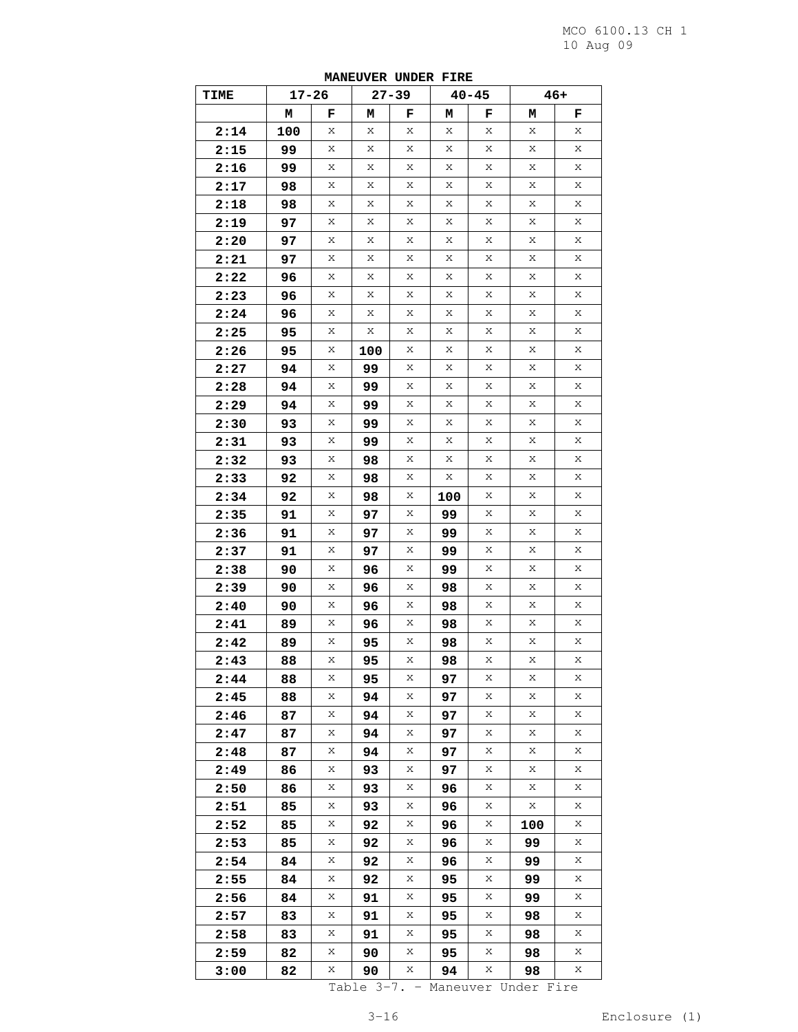**MANEUVER UNDER FIRE**

| TIME | 17-26 | | 27-39 | | 40-45 | | 46+ | |
|---|---|---|---|---|---|---|---|---|
| | M | F | M | F | M | F | M | F |
| 2:14 | 100 | x | x | x | x | x | x | x |
| 2:15 | 99 | x | x | x | x | x | x | x |
| 2:16 | 99 | x | x | x | x | x | x | x |
| 2:17 | 98 | x | x | x | x | x | x | x |
| 2:18 | 98 | x | x | x | x | x | x | x |
| 2:19 | 97 | x | x | x | x | x | x | x |
| 2:20 | 97 | x | x | x | x | x | x | x |
| 2:21 | 97 | x | x | x | x | x | x | x |
| 2:22 | 96 | x | x | x | x | x | x | x |
| 2:23 | 96 | x | x | x | x | x | x | x |
| 2:24 | 96 | x | x | x | x | x | x | x |
| 2:25 | 95 | x | x | x | x | x | x | x |
| 2:26 | 95 | x | 100 | x | x | x | x | x |
| 2:27 | 94 | x | 99 | x | x | x | x | x |
| 2:28 | 94 | x | 99 | x | x | x | x | x |
| 2:29 | 94 | x | 99 | x | x | x | x | x |
| 2:30 | 93 | x | 99 | x | x | x | x | x |
| 2:31 | 93 | x | 99 | x | x | x | x | x |
| 2:32 | 93 | x | 98 | x | x | x | x | x |
| 2:33 | 92 | x | 98 | x | x | x | x | x |
| 2:34 | 92 | x | 98 | x | 100 | x | x | x |
| 2:35 | 91 | x | 97 | x | 99 | x | x | x |
| 2:36 | 91 | x | 97 | x | 99 | x | x | x |
| 2:37 | 91 | x | 97 | x | 99 | x | x | x |
| 2:38 | 90 | x | 96 | x | 99 | x | x | x |
| 2:39 | 90 | x | 96 | x | 98 | x | x | x |
| 2:40 | 90 | x | 96 | x | 98 | x | x | x |
| 2:41 | 89 | x | 96 | x | 98 | x | x | x |
| 2:42 | 89 | x | 95 | x | 98 | x | x | x |
| 2:43 | 88 | x | 95 | x | 98 | x | x | x |
| 2:44 | 88 | x | 95 | x | 97 | x | x | x |
| 2:45 | 88 | x | 94 | x | 97 | x | x | x |
| 2:46 | 87 | x | 94 | x | 97 | x | x | x |
| 2:47 | 87 | x | 94 | x | 97 | x | x | x |
| 2:48 | 87 | x | 94 | x | 97 | x | x | x |
| 2:49 | 86 | x | 93 | x | 97 | x | x | x |
| 2:50 | 86 | x | 93 | x | 96 | x | x | x |
| 2:51 | 85 | x | 93 | x | 96 | x | x | x |
| 2:52 | 85 | x | 92 | x | 96 | x | 100 | x |
| 2:53 | 85 | x | 92 | x | 96 | x | 99 | x |
| 2:54 | 84 | x | 92 | x | 96 | x | 99 | x |
| 2:55 | 84 | x | 92 | x | 95 | x | 99 | x |
| 2:56 | 84 | x | 91 | x | 95 | x | 99 | x |
| 2:57 | 83 | x | 91 | x | 95 | x | 98 | x |
| 2:58 | 83 | x | 91 | x | 95 | x | 98 | x |
| 2:59 | 82 | x | 90 | x | 95 | x | 98 | x |
| 3:00 | 82 | x | 90 | x | 94 | x | 98 | x |

Table 3-7. - Maneuver Under Fire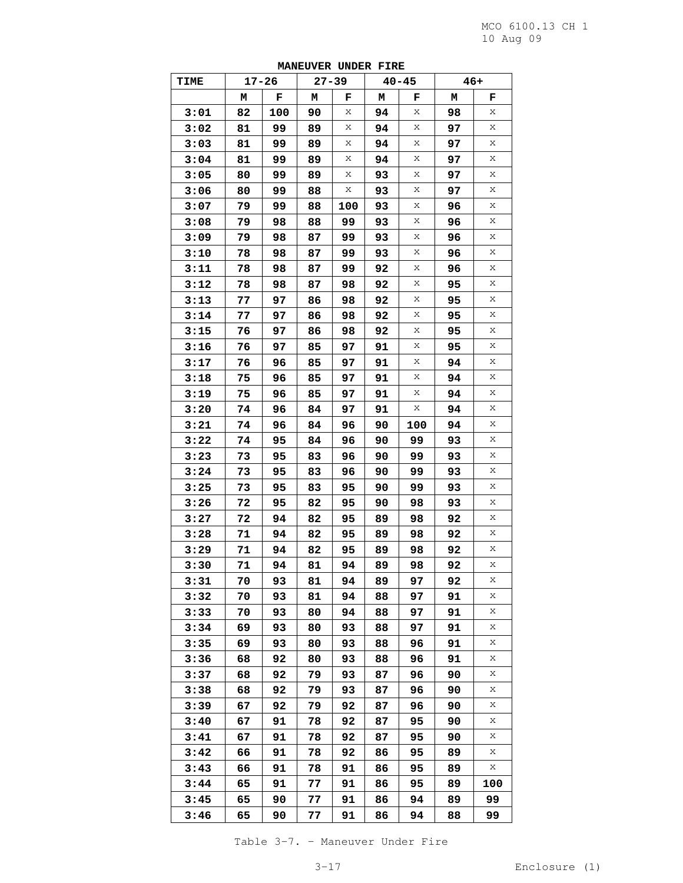**MANEUVER UNDER FIRE**

| TIME | 17-26 | | 27-39 | | 40-45 | | 46+ | |
|---|---|---|---|---|---|---|---|---|
| | M | F | M | F | M | F | M | F |
| 3:01 | 82 | 100 | 90 | x | 94 | x | 98 | x |
| 3:02 | 81 | 99 | 89 | x | 94 | x | 97 | x |
| 3:03 | 81 | 99 | 89 | x | 94 | x | 97 | x |
| 3:04 | 81 | 99 | 89 | x | 94 | x | 97 | x |
| 3:05 | 80 | 99 | 89 | x | 93 | x | 97 | x |
| 3:06 | 80 | 99 | 88 | x | 93 | x | 97 | x |
| 3:07 | 79 | 99 | 88 | 100 | 93 | x | 96 | x |
| 3:08 | 79 | 98 | 88 | 99 | 93 | x | 96 | x |
| 3:09 | 79 | 98 | 87 | 99 | 93 | x | 96 | x |
| 3:10 | 78 | 98 | 87 | 99 | 93 | x | 96 | x |
| 3:11 | 78 | 98 | 87 | 99 | 92 | x | 96 | x |
| 3:12 | 78 | 98 | 87 | 98 | 92 | x | 95 | x |
| 3:13 | 77 | 97 | 86 | 98 | 92 | x | 95 | x |
| 3:14 | 77 | 97 | 86 | 98 | 92 | x | 95 | x |
| 3:15 | 76 | 97 | 86 | 98 | 92 | x | 95 | x |
| 3:16 | 76 | 97 | 85 | 97 | 91 | x | 95 | x |
| 3:17 | 76 | 96 | 85 | 97 | 91 | x | 94 | x |
| 3:18 | 75 | 96 | 85 | 97 | 91 | x | 94 | x |
| 3:19 | 75 | 96 | 85 | 97 | 91 | x | 94 | x |
| 3:20 | 74 | 96 | 84 | 97 | 91 | x | 94 | x |
| 3:21 | 74 | 96 | 84 | 96 | 90 | 100 | 94 | x |
| 3:22 | 74 | 95 | 84 | 96 | 90 | 99 | 93 | x |
| 3:23 | 73 | 95 | 83 | 96 | 90 | 99 | 93 | x |
| 3:24 | 73 | 95 | 83 | 96 | 90 | 99 | 93 | x |
| 3:25 | 73 | 95 | 83 | 95 | 90 | 99 | 93 | x |
| 3:26 | 72 | 95 | 82 | 95 | 90 | 98 | 93 | x |
| 3:27 | 72 | 94 | 82 | 95 | 89 | 98 | 92 | x |
| 3:28 | 71 | 94 | 82 | 95 | 89 | 98 | 92 | x |
| 3:29 | 71 | 94 | 82 | 95 | 89 | 98 | 92 | x |
| 3:30 | 71 | 94 | 81 | 94 | 89 | 98 | 92 | x |
| 3:31 | 70 | 93 | 81 | 94 | 89 | 97 | 92 | x |
| 3:32 | 70 | 93 | 81 | 94 | 88 | 97 | 91 | x |
| 3:33 | 70 | 93 | 80 | 94 | 88 | 97 | 91 | x |
| 3:34 | 69 | 93 | 80 | 93 | 88 | 97 | 91 | x |
| 3:35 | 69 | 93 | 80 | 93 | 88 | 96 | 91 | x |
| 3:36 | 68 | 92 | 80 | 93 | 88 | 96 | 91 | x |
| 3:37 | 68 | 92 | 79 | 93 | 87 | 96 | 90 | x |
| 3:38 | 68 | 92 | 79 | 93 | 87 | 96 | 90 | x |
| 3:39 | 67 | 92 | 79 | 92 | 87 | 96 | 90 | x |
| 3:40 | 67 | 91 | 78 | 92 | 87 | 95 | 90 | x |
| 3:41 | 67 | 91 | 78 | 92 | 87 | 95 | 90 | x |
| 3:42 | 66 | 91 | 78 | 92 | 86 | 95 | 89 | x |
| 3:43 | 66 | 91 | 78 | 91 | 86 | 95 | 89 | x |
| 3:44 | 65 | 91 | 77 | 91 | 86 | 95 | 89 | 100 |
| 3:45 | 65 | 90 | 77 | 91 | 86 | 94 | 89 | 99 |
| 3:46 | 65 | 90 | 77 | 91 | 86 | 94 | 88 | 99 |

Table 3-7. - Maneuver Under Fire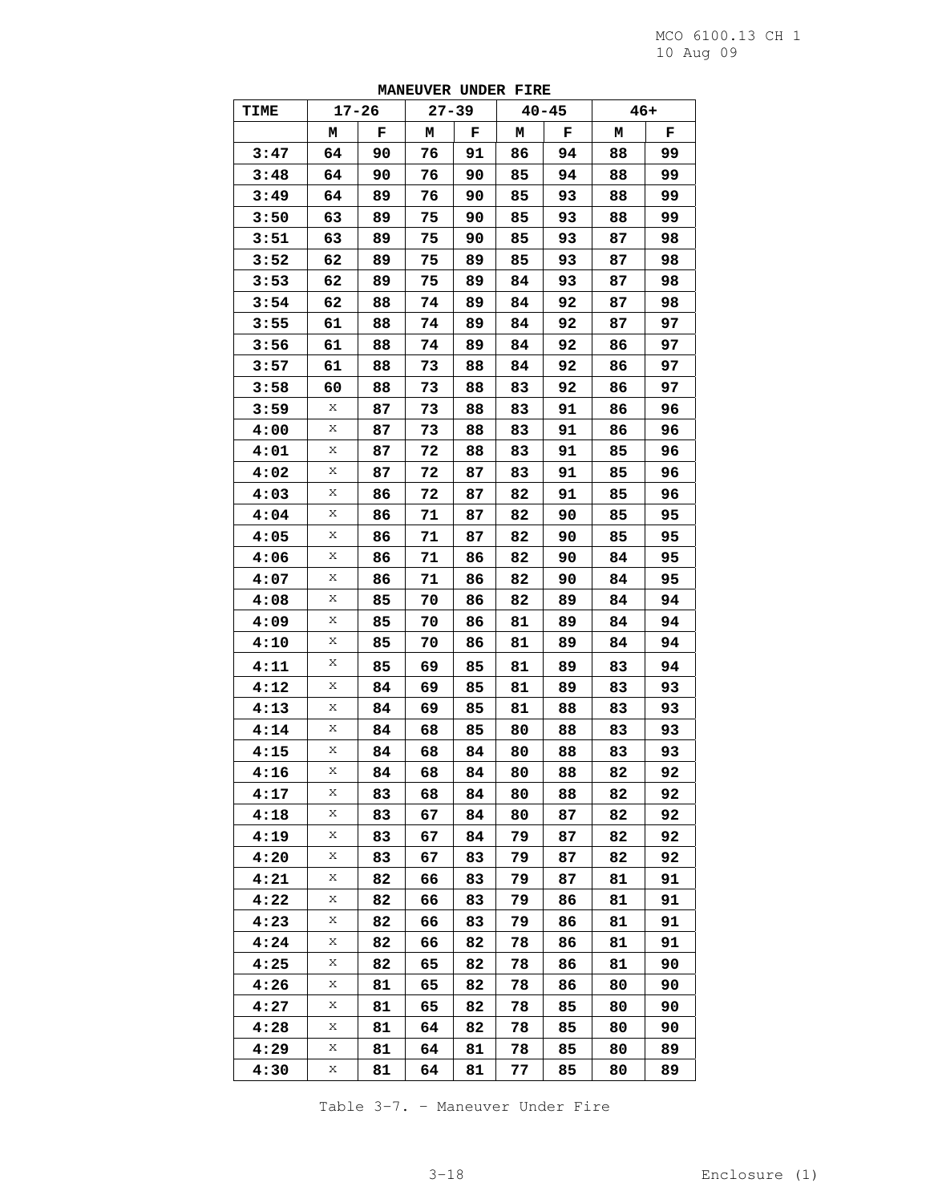**MANEUVER UNDER FIRE**

| TIME | 17-26 | | 27-39 | | 40-45 | | 46+ | |
|---|---|---|---|---|---|---|---|---|
| | M | F | M | F | M | F | M | F |
| 3:47 | 64 | 90 | 76 | 91 | 86 | 94 | 88 | 99 |
| 3:48 | 64 | 90 | 76 | 90 | 85 | 94 | 88 | 99 |
| 3:49 | 64 | 89 | 76 | 90 | 85 | 93 | 88 | 99 |
| 3:50 | 63 | 89 | 75 | 90 | 85 | 93 | 88 | 99 |
| 3:51 | 63 | 89 | 75 | 90 | 85 | 93 | 87 | 98 |
| 3:52 | 62 | 89 | 75 | 89 | 85 | 93 | 87 | 98 |
| 3:53 | 62 | 89 | 75 | 89 | 84 | 93 | 87 | 98 |
| 3:54 | 62 | 88 | 74 | 89 | 84 | 92 | 87 | 98 |
| 3:55 | 61 | 88 | 74 | 89 | 84 | 92 | 87 | 97 |
| 3:56 | 61 | 88 | 74 | 89 | 84 | 92 | 86 | 97 |
| 3:57 | 61 | 88 | 73 | 88 | 84 | 92 | 86 | 97 |
| 3:58 | 60 | 88 | 73 | 88 | 83 | 92 | 86 | 97 |
| 3:59 | x | 87 | 73 | 88 | 83 | 91 | 86 | 96 |
| 4:00 | x | 87 | 73 | 88 | 83 | 91 | 86 | 96 |
| 4:01 | x | 87 | 72 | 88 | 83 | 91 | 85 | 96 |
| 4:02 | x | 87 | 72 | 87 | 83 | 91 | 85 | 96 |
| 4:03 | x | 86 | 72 | 87 | 82 | 91 | 85 | 96 |
| 4:04 | x | 86 | 71 | 87 | 82 | 90 | 85 | 95 |
| 4:05 | x | 86 | 71 | 87 | 82 | 90 | 85 | 95 |
| 4:06 | x | 86 | 71 | 86 | 82 | 90 | 84 | 95 |
| 4:07 | x | 86 | 71 | 86 | 82 | 90 | 84 | 95 |
| 4:08 | x | 85 | 70 | 86 | 82 | 89 | 84 | 94 |
| 4:09 | x | 85 | 70 | 86 | 81 | 89 | 84 | 94 |
| 4:10 | x | 85 | 70 | 86 | 81 | 89 | 84 | 94 |
| 4:11 | x | 85 | 69 | 85 | 81 | 89 | 83 | 94 |
| 4:12 | x | 84 | 69 | 85 | 81 | 89 | 83 | 93 |
| 4:13 | x | 84 | 69 | 85 | 81 | 88 | 83 | 93 |
| 4:14 | x | 84 | 68 | 85 | 80 | 88 | 83 | 93 |
| 4:15 | x | 84 | 68 | 84 | 80 | 88 | 83 | 93 |
| 4:16 | x | 84 | 68 | 84 | 80 | 88 | 82 | 92 |
| 4:17 | x | 83 | 68 | 84 | 80 | 88 | 82 | 92 |
| 4:18 | x | 83 | 67 | 84 | 80 | 87 | 82 | 92 |
| 4:19 | x | 83 | 67 | 84 | 79 | 87 | 82 | 92 |
| 4:20 | x | 83 | 67 | 83 | 79 | 87 | 82 | 92 |
| 4:21 | x | 82 | 66 | 83 | 79 | 87 | 81 | 91 |
| 4:22 | x | 82 | 66 | 83 | 79 | 86 | 81 | 91 |
| 4:23 | x | 82 | 66 | 83 | 79 | 86 | 81 | 91 |
| 4:24 | x | 82 | 66 | 82 | 78 | 86 | 81 | 91 |
| 4:25 | x | 82 | 65 | 82 | 78 | 86 | 81 | 90 |
| 4:26 | x | 81 | 65 | 82 | 78 | 86 | 80 | 90 |
| 4:27 | x | 81 | 65 | 82 | 78 | 85 | 80 | 90 |
| 4:28 | x | 81 | 64 | 82 | 78 | 85 | 80 | 90 |
| 4:29 | x | 81 | 64 | 81 | 78 | 85 | 80 | 89 |
| 4:30 | x | 81 | 64 | 81 | 77 | 85 | 80 | 89 |

Table 3-7. – Maneuver Under Fire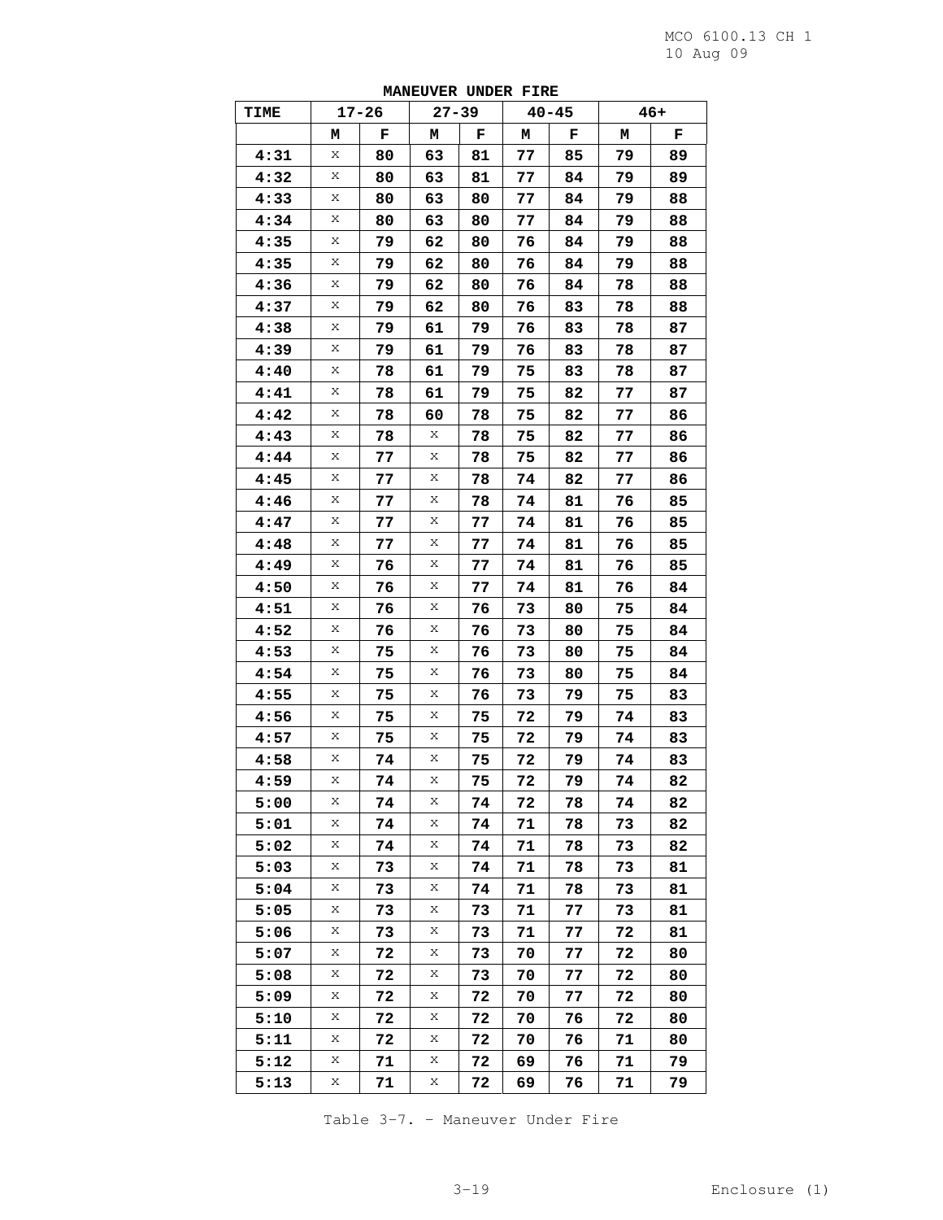**MANEUVER UNDER FIRE**

| TIME | 17-26 | | 27-39 | | 40-45 | | 46+ | |
|---|---|---|---|---|---|---|---|---|
| | M | F | M | F | M | F | M | F |
| 4:31 | x | 80 | 63 | 81 | 77 | 85 | 79 | 89 |
| 4:32 | x | 80 | 63 | 81 | 77 | 84 | 79 | 89 |
| 4:33 | x | 80 | 63 | 80 | 77 | 84 | 79 | 88 |
| 4:34 | x | 80 | 63 | 80 | 77 | 84 | 79 | 88 |
| 4:35 | x | 79 | 62 | 80 | 76 | 84 | 79 | 88 |
| 4:35 | x | 79 | 62 | 80 | 76 | 84 | 79 | 88 |
| 4:36 | x | 79 | 62 | 80 | 76 | 84 | 78 | 88 |
| 4:37 | x | 79 | 62 | 80 | 76 | 83 | 78 | 88 |
| 4:38 | x | 79 | 61 | 79 | 76 | 83 | 78 | 87 |
| 4:39 | x | 79 | 61 | 79 | 76 | 83 | 78 | 87 |
| 4:40 | x | 78 | 61 | 79 | 75 | 83 | 78 | 87 |
| 4:41 | x | 78 | 61 | 79 | 75 | 82 | 77 | 87 |
| 4:42 | x | 78 | 60 | 78 | 75 | 82 | 77 | 86 |
| 4:43 | x | 78 | x | 78 | 75 | 82 | 77 | 86 |
| 4:44 | x | 77 | x | 78 | 75 | 82 | 77 | 86 |
| 4:45 | x | 77 | x | 78 | 74 | 82 | 77 | 86 |
| 4:46 | x | 77 | x | 78 | 74 | 81 | 76 | 85 |
| 4:47 | x | 77 | x | 77 | 74 | 81 | 76 | 85 |
| 4:48 | x | 77 | x | 77 | 74 | 81 | 76 | 85 |
| 4:49 | x | 76 | x | 77 | 74 | 81 | 76 | 85 |
| 4:50 | x | 76 | x | 77 | 74 | 81 | 76 | 84 |
| 4:51 | x | 76 | x | 76 | 73 | 80 | 75 | 84 |
| 4:52 | x | 76 | x | 76 | 73 | 80 | 75 | 84 |
| 4:53 | x | 75 | x | 76 | 73 | 80 | 75 | 84 |
| 4:54 | x | 75 | x | 76 | 73 | 80 | 75 | 84 |
| 4:55 | x | 75 | x | 76 | 73 | 79 | 75 | 83 |
| 4:56 | x | 75 | x | 75 | 72 | 79 | 74 | 83 |
| 4:57 | x | 75 | x | 75 | 72 | 79 | 74 | 83 |
| 4:58 | x | 74 | x | 75 | 72 | 79 | 74 | 83 |
| 4:59 | x | 74 | x | 75 | 72 | 79 | 74 | 82 |
| 5:00 | x | 74 | x | 74 | 72 | 78 | 74 | 82 |
| 5:01 | x | 74 | x | 74 | 71 | 78 | 73 | 82 |
| 5:02 | x | 74 | x | 74 | 71 | 78 | 73 | 82 |
| 5:03 | x | 73 | x | 74 | 71 | 78 | 73 | 81 |
| 5:04 | x | 73 | x | 74 | 71 | 78 | 73 | 81 |
| 5:05 | x | 73 | x | 73 | 71 | 77 | 73 | 81 |
| 5:06 | x | 73 | x | 73 | 71 | 77 | 72 | 81 |
| 5:07 | x | 72 | x | 73 | 70 | 77 | 72 | 80 |
| 5:08 | x | 72 | x | 73 | 70 | 77 | 72 | 80 |
| 5:09 | x | 72 | x | 72 | 70 | 77 | 72 | 80 |
| 5:10 | x | 72 | x | 72 | 70 | 76 | 72 | 80 |
| 5:11 | x | 72 | x | 72 | 70 | 76 | 71 | 80 |
| 5:12 | x | 71 | x | 72 | 69 | 76 | 71 | 79 |
| 5:13 | x | 71 | x | 72 | 69 | 76 | 71 | 79 |

Table 3-7. - Maneuver Under Fire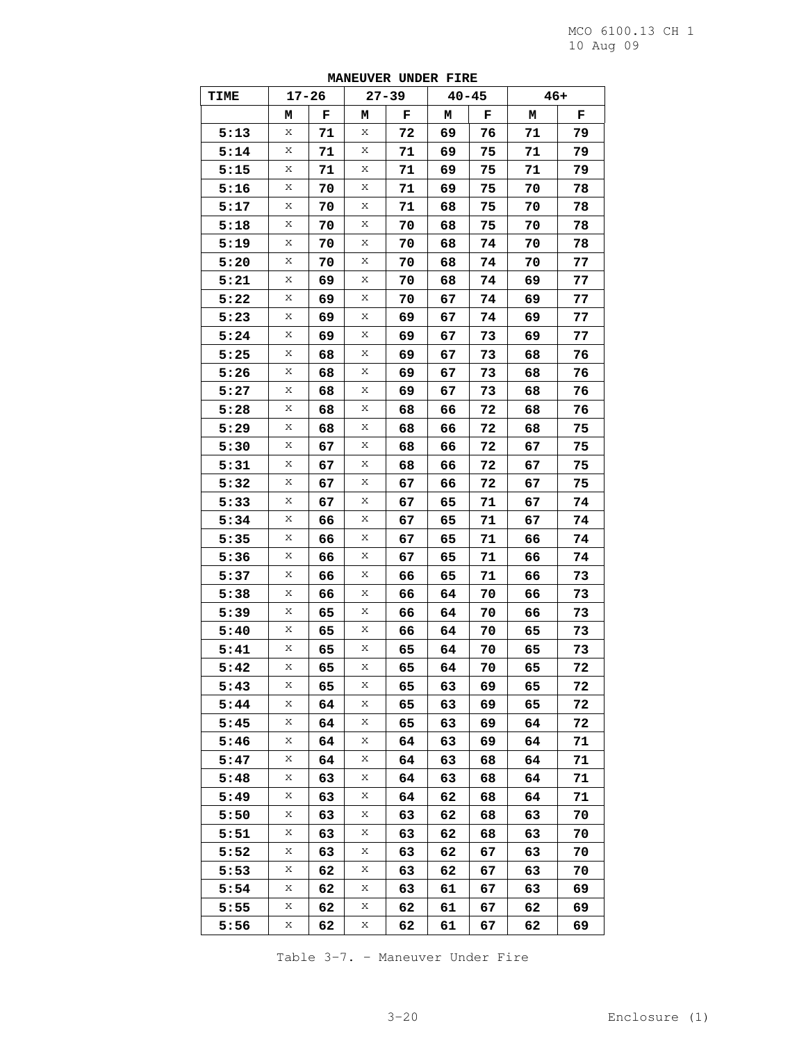**MANEUVER UNDER FIRE**

| TIME | 17-26 | | 27-39 | | 40-45 | | 46+ | |
|---|---|---|---|---|---|---|---|---|
| | M | F | M | F | M | F | M | F |
| 5:13 | x | 71 | x | 72 | 69 | 76 | 71 | 79 |
| 5:14 | x | 71 | x | 71 | 69 | 75 | 71 | 79 |
| 5:15 | x | 71 | x | 71 | 69 | 75 | 71 | 79 |
| 5:16 | x | 70 | x | 71 | 69 | 75 | 70 | 78 |
| 5:17 | x | 70 | x | 71 | 68 | 75 | 70 | 78 |
| 5:18 | x | 70 | x | 70 | 68 | 75 | 70 | 78 |
| 5:19 | x | 70 | x | 70 | 68 | 74 | 70 | 78 |
| 5:20 | x | 70 | x | 70 | 68 | 74 | 70 | 77 |
| 5:21 | x | 69 | x | 70 | 68 | 74 | 69 | 77 |
| 5:22 | x | 69 | x | 70 | 67 | 74 | 69 | 77 |
| 5:23 | x | 69 | x | 69 | 67 | 74 | 69 | 77 |
| 5:24 | x | 69 | x | 69 | 67 | 73 | 69 | 77 |
| 5:25 | x | 68 | x | 69 | 67 | 73 | 68 | 76 |
| 5:26 | x | 68 | x | 69 | 67 | 73 | 68 | 76 |
| 5:27 | x | 68 | x | 69 | 67 | 73 | 68 | 76 |
| 5:28 | x | 68 | x | 68 | 66 | 72 | 68 | 76 |
| 5:29 | x | 68 | x | 68 | 66 | 72 | 68 | 75 |
| 5:30 | x | 67 | x | 68 | 66 | 72 | 67 | 75 |
| 5:31 | x | 67 | x | 68 | 66 | 72 | 67 | 75 |
| 5:32 | x | 67 | x | 67 | 66 | 72 | 67 | 75 |
| 5:33 | x | 67 | x | 67 | 65 | 71 | 67 | 74 |
| 5:34 | x | 66 | x | 67 | 65 | 71 | 67 | 74 |
| 5:35 | x | 66 | x | 67 | 65 | 71 | 66 | 74 |
| 5:36 | x | 66 | x | 67 | 65 | 71 | 66 | 74 |
| 5:37 | x | 66 | x | 66 | 65 | 71 | 66 | 73 |
| 5:38 | x | 66 | x | 66 | 64 | 70 | 66 | 73 |
| 5:39 | x | 65 | x | 66 | 64 | 70 | 66 | 73 |
| 5:40 | x | 65 | x | 66 | 64 | 70 | 65 | 73 |
| 5:41 | x | 65 | x | 65 | 64 | 70 | 65 | 73 |
| 5:42 | x | 65 | x | 65 | 64 | 70 | 65 | 72 |
| 5:43 | x | 65 | x | 65 | 63 | 69 | 65 | 72 |
| 5:44 | x | 64 | x | 65 | 63 | 69 | 65 | 72 |
| 5:45 | x | 64 | x | 65 | 63 | 69 | 64 | 72 |
| 5:46 | x | 64 | x | 64 | 63 | 69 | 64 | 71 |
| 5:47 | x | 64 | x | 64 | 63 | 68 | 64 | 71 |
| 5:48 | x | 63 | x | 64 | 63 | 68 | 64 | 71 |
| 5:49 | x | 63 | x | 64 | 62 | 68 | 64 | 71 |
| 5:50 | x | 63 | x | 63 | 62 | 68 | 63 | 70 |
| 5:51 | x | 63 | x | 63 | 62 | 68 | 63 | 70 |
| 5:52 | x | 63 | x | 63 | 62 | 67 | 63 | 70 |
| 5:53 | x | 62 | x | 63 | 62 | 67 | 63 | 70 |
| 5:54 | x | 62 | x | 63 | 61 | 67 | 63 | 69 |
| 5:55 | x | 62 | x | 62 | 61 | 67 | 62 | 69 |
| 5:56 | x | 62 | x | 62 | 61 | 67 | 62 | 69 |

Table 3-7. - Maneuver Under Fire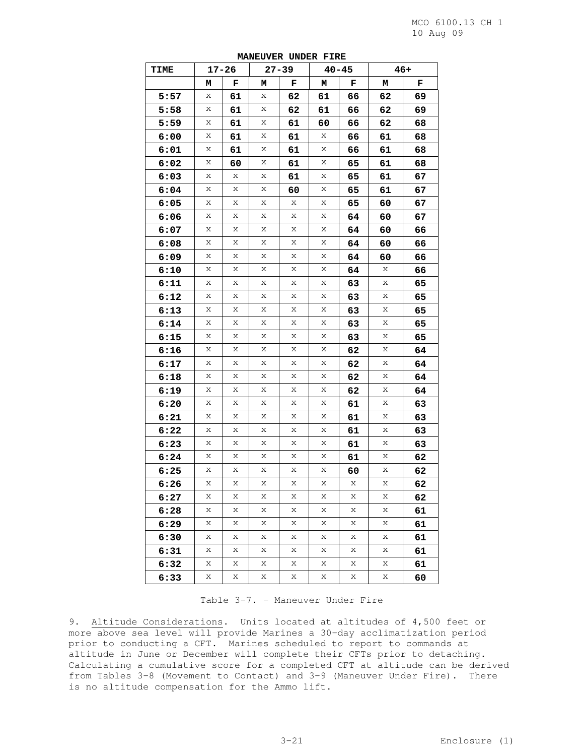**MANEUVER UNDER FIRE**

| TIME | 17-26 | | 27-39 | | 40-45 | | 46+ | |
|---|---|---|---|---|---|---|---|---|
| | M | F | M | F | M | F | M | F |
| 5:57 | x | 61 | x | 62 | 61 | 66 | 62 | 69 |
| 5:58 | x | 61 | x | 62 | 61 | 66 | 62 | 69 |
| 5:59 | x | 61 | x | 61 | 60 | 66 | 62 | 68 |
| 6:00 | x | 61 | x | 61 | x | 66 | 61 | 68 |
| 6:01 | x | 61 | x | 61 | x | 66 | 61 | 68 |
| 6:02 | x | 60 | x | 61 | x | 65 | 61 | 68 |
| 6:03 | x | x | x | 61 | x | 65 | 61 | 67 |
| 6:04 | x | x | x | 60 | x | 65 | 61 | 67 |
| 6:05 | x | x | x | x | x | 65 | 60 | 67 |
| 6:06 | x | x | x | x | x | 64 | 60 | 67 |
| 6:07 | x | x | x | x | x | 64 | 60 | 66 |
| 6:08 | x | x | x | x | x | 64 | 60 | 66 |
| 6:09 | x | x | x | x | x | 64 | 60 | 66 |
| 6:10 | x | x | x | x | x | 64 | x | 66 |
| 6:11 | x | x | x | x | x | 63 | x | 65 |
| 6:12 | x | x | x | x | x | 63 | x | 65 |
| 6:13 | x | x | x | x | x | 63 | x | 65 |
| 6:14 | x | x | x | x | x | 63 | x | 65 |
| 6:15 | x | x | x | x | x | 63 | x | 65 |
| 6:16 | x | x | x | x | x | 62 | x | 64 |
| 6:17 | x | x | x | x | x | 62 | x | 64 |
| 6:18 | x | x | x | x | x | 62 | x | 64 |
| 6:19 | x | x | x | x | x | 62 | x | 64 |
| 6:20 | x | x | x | x | x | 61 | x | 63 |
| 6:21 | x | x | x | x | x | 61 | x | 63 |
| 6:22 | x | x | x | x | x | 61 | x | 63 |
| 6:23 | x | x | x | x | x | 61 | x | 63 |
| 6:24 | x | x | x | x | x | 61 | x | 62 |
| 6:25 | x | x | x | x | x | 60 | x | 62 |
| 6:26 | x | x | x | x | x | x | x | 62 |
| 6:27 | x | x | x | x | x | x | x | 62 |
| 6:28 | x | x | x | x | x | x | x | 61 |
| 6:29 | x | x | x | x | x | x | x | 61 |
| 6:30 | x | x | x | x | x | x | x | 61 |
| 6:31 | x | x | x | x | x | x | x | 61 |
| 6:32 | x | x | x | x | x | x | x | 61 |
| 6:33 | x | x | x | x | x | x | x | 60 |

Table 3-7. - Maneuver Under Fire

9. Altitude Considerations. Units located at altitudes of 4,500 feet or more above sea level will provide Marines a 30-day acclimatization period prior to conducting a CFT. Marines scheduled to report to commands at altitude in June or December will complete their CFTs prior to detaching. Calculating a cumulative score for a completed CFT at altitude can be derived from Tables 3-8 (Movement to Contact) and 3-9 (Maneuver Under Fire). There is no altitude compensation for the Ammo lift.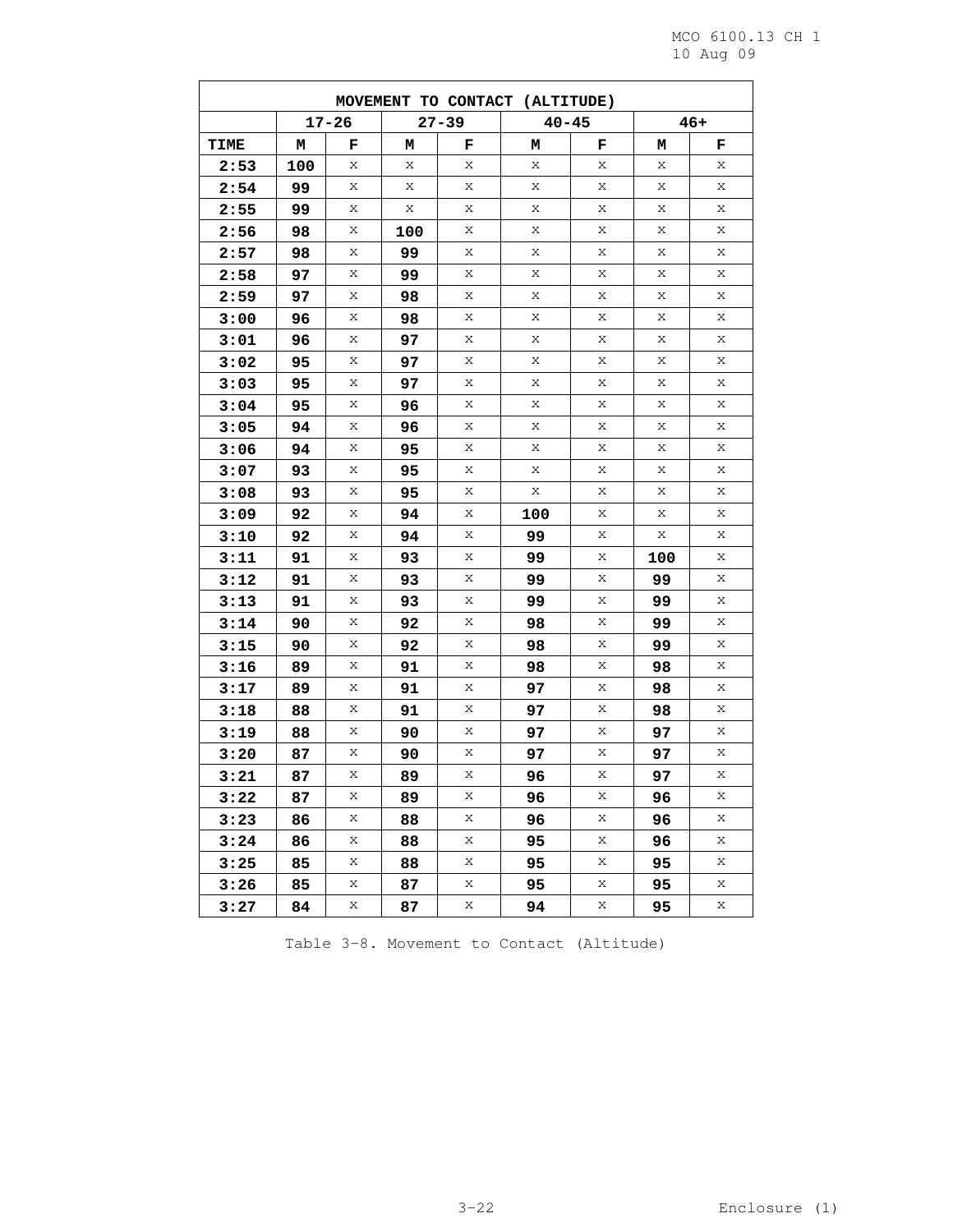| MOVEMENT TO CONTACT (ALTITUDE) | | | | | | | | |
|---|---|---|---|---|---|---|---|---|
| | 17-26 | | 27-39 | | 40-45 | | 46+ | |
| TIME | M | F | M | F | M | F | M | F |
| 2:53 | 100 | x | x | x | x | x | x | x |
| 2:54 | 99 | x | x | x | x | x | x | x |
| 2:55 | 99 | x | x | x | x | x | x | x |
| 2:56 | 98 | x | 100 | x | x | x | x | x |
| 2:57 | 98 | x | 99 | x | x | x | x | x |
| 2:58 | 97 | x | 99 | x | x | x | x | x |
| 2:59 | 97 | x | 98 | x | x | x | x | x |
| 3:00 | 96 | x | 98 | x | x | x | x | x |
| 3:01 | 96 | x | 97 | x | x | x | x | x |
| 3:02 | 95 | x | 97 | x | x | x | x | x |
| 3:03 | 95 | x | 97 | x | x | x | x | x |
| 3:04 | 95 | x | 96 | x | x | x | x | x |
| 3:05 | 94 | x | 96 | x | x | x | x | x |
| 3:06 | 94 | x | 95 | x | x | x | x | x |
| 3:07 | 93 | x | 95 | x | x | x | x | x |
| 3:08 | 93 | x | 95 | x | x | x | x | x |
| 3:09 | 92 | x | 94 | x | 100 | x | x | x |
| 3:10 | 92 | x | 94 | x | 99 | x | x | x |
| 3:11 | 91 | x | 93 | x | 99 | x | 100 | x |
| 3:12 | 91 | x | 93 | x | 99 | x | 99 | x |
| 3:13 | 91 | x | 93 | x | 99 | x | 99 | x |
| 3:14 | 90 | x | 92 | x | 98 | x | 99 | x |
| 3:15 | 90 | x | 92 | x | 98 | x | 99 | x |
| 3:16 | 89 | x | 91 | x | 98 | x | 98 | x |
| 3:17 | 89 | x | 91 | x | 97 | x | 98 | x |
| 3:18 | 88 | x | 91 | x | 97 | x | 98 | x |
| 3:19 | 88 | x | 90 | x | 97 | x | 97 | x |
| 3:20 | 87 | x | 90 | x | 97 | x | 97 | x |
| 3:21 | 87 | x | 89 | x | 96 | x | 97 | x |
| 3:22 | 87 | x | 89 | x | 96 | x | 96 | x |
| 3:23 | 86 | x | 88 | x | 96 | x | 96 | x |
| 3:24 | 86 | x | 88 | x | 95 | x | 96 | x |
| 3:25 | 85 | x | 88 | x | 95 | x | 95 | x |
| 3:26 | 85 | x | 87 | x | 95 | x | 95 | x |
| 3:27 | 84 | x | 87 | x | 94 | x | 95 | x |

Table 3-8. Movement to Contact (Altitude)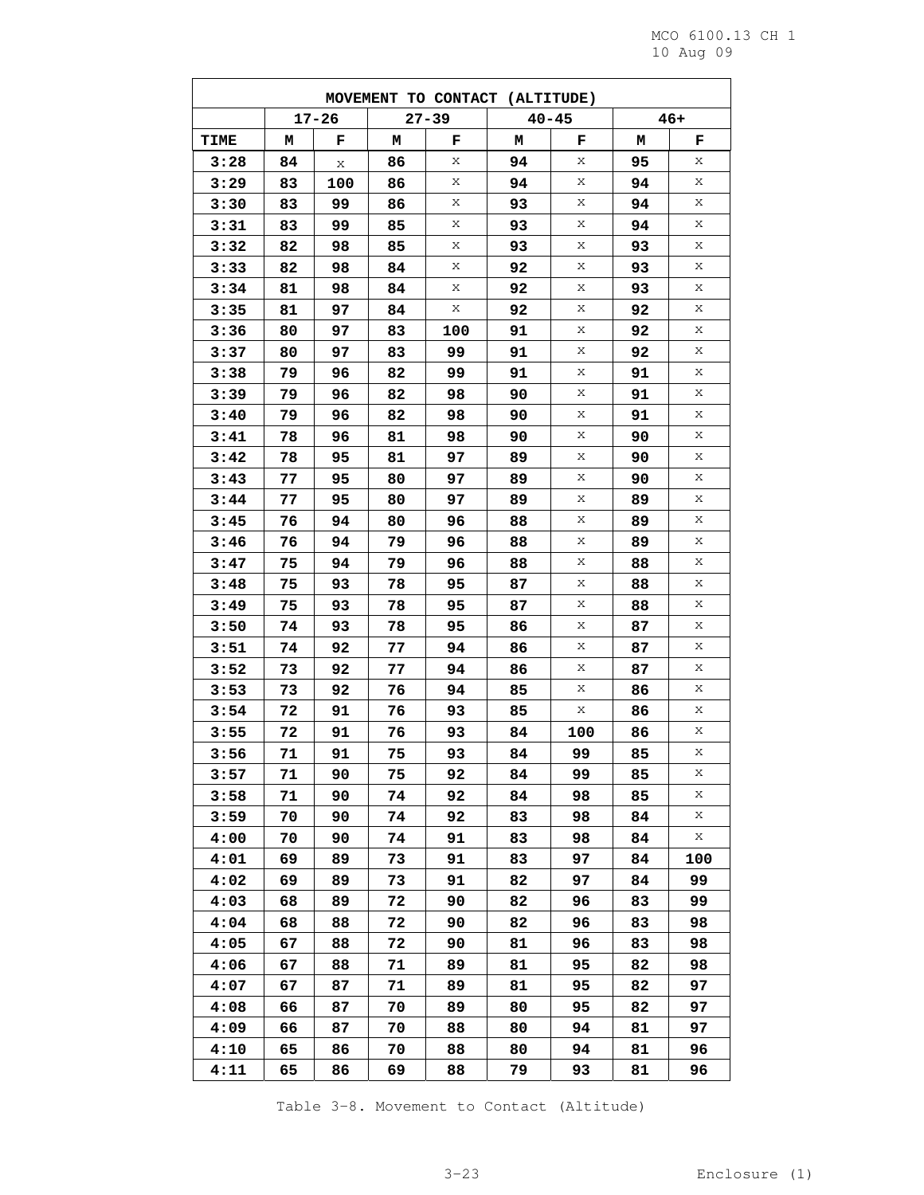| MOVEMENT TO CONTACT (ALTITUDE) | | | | | | | | |
|---|---|---|---|---|---|---|---|---|
| | 17-26 | | 27-39 | | 40-45 | | 46+ | |
| TIME | M | F | M | F | M | F | M | F |
| 3:28 | 84 | x | 86 | x | 94 | x | 95 | x |
| 3:29 | 83 | 100 | 86 | x | 94 | x | 94 | x |
| 3:30 | 83 | 99 | 86 | x | 93 | x | 94 | x |
| 3:31 | 83 | 99 | 85 | x | 93 | x | 94 | x |
| 3:32 | 82 | 98 | 85 | x | 93 | x | 93 | x |
| 3:33 | 82 | 98 | 84 | x | 92 | x | 93 | x |
| 3:34 | 81 | 98 | 84 | x | 92 | x | 93 | x |
| 3:35 | 81 | 97 | 84 | x | 92 | x | 92 | x |
| 3:36 | 80 | 97 | 83 | 100 | 91 | x | 92 | x |
| 3:37 | 80 | 97 | 83 | 99 | 91 | x | 92 | x |
| 3:38 | 79 | 96 | 82 | 99 | 91 | x | 91 | x |
| 3:39 | 79 | 96 | 82 | 98 | 90 | x | 91 | x |
| 3:40 | 79 | 96 | 82 | 98 | 90 | x | 91 | x |
| 3:41 | 78 | 96 | 81 | 98 | 90 | x | 90 | x |
| 3:42 | 78 | 95 | 81 | 97 | 89 | x | 90 | x |
| 3:43 | 77 | 95 | 80 | 97 | 89 | x | 90 | x |
| 3:44 | 77 | 95 | 80 | 97 | 89 | x | 89 | x |
| 3:45 | 76 | 94 | 80 | 96 | 88 | x | 89 | x |
| 3:46 | 76 | 94 | 79 | 96 | 88 | x | 89 | x |
| 3:47 | 75 | 94 | 79 | 96 | 88 | x | 88 | x |
| 3:48 | 75 | 93 | 78 | 95 | 87 | x | 88 | x |
| 3:49 | 75 | 93 | 78 | 95 | 87 | x | 88 | x |
| 3:50 | 74 | 93 | 78 | 95 | 86 | x | 87 | x |
| 3:51 | 74 | 92 | 77 | 94 | 86 | x | 87 | x |
| 3:52 | 73 | 92 | 77 | 94 | 86 | x | 87 | x |
| 3:53 | 73 | 92 | 76 | 94 | 85 | x | 86 | x |
| 3:54 | 72 | 91 | 76 | 93 | 85 | x | 86 | x |
| 3:55 | 72 | 91 | 76 | 93 | 84 | 100 | 86 | x |
| 3:56 | 71 | 91 | 75 | 93 | 84 | 99 | 85 | x |
| 3:57 | 71 | 90 | 75 | 92 | 84 | 99 | 85 | x |
| 3:58 | 71 | 90 | 74 | 92 | 84 | 98 | 85 | x |
| 3:59 | 70 | 90 | 74 | 92 | 83 | 98 | 84 | x |
| 4:00 | 70 | 90 | 74 | 91 | 83 | 98 | 84 | x |
| 4:01 | 69 | 89 | 73 | 91 | 83 | 97 | 84 | 100 |
| 4:02 | 69 | 89 | 73 | 91 | 82 | 97 | 84 | 99 |
| 4:03 | 68 | 89 | 72 | 90 | 82 | 96 | 83 | 99 |
| 4:04 | 68 | 88 | 72 | 90 | 82 | 96 | 83 | 98 |
| 4:05 | 67 | 88 | 72 | 90 | 81 | 96 | 83 | 98 |
| 4:06 | 67 | 88 | 71 | 89 | 81 | 95 | 82 | 98 |
| 4:07 | 67 | 87 | 71 | 89 | 81 | 95 | 82 | 97 |
| 4:08 | 66 | 87 | 70 | 89 | 80 | 95 | 82 | 97 |
| 4:09 | 66 | 87 | 70 | 88 | 80 | 94 | 81 | 97 |
| 4:10 | 65 | 86 | 70 | 88 | 80 | 94 | 81 | 96 |
| 4:11 | 65 | 86 | 69 | 88 | 79 | 93 | 81 | 96 |

Table 3-8. Movement to Contact (Altitude)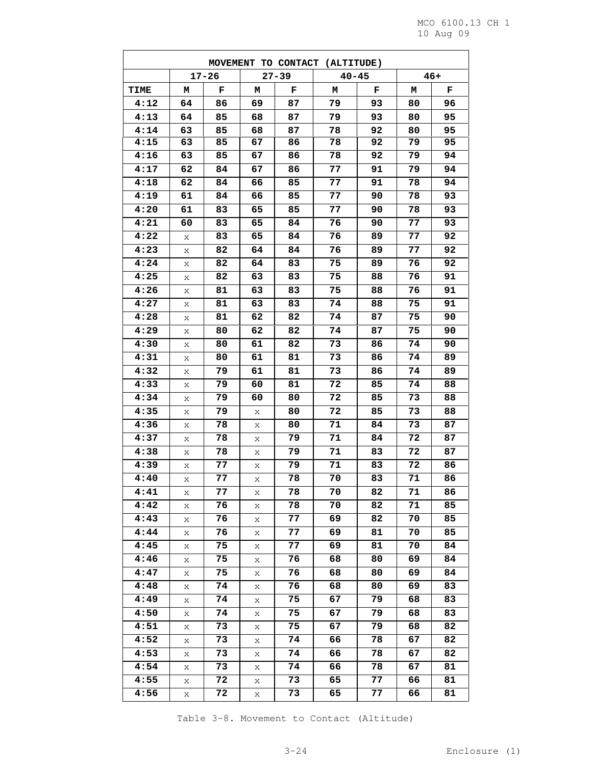| MOVEMENT TO CONTACT (ALTITUDE) | | | | | | | | |
|---|---|---|---|---|---|---|---|---|
| | 17-26 | | 27-39 | | 40-45 | | 46+ | |
| TIME | M | F | M | F | M | F | M | F |
| 4:12 | 64 | 86 | 69 | 87 | 79 | 93 | 80 | 96 |
| 4:13 | 64 | 85 | 68 | 87 | 79 | 93 | 80 | 95 |
| 4:14 | 63 | 85 | 68 | 87 | 78 | 92 | 80 | 95 |
| 4:15 | 63 | 85 | 67 | 86 | 78 | 92 | 79 | 95 |
| 4:16 | 63 | 85 | 67 | 86 | 78 | 92 | 79 | 94 |
| 4:17 | 62 | 84 | 67 | 86 | 77 | 91 | 79 | 94 |
| 4:18 | 62 | 84 | 66 | 85 | 77 | 91 | 78 | 94 |
| 4:19 | 61 | 84 | 66 | 85 | 77 | 90 | 78 | 93 |
| 4:20 | 61 | 83 | 65 | 85 | 77 | 90 | 78 | 93 |
| 4:21 | 60 | 83 | 65 | 84 | 76 | 90 | 77 | 93 |
| 4:22 | x | 83 | 65 | 84 | 76 | 89 | 77 | 92 |
| 4:23 | x | 82 | 64 | 84 | 76 | 89 | 77 | 92 |
| 4:24 | x | 82 | 64 | 83 | 75 | 89 | 76 | 92 |
| 4:25 | x | 82 | 63 | 83 | 75 | 88 | 76 | 91 |
| 4:26 | x | 81 | 63 | 83 | 75 | 88 | 76 | 91 |
| 4:27 | x | 81 | 63 | 83 | 74 | 88 | 75 | 91 |
| 4:28 | x | 81 | 62 | 82 | 74 | 87 | 75 | 90 |
| 4:29 | x | 80 | 62 | 82 | 74 | 87 | 75 | 90 |
| 4:30 | x | 80 | 61 | 82 | 73 | 86 | 74 | 90 |
| 4:31 | x | 80 | 61 | 81 | 73 | 86 | 74 | 89 |
| 4:32 | x | 79 | 61 | 81 | 73 | 86 | 74 | 89 |
| 4:33 | x | 79 | 60 | 81 | 72 | 85 | 74 | 88 |
| 4:34 | x | 79 | 60 | 80 | 72 | 85 | 73 | 88 |
| 4:35 | x | 79 | x | 80 | 72 | 85 | 73 | 88 |
| 4:36 | x | 78 | x | 80 | 71 | 84 | 73 | 87 |
| 4:37 | x | 78 | x | 79 | 71 | 84 | 72 | 87 |
| 4:38 | x | 78 | x | 79 | 71 | 83 | 72 | 87 |
| 4:39 | x | 77 | x | 79 | 71 | 83 | 72 | 86 |
| 4:40 | x | 77 | x | 78 | 70 | 83 | 71 | 86 |
| 4:41 | x | 77 | x | 78 | 70 | 82 | 71 | 86 |
| 4:42 | x | 76 | x | 78 | 70 | 82 | 71 | 85 |
| 4:43 | x | 76 | x | 77 | 69 | 82 | 70 | 85 |
| 4:44 | x | 76 | x | 77 | 69 | 81 | 70 | 85 |
| 4:45 | x | 75 | x | 77 | 69 | 81 | 70 | 84 |
| 4:46 | x | 75 | x | 76 | 68 | 80 | 69 | 84 |
| 4:47 | x | 75 | x | 76 | 68 | 80 | 69 | 84 |
| 4:48 | x | 74 | x | 76 | 68 | 80 | 69 | 83 |
| 4:49 | x | 74 | x | 75 | 67 | 79 | 68 | 83 |
| 4:50 | x | 74 | x | 75 | 67 | 79 | 68 | 83 |
| 4:51 | x | 73 | x | 75 | 67 | 79 | 68 | 82 |
| 4:52 | x | 73 | x | 74 | 66 | 78 | 67 | 82 |
| 4:53 | x | 73 | x | 74 | 66 | 78 | 67 | 82 |
| 4:54 | x | 73 | x | 74 | 66 | 78 | 67 | 81 |
| 4:55 | x | 72 | x | 73 | 65 | 77 | 66 | 81 |
| 4:56 | x | 72 | x | 73 | 65 | 77 | 66 | 81 |

Table 3-8. Movement to Contact (Altitude)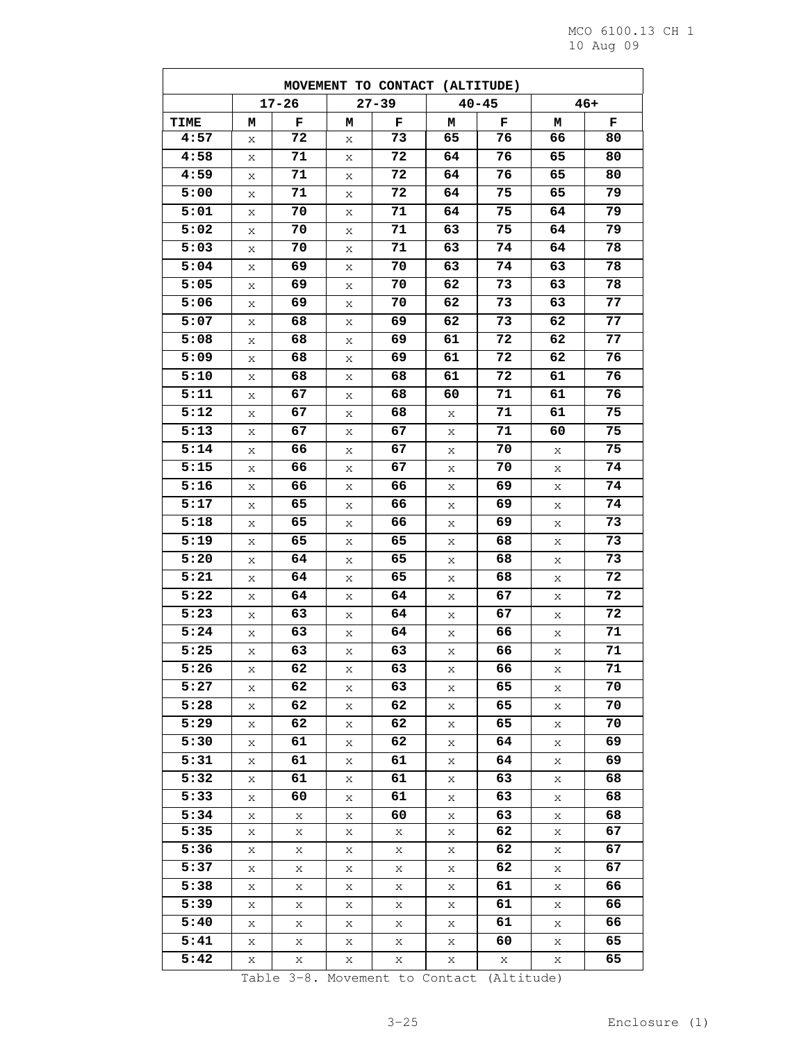| MOVEMENT TO CONTACT (ALTITUDE) | | | | | | | | |
|---|---|---|---|---|---|---|---|---|
| | 17-26 | | 27-39 | | 40-45 | | 46+ | |
| TIME | M | F | M | F | M | F | M | F |
| 4:57 | x | 72 | x | 73 | 65 | 76 | 66 | 80 |
| 4:58 | x | 71 | x | 72 | 64 | 76 | 65 | 80 |
| 4:59 | x | 71 | x | 72 | 64 | 76 | 65 | 80 |
| 5:00 | x | 71 | x | 72 | 64 | 75 | 65 | 79 |
| 5:01 | x | 70 | x | 71 | 64 | 75 | 64 | 79 |
| 5:02 | x | 70 | x | 71 | 63 | 75 | 64 | 79 |
| 5:03 | x | 70 | x | 71 | 63 | 74 | 64 | 78 |
| 5:04 | x | 69 | x | 70 | 63 | 74 | 63 | 78 |
| 5:05 | x | 69 | x | 70 | 62 | 73 | 63 | 78 |
| 5:06 | x | 69 | x | 70 | 62 | 73 | 63 | 77 |
| 5:07 | x | 68 | x | 69 | 62 | 73 | 62 | 77 |
| 5:08 | x | 68 | x | 69 | 61 | 72 | 62 | 77 |
| 5:09 | x | 68 | x | 69 | 61 | 72 | 62 | 76 |
| 5:10 | x | 68 | x | 68 | 61 | 72 | 61 | 76 |
| 5:11 | x | 67 | x | 68 | 60 | 71 | 61 | 76 |
| 5:12 | x | 67 | x | 68 | x | 71 | 61 | 75 |
| 5:13 | x | 67 | x | 67 | x | 71 | 60 | 75 |
| 5:14 | x | 66 | x | 67 | x | 70 | x | 75 |
| 5:15 | x | 66 | x | 67 | x | 70 | x | 74 |
| 5:16 | x | 66 | x | 66 | x | 69 | x | 74 |
| 5:17 | x | 65 | x | 66 | x | 69 | x | 74 |
| 5:18 | x | 65 | x | 66 | x | 69 | x | 73 |
| 5:19 | x | 65 | x | 65 | x | 68 | x | 73 |
| 5:20 | x | 64 | x | 65 | x | 68 | x | 73 |
| 5:21 | x | 64 | x | 65 | x | 68 | x | 72 |
| 5:22 | x | 64 | x | 64 | x | 67 | x | 72 |
| 5:23 | x | 63 | x | 64 | x | 67 | x | 72 |
| 5:24 | x | 63 | x | 64 | x | 66 | x | 71 |
| 5:25 | x | 63 | x | 63 | x | 66 | x | 71 |
| 5:26 | x | 62 | x | 63 | x | 66 | x | 71 |
| 5:27 | x | 62 | x | 63 | x | 65 | x | 70 |
| 5:28 | x | 62 | x | 62 | x | 65 | x | 70 |
| 5:29 | x | 62 | x | 62 | x | 65 | x | 70 |
| 5:30 | x | 61 | x | 62 | x | 64 | x | 69 |
| 5:31 | x | 61 | x | 61 | x | 64 | x | 69 |
| 5:32 | x | 61 | x | 61 | x | 63 | x | 68 |
| 5:33 | x | 60 | x | 61 | x | 63 | x | 68 |
| 5:34 | x | x | x | 60 | x | 63 | x | 68 |
| 5:35 | x | x | x | x | x | 62 | x | 67 |
| 5:36 | x | x | x | x | x | 62 | x | 67 |
| 5:37 | x | x | x | x | x | 62 | x | 67 |
| 5:38 | x | x | x | x | x | 61 | x | 66 |
| 5:39 | x | x | x | x | x | 61 | x | 66 |
| 5:40 | x | x | x | x | x | 61 | x | 66 |
| 5:41 | x | x | x | x | x | 60 | x | 65 |
| 5:42 | x | x | x | x | x | x | x | 65 |

Table 3-8. Movement to Contact (Altitude)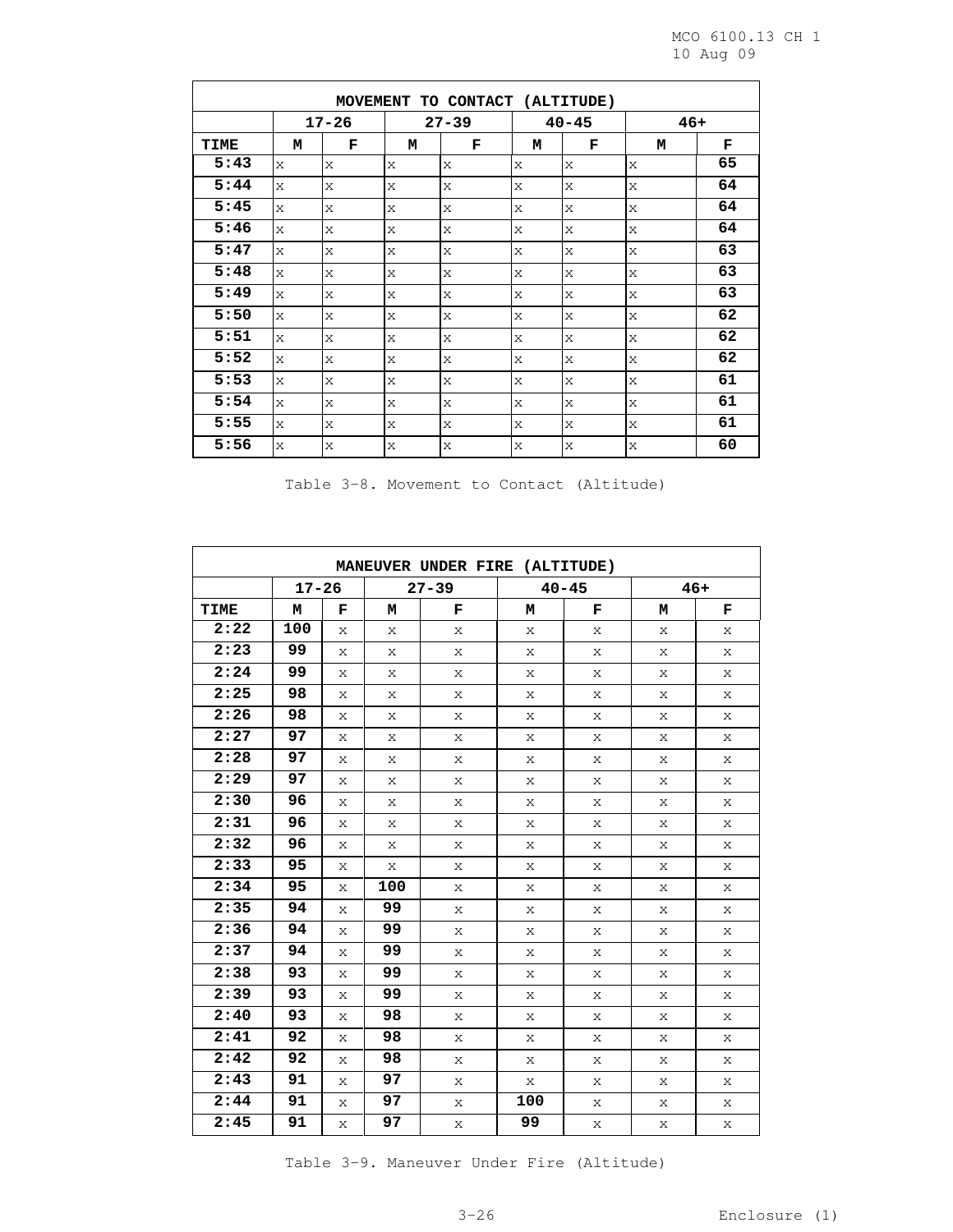| MOVEMENT TO CONTACT (ALTITUDE) | | | | | | | | |
|---|---|---|---|---|---|---|---|---|
| | 17-26 | | 27-39 | | 40-45 | | 46+ | |
| TIME | M | F | M | F | M | F | M | F |
| 5:43 | x | x | x | x | x | x | x | 65 |
| 5:44 | x | x | x | x | x | x | x | 64 |
| 5:45 | x | x | x | x | x | x | x | 64 |
| 5:46 | x | x | x | x | x | x | x | 64 |
| 5:47 | x | x | x | x | x | x | x | 63 |
| 5:48 | x | x | x | x | x | x | x | 63 |
| 5:49 | x | x | x | x | x | x | x | 63 |
| 5:50 | x | x | x | x | x | x | x | 62 |
| 5:51 | x | x | x | x | x | x | x | 62 |
| 5:52 | x | x | x | x | x | x | x | 62 |
| 5:53 | x | x | x | x | x | x | x | 61 |
| 5:54 | x | x | x | x | x | x | x | 61 |
| 5:55 | x | x | x | x | x | x | x | 61 |
| 5:56 | x | x | x | x | x | x | x | 60 |

Table 3-8. Movement to Contact (Altitude)

| MANEUVER UNDER FIRE (ALTITUDE) | | | | | | | | |
|---|---|---|---|---|---|---|---|---|
| | 17-26 | | 27-39 | | 40-45 | | 46+ | |
| TIME | M | F | M | F | M | F | M | F |
| 2:22 | 100 | x | x | x | x | x | x | x |
| 2:23 | 99 | x | x | x | x | x | x | x |
| 2:24 | 99 | x | x | x | x | x | x | x |
| 2:25 | 98 | x | x | x | x | x | x | x |
| 2:26 | 98 | x | x | x | x | x | x | x |
| 2:27 | 97 | x | x | x | x | x | x | x |
| 2:28 | 97 | x | x | x | x | x | x | x |
| 2:29 | 97 | x | x | x | x | x | x | x |
| 2:30 | 96 | x | x | x | x | x | x | x |
| 2:31 | 96 | x | x | x | x | x | x | x |
| 2:32 | 96 | x | x | x | x | x | x | x |
| 2:33 | 95 | x | x | x | x | x | x | x |
| 2:34 | 95 | x | 100 | x | x | x | x | x |
| 2:35 | 94 | x | 99 | x | x | x | x | x |
| 2:36 | 94 | x | 99 | x | x | x | x | x |
| 2:37 | 94 | x | 99 | x | x | x | x | x |
| 2:38 | 93 | x | 99 | x | x | x | x | x |
| 2:39 | 93 | x | 99 | x | x | x | x | x |
| 2:40 | 93 | x | 98 | x | x | x | x | x |
| 2:41 | 92 | x | 98 | x | x | x | x | x |
| 2:42 | 92 | x | 98 | x | x | x | x | x |
| 2:43 | 91 | x | 97 | x | x | x | x | x |
| 2:44 | 91 | x | 97 | x | 100 | x | x | x |
| 2:45 | 91 | x | 97 | x | 99 | x | x | x |

Table 3-9. Maneuver Under Fire (Altitude)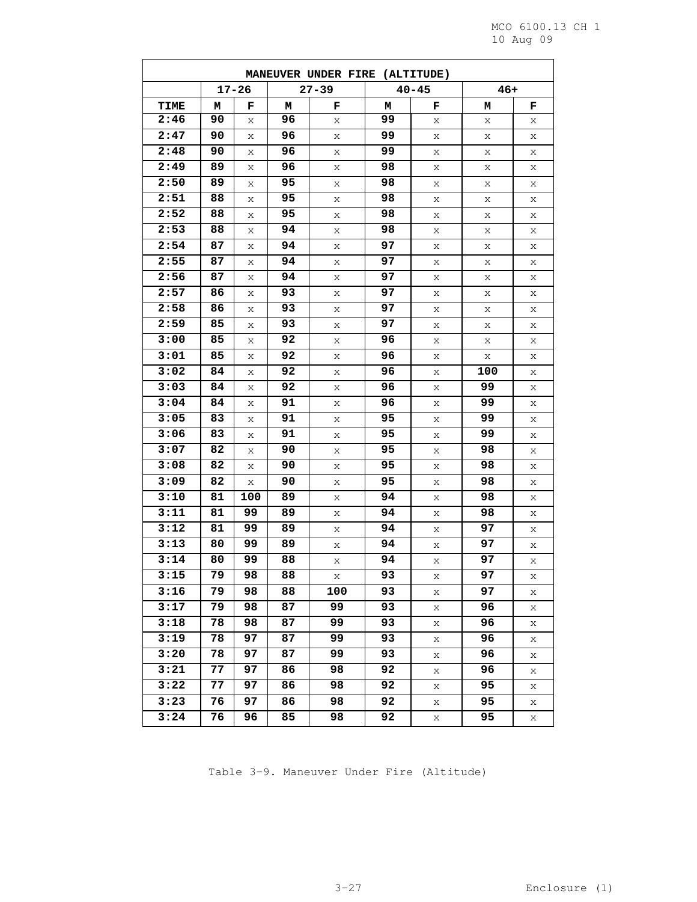| MANEUVER UNDER FIRE (ALTITUDE) | | | | | | | | |
|---|---|---|---|---|---|---|---|---|
| | 17-26 | | 27-39 | | 40-45 | | 46+ | |
| TIME | M | F | M | F | M | F | M | F |
| 2:46 | 90 | x | 96 | x | 99 | x | x | x |
| 2:47 | 90 | x | 96 | x | 99 | x | x | x |
| 2:48 | 90 | x | 96 | x | 99 | x | x | x |
| 2:49 | 89 | x | 96 | x | 98 | x | x | x |
| 2:50 | 89 | x | 95 | x | 98 | x | x | x |
| 2:51 | 88 | x | 95 | x | 98 | x | x | x |
| 2:52 | 88 | x | 95 | x | 98 | x | x | x |
| 2:53 | 88 | x | 94 | x | 98 | x | x | x |
| 2:54 | 87 | x | 94 | x | 97 | x | x | x |
| 2:55 | 87 | x | 94 | x | 97 | x | x | x |
| 2:56 | 87 | x | 94 | x | 97 | x | x | x |
| 2:57 | 86 | x | 93 | x | 97 | x | x | x |
| 2:58 | 86 | x | 93 | x | 97 | x | x | x |
| 2:59 | 85 | x | 93 | x | 97 | x | x | x |
| 3:00 | 85 | x | 92 | x | 96 | x | x | x |
| 3:01 | 85 | x | 92 | x | 96 | x | x | x |
| 3:02 | 84 | x | 92 | x | 96 | x | 100 | x |
| 3:03 | 84 | x | 92 | x | 96 | x | 99 | x |
| 3:04 | 84 | x | 91 | x | 96 | x | 99 | x |
| 3:05 | 83 | x | 91 | x | 95 | x | 99 | x |
| 3:06 | 83 | x | 91 | x | 95 | x | 99 | x |
| 3:07 | 82 | x | 90 | x | 95 | x | 98 | x |
| 3:08 | 82 | x | 90 | x | 95 | x | 98 | x |
| 3:09 | 82 | x | 90 | x | 95 | x | 98 | x |
| 3:10 | 81 | 100 | 89 | x | 94 | x | 98 | x |
| 3:11 | 81 | 99 | 89 | x | 94 | x | 98 | x |
| 3:12 | 81 | 99 | 89 | x | 94 | x | 97 | x |
| 3:13 | 80 | 99 | 89 | x | 94 | x | 97 | x |
| 3:14 | 80 | 99 | 88 | x | 94 | x | 97 | x |
| 3:15 | 79 | 98 | 88 | x | 93 | x | 97 | x |
| 3:16 | 79 | 98 | 88 | 100 | 93 | x | 97 | x |
| 3:17 | 79 | 98 | 87 | 99 | 93 | x | 96 | x |
| 3:18 | 78 | 98 | 87 | 99 | 93 | x | 96 | x |
| 3:19 | 78 | 97 | 87 | 99 | 93 | x | 96 | x |
| 3:20 | 78 | 97 | 87 | 99 | 93 | x | 96 | x |
| 3:21 | 77 | 97 | 86 | 98 | 92 | x | 96 | x |
| 3:22 | 77 | 97 | 86 | 98 | 92 | x | 95 | x |
| 3:23 | 76 | 97 | 86 | 98 | 92 | x | 95 | x |
| 3:24 | 76 | 96 | 85 | 98 | 92 | x | 95 | x |

Table 3-9. Maneuver Under Fire (Altitude)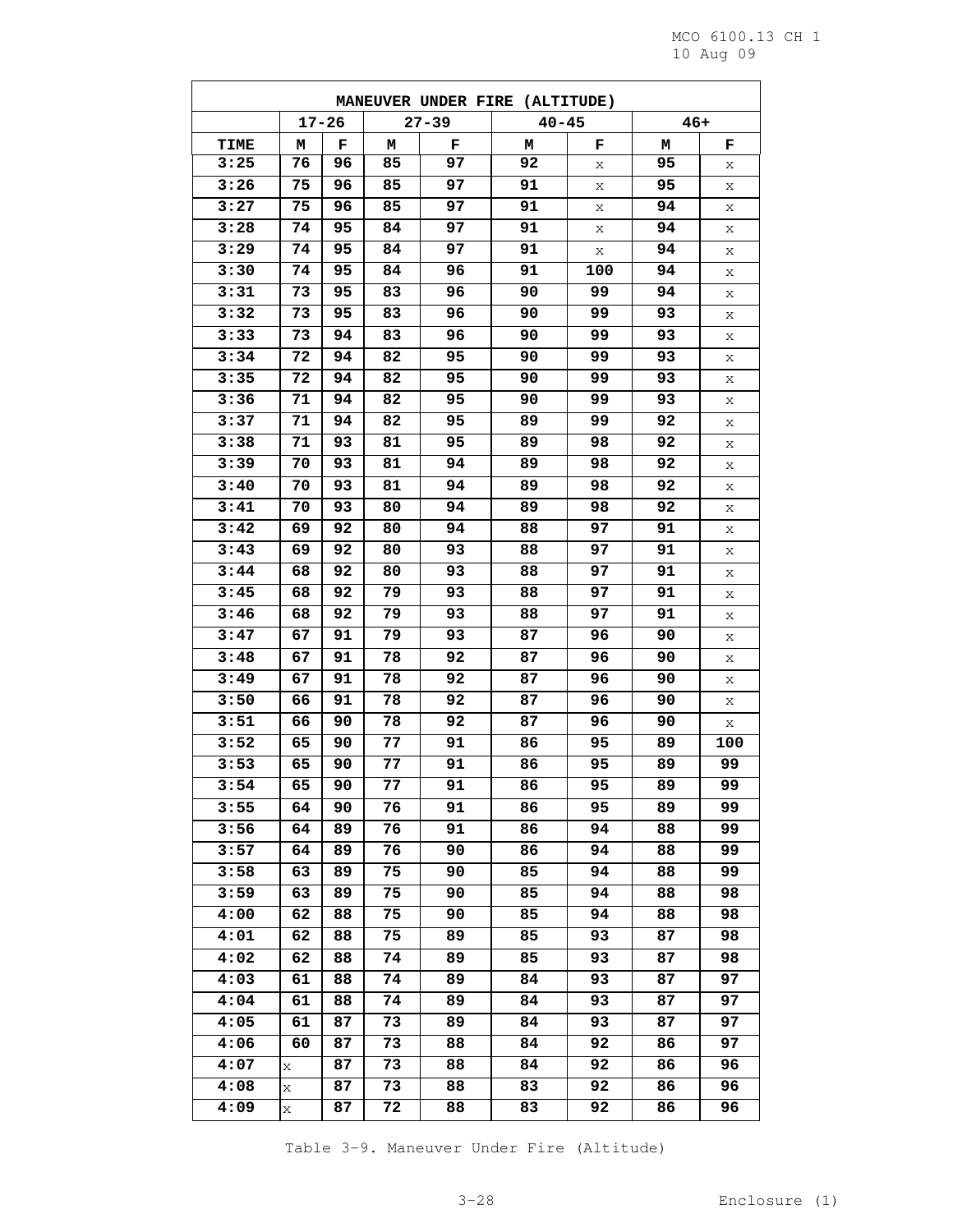| MANEUVER UNDER FIRE (ALTITUDE) | | | | | | | | |
|---|---|---|---|---|---|---|---|---|
| | 17-26 | | 27-39 | | 40-45 | | 46+ | |
| TIME | M | F | M | F | M | F | M | F |
| 3:25 | 76 | 96 | 85 | 97 | 92 | x | 95 | x |
| 3:26 | 75 | 96 | 85 | 97 | 91 | x | 95 | x |
| 3:27 | 75 | 96 | 85 | 97 | 91 | x | 94 | x |
| 3:28 | 74 | 95 | 84 | 97 | 91 | x | 94 | x |
| 3:29 | 74 | 95 | 84 | 97 | 91 | x | 94 | x |
| 3:30 | 74 | 95 | 84 | 96 | 91 | 100 | 94 | x |
| 3:31 | 73 | 95 | 83 | 96 | 90 | 99 | 94 | x |
| 3:32 | 73 | 95 | 83 | 96 | 90 | 99 | 93 | x |
| 3:33 | 73 | 94 | 83 | 96 | 90 | 99 | 93 | x |
| 3:34 | 72 | 94 | 82 | 95 | 90 | 99 | 93 | x |
| 3:35 | 72 | 94 | 82 | 95 | 90 | 99 | 93 | x |
| 3:36 | 71 | 94 | 82 | 95 | 90 | 99 | 93 | x |
| 3:37 | 71 | 94 | 82 | 95 | 89 | 99 | 92 | x |
| 3:38 | 71 | 93 | 81 | 95 | 89 | 98 | 92 | x |
| 3:39 | 70 | 93 | 81 | 94 | 89 | 98 | 92 | x |
| 3:40 | 70 | 93 | 81 | 94 | 89 | 98 | 92 | x |
| 3:41 | 70 | 93 | 80 | 94 | 89 | 98 | 92 | x |
| 3:42 | 69 | 92 | 80 | 94 | 88 | 97 | 91 | x |
| 3:43 | 69 | 92 | 80 | 93 | 88 | 97 | 91 | x |
| 3:44 | 68 | 92 | 80 | 93 | 88 | 97 | 91 | x |
| 3:45 | 68 | 92 | 79 | 93 | 88 | 97 | 91 | x |
| 3:46 | 68 | 92 | 79 | 93 | 88 | 97 | 91 | x |
| 3:47 | 67 | 91 | 79 | 93 | 87 | 96 | 90 | x |
| 3:48 | 67 | 91 | 78 | 92 | 87 | 96 | 90 | x |
| 3:49 | 67 | 91 | 78 | 92 | 87 | 96 | 90 | x |
| 3:50 | 66 | 91 | 78 | 92 | 87 | 96 | 90 | x |
| 3:51 | 66 | 90 | 78 | 92 | 87 | 96 | 90 | x |
| 3:52 | 65 | 90 | 77 | 91 | 86 | 95 | 89 | 100 |
| 3:53 | 65 | 90 | 77 | 91 | 86 | 95 | 89 | 99 |
| 3:54 | 65 | 90 | 77 | 91 | 86 | 95 | 89 | 99 |
| 3:55 | 64 | 90 | 76 | 91 | 86 | 95 | 89 | 99 |
| 3:56 | 64 | 89 | 76 | 91 | 86 | 94 | 88 | 99 |
| 3:57 | 64 | 89 | 76 | 90 | 86 | 94 | 88 | 99 |
| 3:58 | 63 | 89 | 75 | 90 | 85 | 94 | 88 | 99 |
| 3:59 | 63 | 89 | 75 | 90 | 85 | 94 | 88 | 98 |
| 4:00 | 62 | 88 | 75 | 90 | 85 | 94 | 88 | 98 |
| 4:01 | 62 | 88 | 75 | 89 | 85 | 93 | 87 | 98 |
| 4:02 | 62 | 88 | 74 | 89 | 85 | 93 | 87 | 98 |
| 4:03 | 61 | 88 | 74 | 89 | 84 | 93 | 87 | 97 |
| 4:04 | 61 | 88 | 74 | 89 | 84 | 93 | 87 | 97 |
| 4:05 | 61 | 87 | 73 | 89 | 84 | 93 | 87 | 97 |
| 4:06 | 60 | 87 | 73 | 88 | 84 | 92 | 86 | 97 |
| 4:07 | x | 87 | 73 | 88 | 84 | 92 | 86 | 96 |
| 4:08 | x | 87 | 73 | 88 | 83 | 92 | 86 | 96 |
| 4:09 | x | 87 | 72 | 88 | 83 | 92 | 86 | 96 |

Table 3-9. Maneuver Under Fire (Altitude)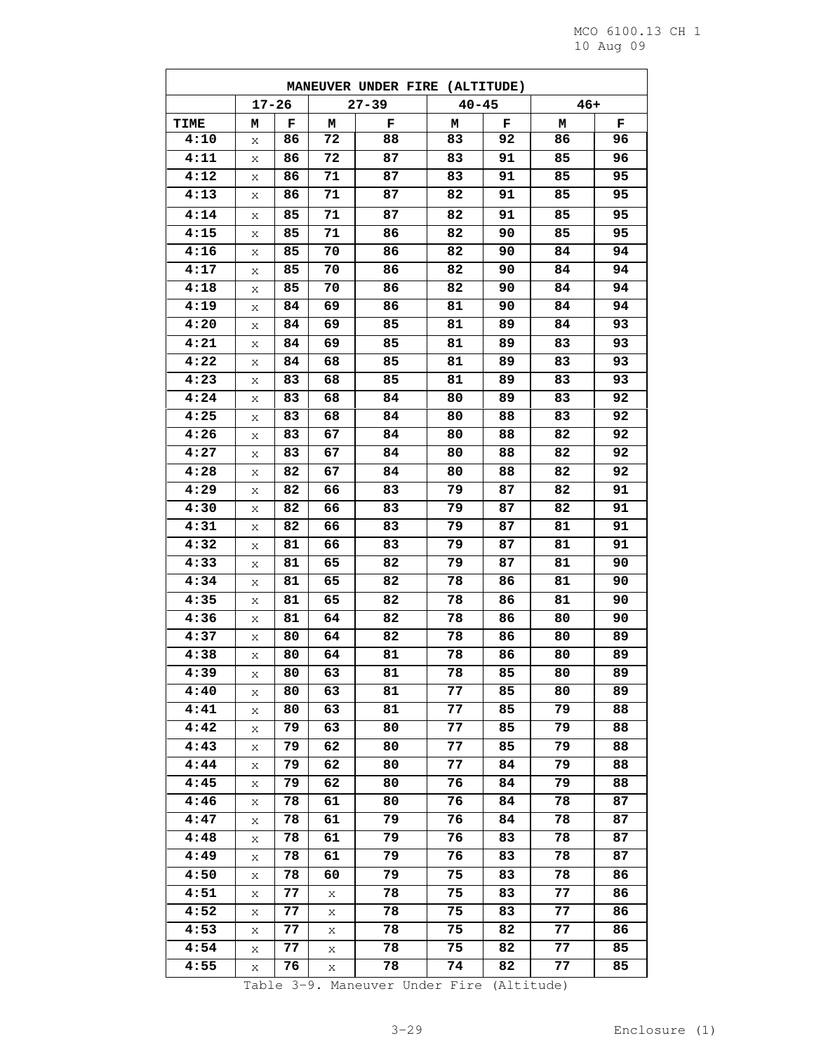| MANEUVER UNDER FIRE (ALTITUDE) | | | | | | | | |
|---|---|---|---|---|---|---|---|---|
| | 17-26 | | 27-39 | | 40-45 | | 46+ | |
| TIME | M | F | M | F | M | F | M | F |
| 4:10 | x | 86 | 72 | 88 | 83 | 92 | 86 | 96 |
| 4:11 | x | 86 | 72 | 87 | 83 | 91 | 85 | 96 |
| 4:12 | x | 86 | 71 | 87 | 83 | 91 | 85 | 95 |
| 4:13 | x | 86 | 71 | 87 | 82 | 91 | 85 | 95 |
| 4:14 | x | 85 | 71 | 87 | 82 | 91 | 85 | 95 |
| 4:15 | x | 85 | 71 | 86 | 82 | 90 | 85 | 95 |
| 4:16 | x | 85 | 70 | 86 | 82 | 90 | 84 | 94 |
| 4:17 | x | 85 | 70 | 86 | 82 | 90 | 84 | 94 |
| 4:18 | x | 85 | 70 | 86 | 82 | 90 | 84 | 94 |
| 4:19 | x | 84 | 69 | 86 | 81 | 90 | 84 | 94 |
| 4:20 | x | 84 | 69 | 85 | 81 | 89 | 84 | 93 |
| 4:21 | x | 84 | 69 | 85 | 81 | 89 | 83 | 93 |
| 4:22 | x | 84 | 68 | 85 | 81 | 89 | 83 | 93 |
| 4:23 | x | 83 | 68 | 85 | 81 | 89 | 83 | 93 |
| 4:24 | x | 83 | 68 | 84 | 80 | 89 | 83 | 92 |
| 4:25 | x | 83 | 68 | 84 | 80 | 88 | 83 | 92 |
| 4:26 | x | 83 | 67 | 84 | 80 | 88 | 82 | 92 |
| 4:27 | x | 83 | 67 | 84 | 80 | 88 | 82 | 92 |
| 4:28 | x | 82 | 67 | 84 | 80 | 88 | 82 | 92 |
| 4:29 | x | 82 | 66 | 83 | 79 | 87 | 82 | 91 |
| 4:30 | x | 82 | 66 | 83 | 79 | 87 | 82 | 91 |
| 4:31 | x | 82 | 66 | 83 | 79 | 87 | 81 | 91 |
| 4:32 | x | 81 | 66 | 83 | 79 | 87 | 81 | 91 |
| 4:33 | x | 81 | 65 | 82 | 79 | 87 | 81 | 90 |
| 4:34 | x | 81 | 65 | 82 | 78 | 86 | 81 | 90 |
| 4:35 | x | 81 | 65 | 82 | 78 | 86 | 81 | 90 |
| 4:36 | x | 81 | 64 | 82 | 78 | 86 | 80 | 90 |
| 4:37 | x | 80 | 64 | 82 | 78 | 86 | 80 | 89 |
| 4:38 | x | 80 | 64 | 81 | 78 | 86 | 80 | 89 |
| 4:39 | x | 80 | 63 | 81 | 78 | 85 | 80 | 89 |
| 4:40 | x | 80 | 63 | 81 | 77 | 85 | 80 | 89 |
| 4:41 | x | 80 | 63 | 81 | 77 | 85 | 79 | 88 |
| 4:42 | x | 79 | 63 | 80 | 77 | 85 | 79 | 88 |
| 4:43 | x | 79 | 62 | 80 | 77 | 85 | 79 | 88 |
| 4:44 | x | 79 | 62 | 80 | 77 | 84 | 79 | 88 |
| 4:45 | x | 79 | 62 | 80 | 76 | 84 | 79 | 88 |
| 4:46 | x | 78 | 61 | 80 | 76 | 84 | 78 | 87 |
| 4:47 | x | 78 | 61 | 79 | 76 | 84 | 78 | 87 |
| 4:48 | x | 78 | 61 | 79 | 76 | 83 | 78 | 87 |
| 4:49 | x | 78 | 61 | 79 | 76 | 83 | 78 | 87 |
| 4:50 | x | 78 | 60 | 79 | 75 | 83 | 78 | 86 |
| 4:51 | x | 77 | x | 78 | 75 | 83 | 77 | 86 |
| 4:52 | x | 77 | x | 78 | 75 | 83 | 77 | 86 |
| 4:53 | x | 77 | x | 78 | 75 | 82 | 77 | 86 |
| 4:54 | x | 77 | x | 78 | 75 | 82 | 77 | 85 |
| 4:55 | x | 76 | x | 78 | 74 | 82 | 77 | 85 |

Table 3-9. Maneuver Under Fire (Altitude)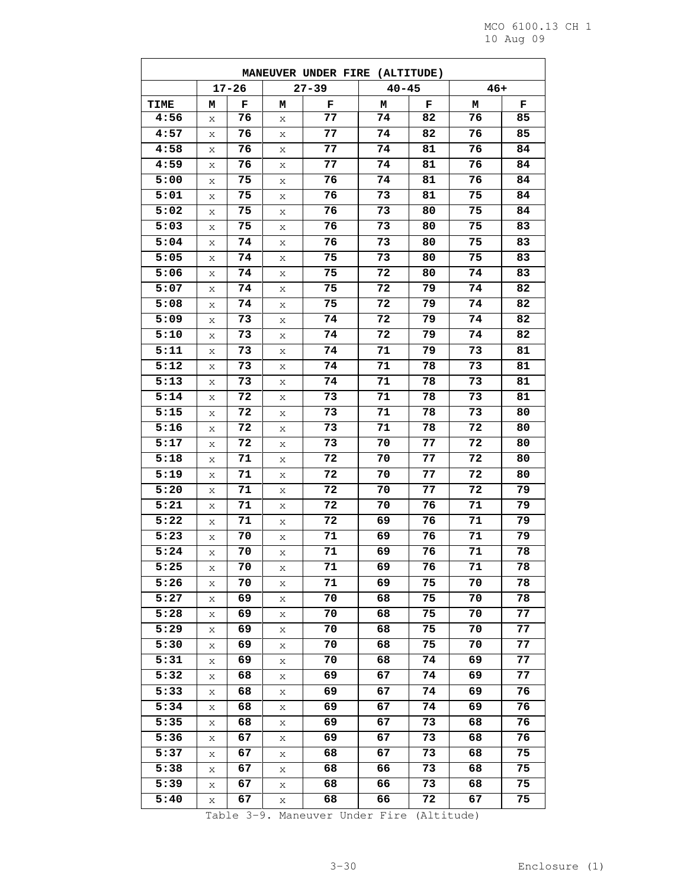| MANEUVER UNDER FIRE (ALTITUDE) | | | | | | | | |
|---|---|---|---|---|---|---|---|---|
| | 17-26 | | 27-39 | | 40-45 | | 46+ | |
| TIME | M | F | M | F | M | F | M | F |
| 4:56 | x | 76 | x | 77 | 74 | 82 | 76 | 85 |
| 4:57 | x | 76 | x | 77 | 74 | 82 | 76 | 85 |
| 4:58 | x | 76 | x | 77 | 74 | 81 | 76 | 84 |
| 4:59 | x | 76 | x | 77 | 74 | 81 | 76 | 84 |
| 5:00 | x | 75 | x | 76 | 74 | 81 | 76 | 84 |
| 5:01 | x | 75 | x | 76 | 73 | 81 | 75 | 84 |
| 5:02 | x | 75 | x | 76 | 73 | 80 | 75 | 84 |
| 5:03 | x | 75 | x | 76 | 73 | 80 | 75 | 83 |
| 5:04 | x | 74 | x | 76 | 73 | 80 | 75 | 83 |
| 5:05 | x | 74 | x | 75 | 73 | 80 | 75 | 83 |
| 5:06 | x | 74 | x | 75 | 72 | 80 | 74 | 83 |
| 5:07 | x | 74 | x | 75 | 72 | 79 | 74 | 82 |
| 5:08 | x | 74 | x | 75 | 72 | 79 | 74 | 82 |
| 5:09 | x | 73 | x | 74 | 72 | 79 | 74 | 82 |
| 5:10 | x | 73 | x | 74 | 72 | 79 | 74 | 82 |
| 5:11 | x | 73 | x | 74 | 71 | 79 | 73 | 81 |
| 5:12 | x | 73 | x | 74 | 71 | 78 | 73 | 81 |
| 5:13 | x | 73 | x | 74 | 71 | 78 | 73 | 81 |
| 5:14 | x | 72 | x | 73 | 71 | 78 | 73 | 81 |
| 5:15 | x | 72 | x | 73 | 71 | 78 | 73 | 80 |
| 5:16 | x | 72 | x | 73 | 71 | 78 | 72 | 80 |
| 5:17 | x | 72 | x | 73 | 70 | 77 | 72 | 80 |
| 5:18 | x | 71 | x | 72 | 70 | 77 | 72 | 80 |
| 5:19 | x | 71 | x | 72 | 70 | 77 | 72 | 80 |
| 5:20 | x | 71 | x | 72 | 70 | 77 | 72 | 79 |
| 5:21 | x | 71 | x | 72 | 70 | 76 | 71 | 79 |
| 5:22 | x | 71 | x | 72 | 69 | 76 | 71 | 79 |
| 5:23 | x | 70 | x | 71 | 69 | 76 | 71 | 79 |
| 5:24 | x | 70 | x | 71 | 69 | 76 | 71 | 78 |
| 5:25 | x | 70 | x | 71 | 69 | 76 | 71 | 78 |
| 5:26 | x | 70 | x | 71 | 69 | 75 | 70 | 78 |
| 5:27 | x | 69 | x | 70 | 68 | 75 | 70 | 78 |
| 5:28 | x | 69 | x | 70 | 68 | 75 | 70 | 77 |
| 5:29 | x | 69 | x | 70 | 68 | 75 | 70 | 77 |
| 5:30 | x | 69 | x | 70 | 68 | 75 | 70 | 77 |
| 5:31 | x | 69 | x | 70 | 68 | 74 | 69 | 77 |
| 5:32 | x | 68 | x | 69 | 67 | 74 | 69 | 77 |
| 5:33 | x | 68 | x | 69 | 67 | 74 | 69 | 76 |
| 5:34 | x | 68 | x | 69 | 67 | 74 | 69 | 76 |
| 5:35 | x | 68 | x | 69 | 67 | 73 | 68 | 76 |
| 5:36 | x | 67 | x | 69 | 67 | 73 | 68 | 76 |
| 5:37 | x | 67 | x | 68 | 67 | 73 | 68 | 75 |
| 5:38 | x | 67 | x | 68 | 66 | 73 | 68 | 75 |
| 5:39 | x | 67 | x | 68 | 66 | 73 | 68 | 75 |
| 5:40 | x | 67 | x | 68 | 66 | 72 | 67 | 75 |

Table 3-9. Maneuver Under Fire (Altitude)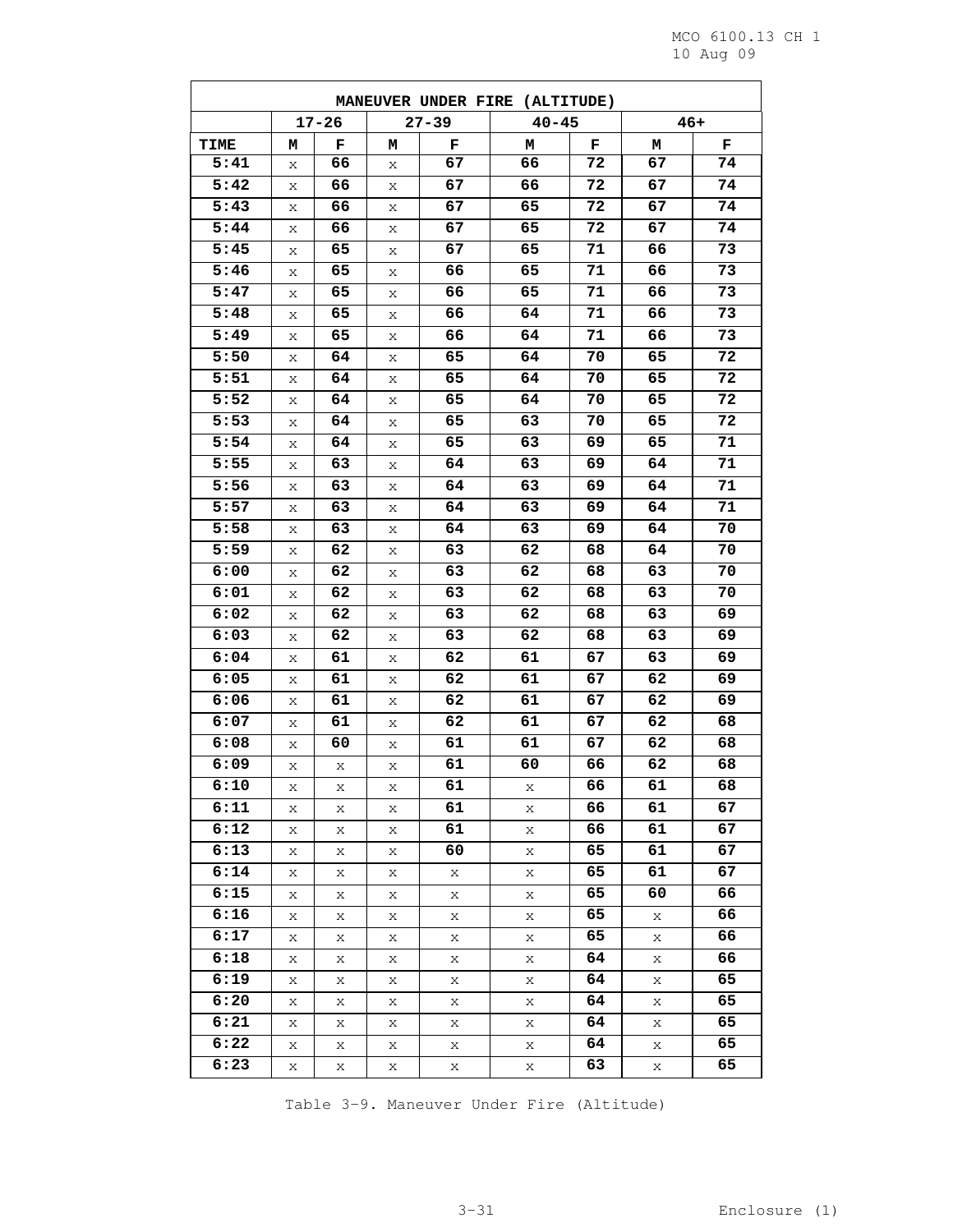| MANEUVER UNDER FIRE (ALTITUDE) | | | | | | | | |
|---|---|---|---|---|---|---|---|---|
| | 17-26 | | 27-39 | | 40-45 | | 46+ | |
| TIME | M | F | M | F | M | F | M | F |
| 5:41 | x | 66 | x | 67 | 66 | 72 | 67 | 74 |
| 5:42 | x | 66 | x | 67 | 66 | 72 | 67 | 74 |
| 5:43 | x | 66 | x | 67 | 65 | 72 | 67 | 74 |
| 5:44 | x | 66 | x | 67 | 65 | 72 | 67 | 74 |
| 5:45 | x | 65 | x | 67 | 65 | 71 | 66 | 73 |
| 5:46 | x | 65 | x | 66 | 65 | 71 | 66 | 73 |
| 5:47 | x | 65 | x | 66 | 65 | 71 | 66 | 73 |
| 5:48 | x | 65 | x | 66 | 64 | 71 | 66 | 73 |
| 5:49 | x | 65 | x | 66 | 64 | 71 | 66 | 73 |
| 5:50 | x | 64 | x | 65 | 64 | 70 | 65 | 72 |
| 5:51 | x | 64 | x | 65 | 64 | 70 | 65 | 72 |
| 5:52 | x | 64 | x | 65 | 64 | 70 | 65 | 72 |
| 5:53 | x | 64 | x | 65 | 63 | 70 | 65 | 72 |
| 5:54 | x | 64 | x | 65 | 63 | 69 | 65 | 71 |
| 5:55 | x | 63 | x | 64 | 63 | 69 | 64 | 71 |
| 5:56 | x | 63 | x | 64 | 63 | 69 | 64 | 71 |
| 5:57 | x | 63 | x | 64 | 63 | 69 | 64 | 71 |
| 5:58 | x | 63 | x | 64 | 63 | 69 | 64 | 70 |
| 5:59 | x | 62 | x | 63 | 62 | 68 | 64 | 70 |
| 6:00 | x | 62 | x | 63 | 62 | 68 | 63 | 70 |
| 6:01 | x | 62 | x | 63 | 62 | 68 | 63 | 70 |
| 6:02 | x | 62 | x | 63 | 62 | 68 | 63 | 69 |
| 6:03 | x | 62 | x | 63 | 62 | 68 | 63 | 69 |
| 6:04 | x | 61 | x | 62 | 61 | 67 | 63 | 69 |
| 6:05 | x | 61 | x | 62 | 61 | 67 | 62 | 69 |
| 6:06 | x | 61 | x | 62 | 61 | 67 | 62 | 69 |
| 6:07 | x | 61 | x | 62 | 61 | 67 | 62 | 68 |
| 6:08 | x | 60 | x | 61 | 61 | 67 | 62 | 68 |
| 6:09 | x | x | x | 61 | 60 | 66 | 62 | 68 |
| 6:10 | x | x | x | 61 | x | 66 | 61 | 68 |
| 6:11 | x | x | x | 61 | x | 66 | 61 | 67 |
| 6:12 | x | x | x | 61 | x | 66 | 61 | 67 |
| 6:13 | x | x | x | 60 | x | 65 | 61 | 67 |
| 6:14 | x | x | x | x | x | 65 | 61 | 67 |
| 6:15 | x | x | x | x | x | 65 | 60 | 66 |
| 6:16 | x | x | x | x | x | 65 | x | 66 |
| 6:17 | x | x | x | x | x | 65 | x | 66 |
| 6:18 | x | x | x | x | x | 64 | x | 66 |
| 6:19 | x | x | x | x | x | 64 | x | 65 |
| 6:20 | x | x | x | x | x | 64 | x | 65 |
| 6:21 | x | x | x | x | x | 64 | x | 65 |
| 6:22 | x | x | x | x | x | 64 | x | 65 |
| 6:23 | x | x | x | x | x | 63 | x | 65 |

Table 3-9. Maneuver Under Fire (Altitude)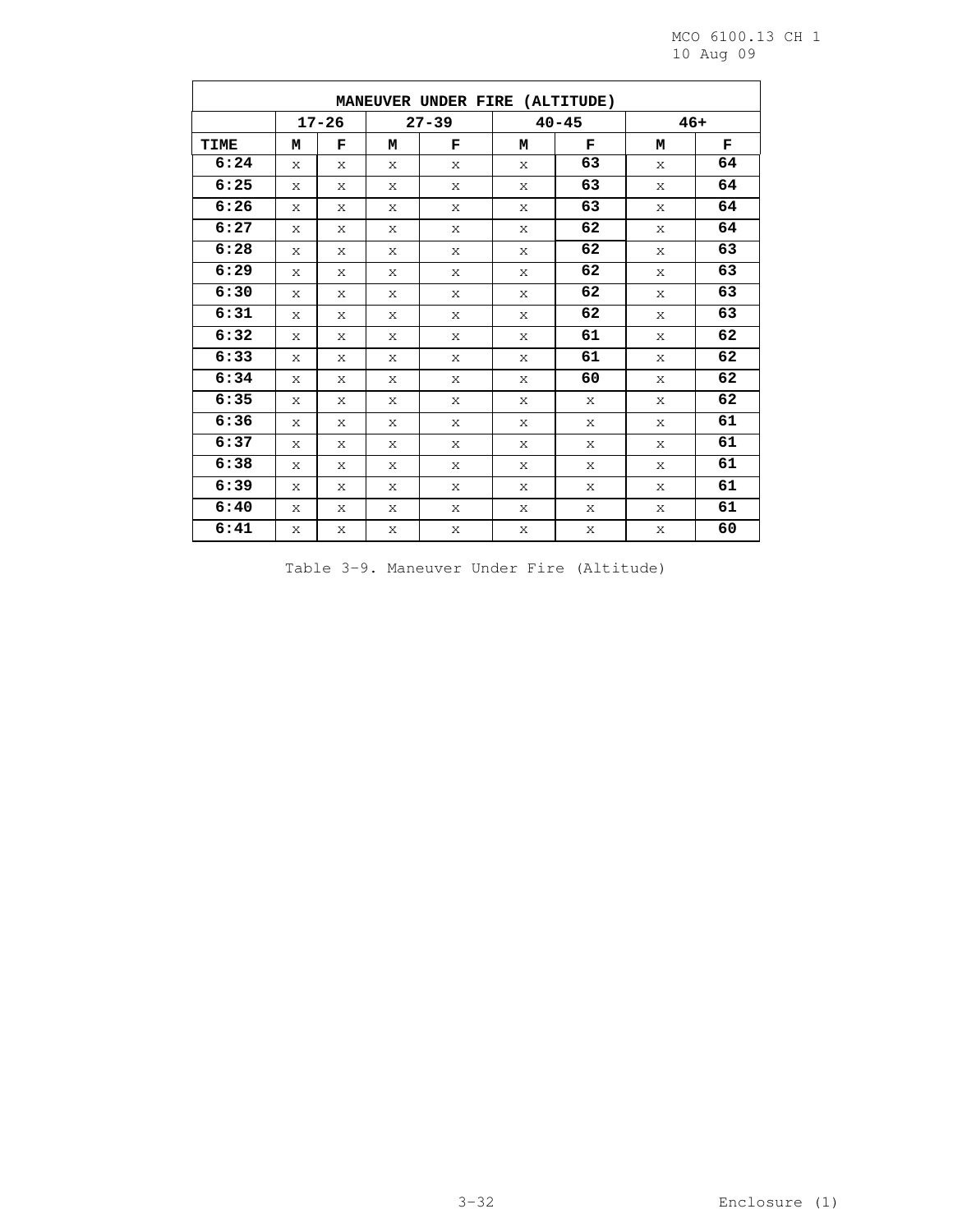| MANEUVER UNDER FIRE (ALTITUDE) | | | | | | | | |
|---|---|---|---|---|---|---|---|---|
| | 17-26 | | 27-39 | | 40-45 | | 46+ | |
| TIME | M | F | M | F | M | F | M | F |
| 6:24 | x | x | x | x | x | 63 | x | 64 |
| 6:25 | x | x | x | x | x | 63 | x | 64 |
| 6:26 | x | x | x | x | x | 63 | x | 64 |
| 6:27 | x | x | x | x | x | 62 | x | 64 |
| 6:28 | x | x | x | x | x | 62 | x | 63 |
| 6:29 | x | x | x | x | x | 62 | x | 63 |
| 6:30 | x | x | x | x | x | 62 | x | 63 |
| 6:31 | x | x | x | x | x | 62 | x | 63 |
| 6:32 | x | x | x | x | x | 61 | x | 62 |
| 6:33 | x | x | x | x | x | 61 | x | 62 |
| 6:34 | x | x | x | x | x | 60 | x | 62 |
| 6:35 | x | x | x | x | x | x | x | 62 |
| 6:36 | x | x | x | x | x | x | x | 61 |
| 6:37 | x | x | x | x | x | x | x | 61 |
| 6:38 | x | x | x | x | x | x | x | 61 |
| 6:39 | x | x | x | x | x | x | x | 61 |
| 6:40 | x | x | x | x | x | x | x | 61 |
| 6:41 | x | x | x | x | x | x | x | 60 |

Table 3-9. Maneuver Under Fire (Altitude)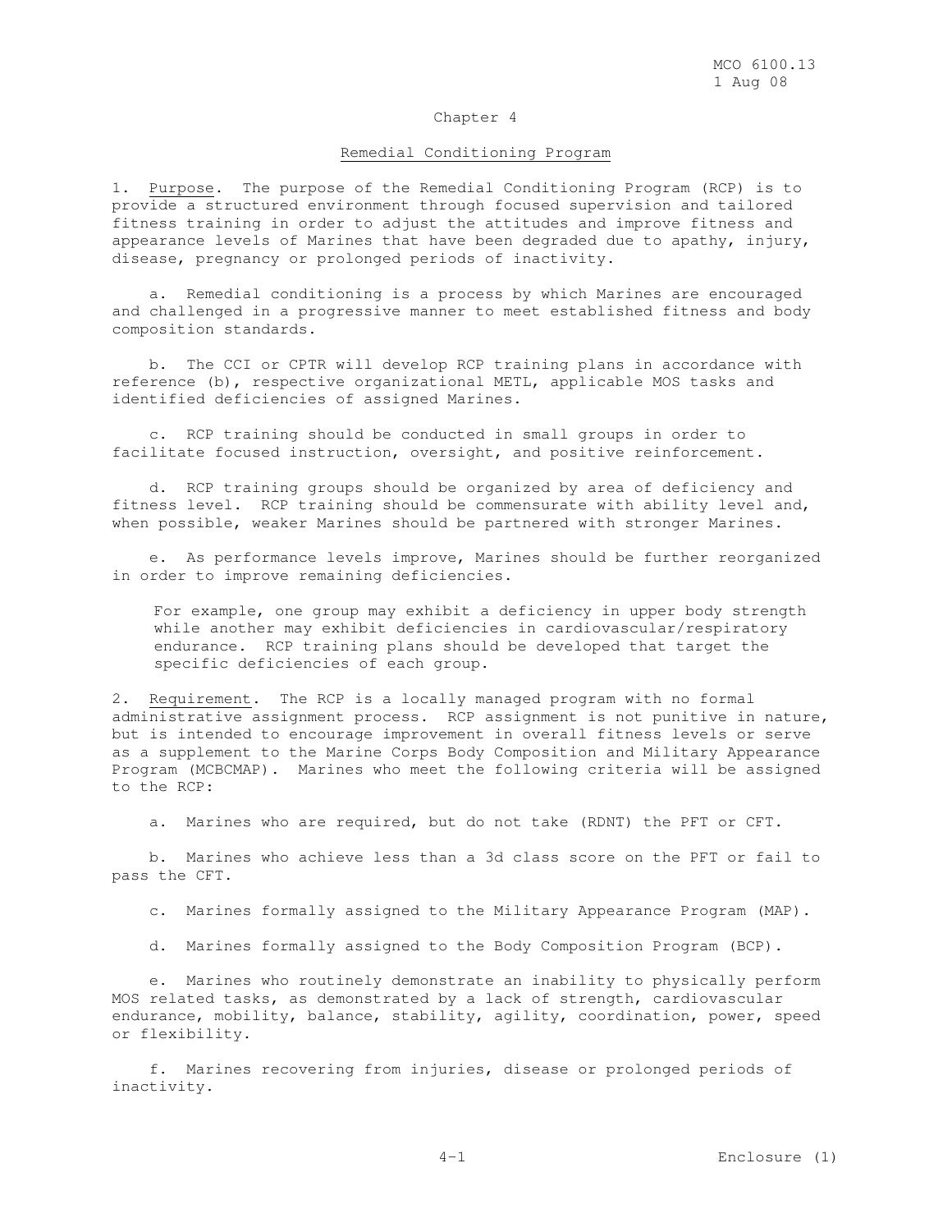## Chapter 4

## Remedial Conditioning Program

1. Purpose. The purpose of the Remedial Conditioning Program (RCP) is to provide a structured environment through focused supervision and tailored fitness training in order to adjust the attitudes and improve fitness and appearance levels of Marines that have been degraded due to apathy, injury, disease, pregnancy or prolonged periods of inactivity.

   a. Remedial conditioning is a process by which Marines are encouraged and challenged in a progressive manner to meet established fitness and body composition standards.

   b. The CCI or CPTR will develop RCP training plans in accordance with reference (b), respective organizational METL, applicable MOS tasks and identified deficiencies of assigned Marines.

   c. RCP training should be conducted in small groups in order to facilitate focused instruction, oversight, and positive reinforcement.

   d. RCP training groups should be organized by area of deficiency and fitness level. RCP training should be commensurate with ability level and, when possible, weaker Marines should be partnered with stronger Marines.

   e. As performance levels improve, Marines should be further reorganized in order to improve remaining deficiencies.

   For example, one group may exhibit a deficiency in upper body strength while another may exhibit deficiencies in cardiovascular/respiratory endurance. RCP training plans should be developed that target the specific deficiencies of each group.

2. Requirement. The RCP is a locally managed program with no formal administrative assignment process. RCP assignment is not punitive in nature, but is intended to encourage improvement in overall fitness levels or serve as a supplement to the Marine Corps Body Composition and Military Appearance Program (MCBCMAP). Marines who meet the following criteria will be assigned to the RCP:

   a. Marines who are required, but do not take (RDNT) the PFT or CFT.

   b. Marines who achieve less than a 3d class score on the PFT or fail to pass the CFT.

   c. Marines formally assigned to the Military Appearance Program (MAP).

   d. Marines formally assigned to the Body Composition Program (BCP).

   e. Marines who routinely demonstrate an inability to physically perform MOS related tasks, as demonstrated by a lack of strength, cardiovascular endurance, mobility, balance, stability, agility, coordination, power, speed or flexibility.

   f. Marines recovering from injuries, disease or prolonged periods of inactivity.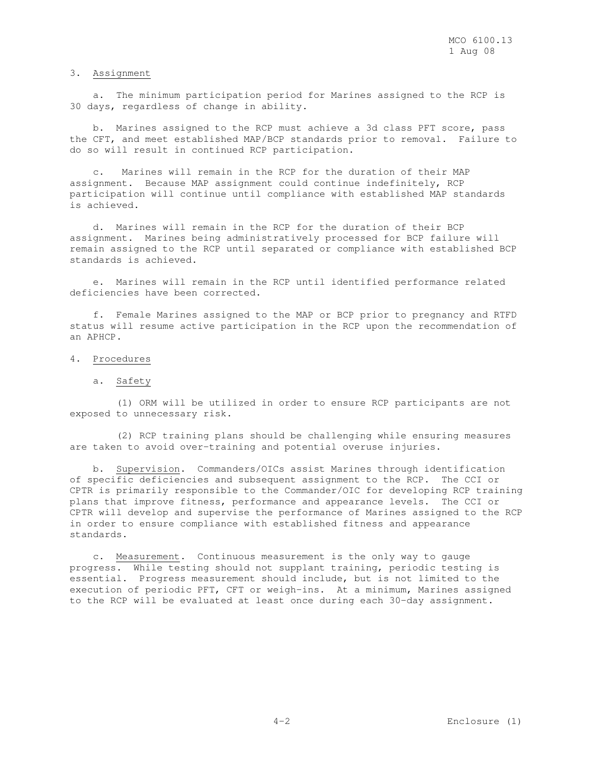3. Assignment

a. The minimum participation period for Marines assigned to the RCP is 30 days, regardless of change in ability.

b. Marines assigned to the RCP must achieve a 3d class PFT score, pass the CFT, and meet established MAP/BCP standards prior to removal. Failure to do so will result in continued RCP participation.

c. Marines will remain in the RCP for the duration of their MAP assignment. Because MAP assignment could continue indefinitely, RCP participation will continue until compliance with established MAP standards is achieved.

d. Marines will remain in the RCP for the duration of their BCP assignment. Marines being administratively processed for BCP failure will remain assigned to the RCP until separated or compliance with established BCP standards is achieved.

e. Marines will remain in the RCP until identified performance related deficiencies have been corrected.

f. Female Marines assigned to the MAP or BCP prior to pregnancy and RTFD status will resume active participation in the RCP upon the recommendation of an APHCP.

4. Procedures

a. Safety

(1) ORM will be utilized in order to ensure RCP participants are not exposed to unnecessary risk.

(2) RCP training plans should be challenging while ensuring measures are taken to avoid over-training and potential overuse injuries.

b. Supervision. Commanders/OICs assist Marines through identification of specific deficiencies and subsequent assignment to the RCP. The CCI or CPTR is primarily responsible to the Commander/OIC for developing RCP training plans that improve fitness, performance and appearance levels. The CCI or CPTR will develop and supervise the performance of Marines assigned to the RCP in order to ensure compliance with established fitness and appearance standards.

c. Measurement. Continuous measurement is the only way to gauge progress. While testing should not supplant training, periodic testing is essential. Progress measurement should include, but is not limited to the execution of periodic PFT, CFT or weigh-ins. At a minimum, Marines assigned to the RCP will be evaluated at least once during each 30-day assignment.